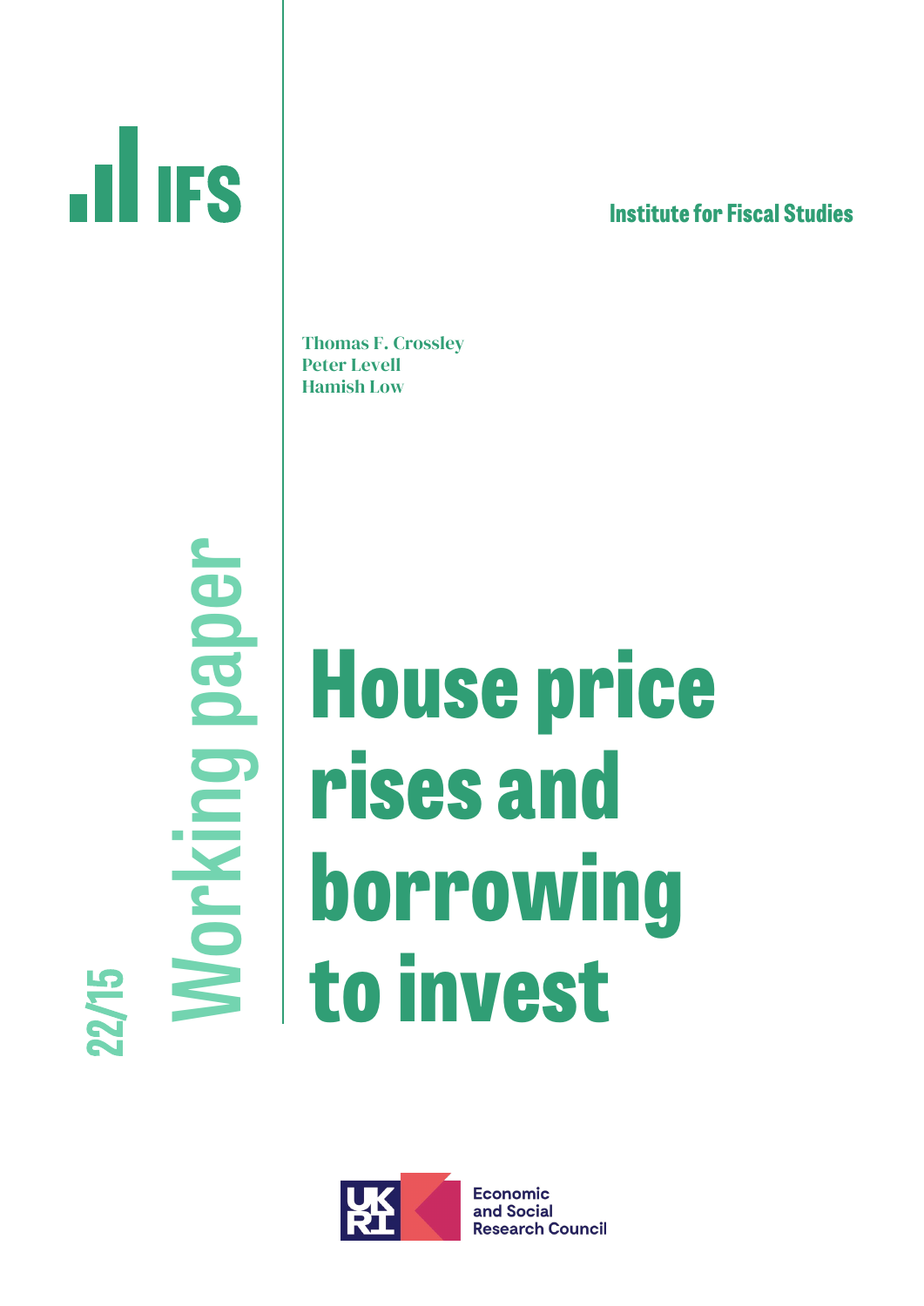IFS

Institute for Fiscal Studies

Thomas F. Crossley
Peter Levell
Hamish Low

Working paper

22/15

# House price rises and borrowing to invest

Economic and Social Research Council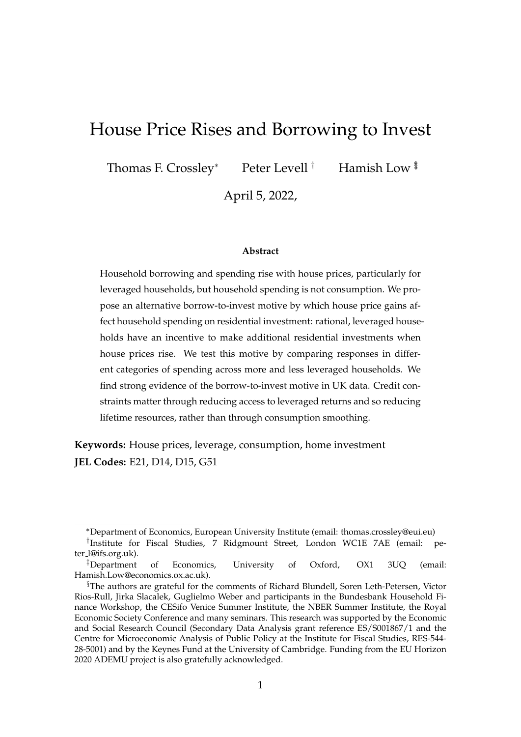# House Price Rises and Borrowing to Invest

Thomas F. Crossley[*] Peter Levell[†] Hamish Low[‡] [§]

April 5, 2022,

**Abstract**

Household borrowing and spending rise with house prices, particularly for leveraged households, but household spending is not consumption. We propose an alternative borrow-to-invest motive by which house price gains affect household spending on residential investment: rational, leveraged households have an incentive to make additional residential investments when house prices rise. We test this motive by comparing responses in different categories of spending across more and less leveraged households. We find strong evidence of the borrow-to-invest motive in UK data. Credit constraints matter through reducing access to leveraged returns and so reducing lifetime resources, rather than through consumption smoothing.

**Keywords:** House prices, leverage, consumption, home investment

**JEL Codes:** E21, D14, D15, G51

---

[*] Department of Economics, European University Institute (email: thomas.crossley@eui.eu)

[†] Institute for Fiscal Studies, 7 Ridgmount Street, London WC1E 7AE (email: peter_l@ifs.org.uk).

[‡] Department of Economics, University of Oxford, OX1 3UQ (email: Hamish.Low@economics.ox.ac.uk).

[§] The authors are grateful for the comments of Richard Blundell, Soren Leth-Petersen, Victor Rios-Rull, Jirka Slacalek, Guglielmo Weber and participants in the Bundesbank Household Finance Workshop, the CESifo Venice Summer Institute, the NBER Summer Institute, the Royal Economic Society Conference and many seminars. This research was supported by the Economic and Social Research Council (Secondary Data Analysis grant reference ES/S001867/1 and the Centre for Microeconomic Analysis of Public Policy at the Institute for Fiscal Studies, RES-544-28-5001) and by the Keynes Fund at the University of Cambridge. Funding from the EU Horizon 2020 ADEMU project is also gratefully acknowledged.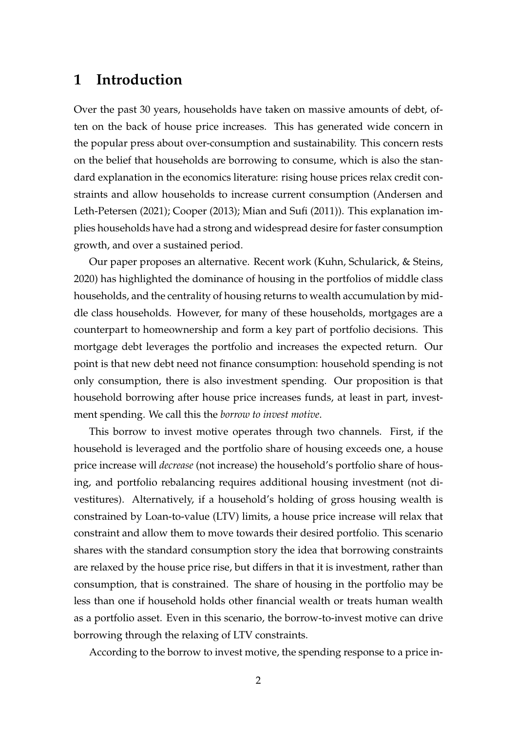## 1 Introduction

Over the past 30 years, households have taken on massive amounts of debt, often on the back of house price increases. This has generated wide concern in the popular press about over-consumption and sustainability. This concern rests on the belief that households are borrowing to consume, which is also the standard explanation in the economics literature: rising house prices relax credit constraints and allow households to increase current consumption (Andersen and Leth-Petersen (2021); Cooper (2013); Mian and Sufi (2011)). This explanation implies households have had a strong and widespread desire for faster consumption growth, and over a sustained period.

Our paper proposes an alternative. Recent work (Kuhn, Schularick, & Steins, 2020) has highlighted the dominance of housing in the portfolios of middle class households, and the centrality of housing returns to wealth accumulation by middle class households. However, for many of these households, mortgages are a counterpart to homeownership and form a key part of portfolio decisions. This mortgage debt leverages the portfolio and increases the expected return. Our point is that new debt need not finance consumption: household spending is not only consumption, there is also investment spending. Our proposition is that household borrowing after house price increases funds, at least in part, investment spending. We call this the *borrow to invest motive*.

This borrow to invest motive operates through two channels. First, if the household is leveraged and the portfolio share of housing exceeds one, a house price increase will *decrease* (not increase) the household's portfolio share of housing, and portfolio rebalancing requires additional housing investment (not divestitures). Alternatively, if a household's holding of gross housing wealth is constrained by Loan-to-value (LTV) limits, a house price increase will relax that constraint and allow them to move towards their desired portfolio. This scenario shares with the standard consumption story the idea that borrowing constraints are relaxed by the house price rise, but differs in that it is investment, rather than consumption, that is constrained. The share of housing in the portfolio may be less than one if household holds other financial wealth or treats human wealth as a portfolio asset. Even in this scenario, the borrow-to-invest motive can drive borrowing through the relaxing of LTV constraints.

According to the borrow to invest motive, the spending response to a price in-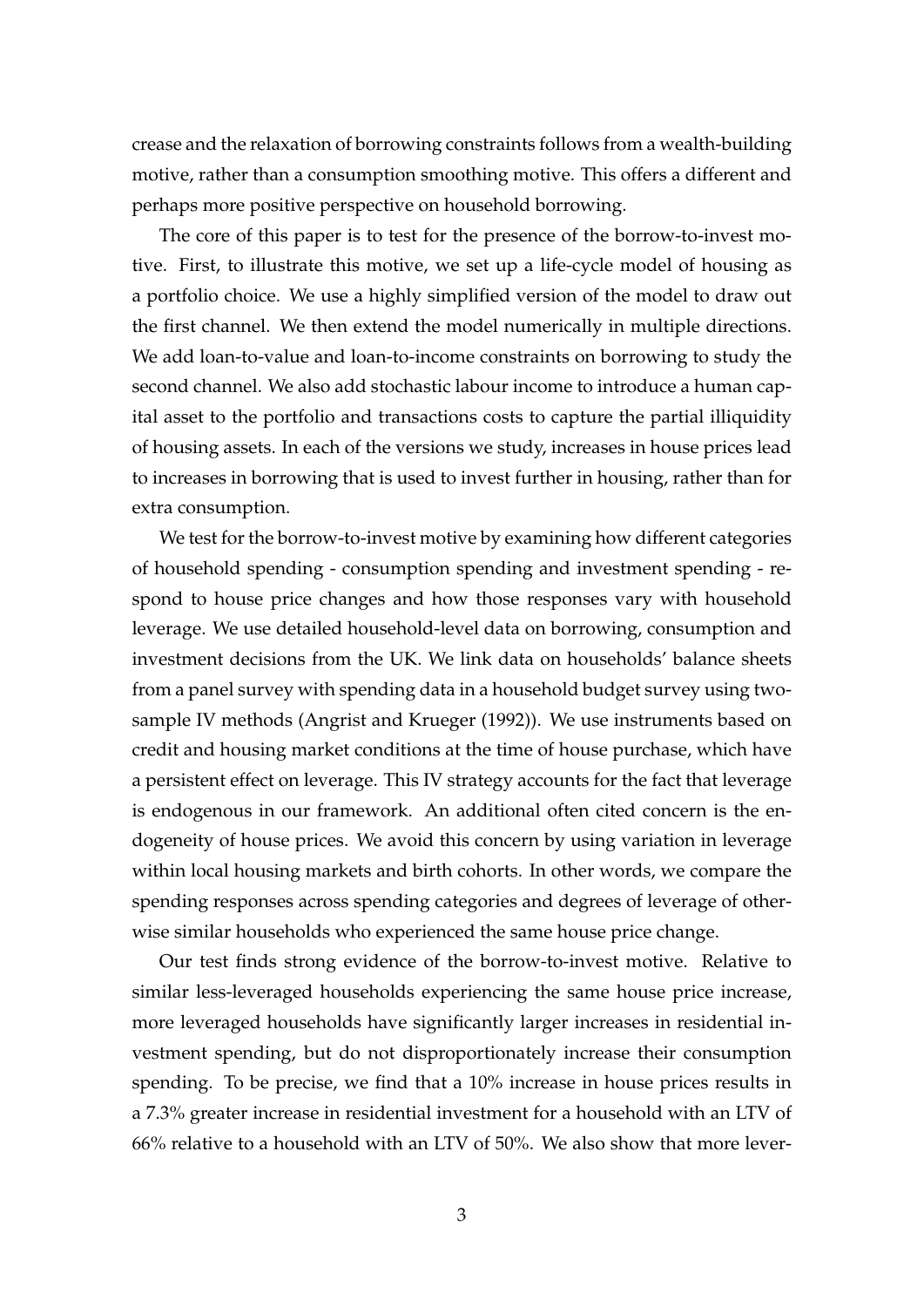crease and the relaxation of borrowing constraints follows from a wealth-building motive, rather than a consumption smoothing motive. This offers a different and perhaps more positive perspective on household borrowing.

The core of this paper is to test for the presence of the borrow-to-invest motive. First, to illustrate this motive, we set up a life-cycle model of housing as a portfolio choice. We use a highly simplified version of the model to draw out the first channel. We then extend the model numerically in multiple directions. We add loan-to-value and loan-to-income constraints on borrowing to study the second channel. We also add stochastic labour income to introduce a human capital asset to the portfolio and transactions costs to capture the partial illiquidity of housing assets. In each of the versions we study, increases in house prices lead to increases in borrowing that is used to invest further in housing, rather than for extra consumption.

We test for the borrow-to-invest motive by examining how different categories of household spending - consumption spending and investment spending - respond to house price changes and how those responses vary with household leverage. We use detailed household-level data on borrowing, consumption and investment decisions from the UK. We link data on households' balance sheets from a panel survey with spending data in a household budget survey using two-sample IV methods (Angrist and Krueger (1992)). We use instruments based on credit and housing market conditions at the time of house purchase, which have a persistent effect on leverage. This IV strategy accounts for the fact that leverage is endogenous in our framework. An additional often cited concern is the endogeneity of house prices. We avoid this concern by using variation in leverage within local housing markets and birth cohorts. In other words, we compare the spending responses across spending categories and degrees of leverage of otherwise similar households who experienced the same house price change.

Our test finds strong evidence of the borrow-to-invest motive. Relative to similar less-leveraged households experiencing the same house price increase, more leveraged households have significantly larger increases in residential investment spending, but do not disproportionately increase their consumption spending. To be precise, we find that a 10% increase in house prices results in a 7.3% greater increase in residential investment for a household with an LTV of 66% relative to a household with an LTV of 50%. We also show that more lever-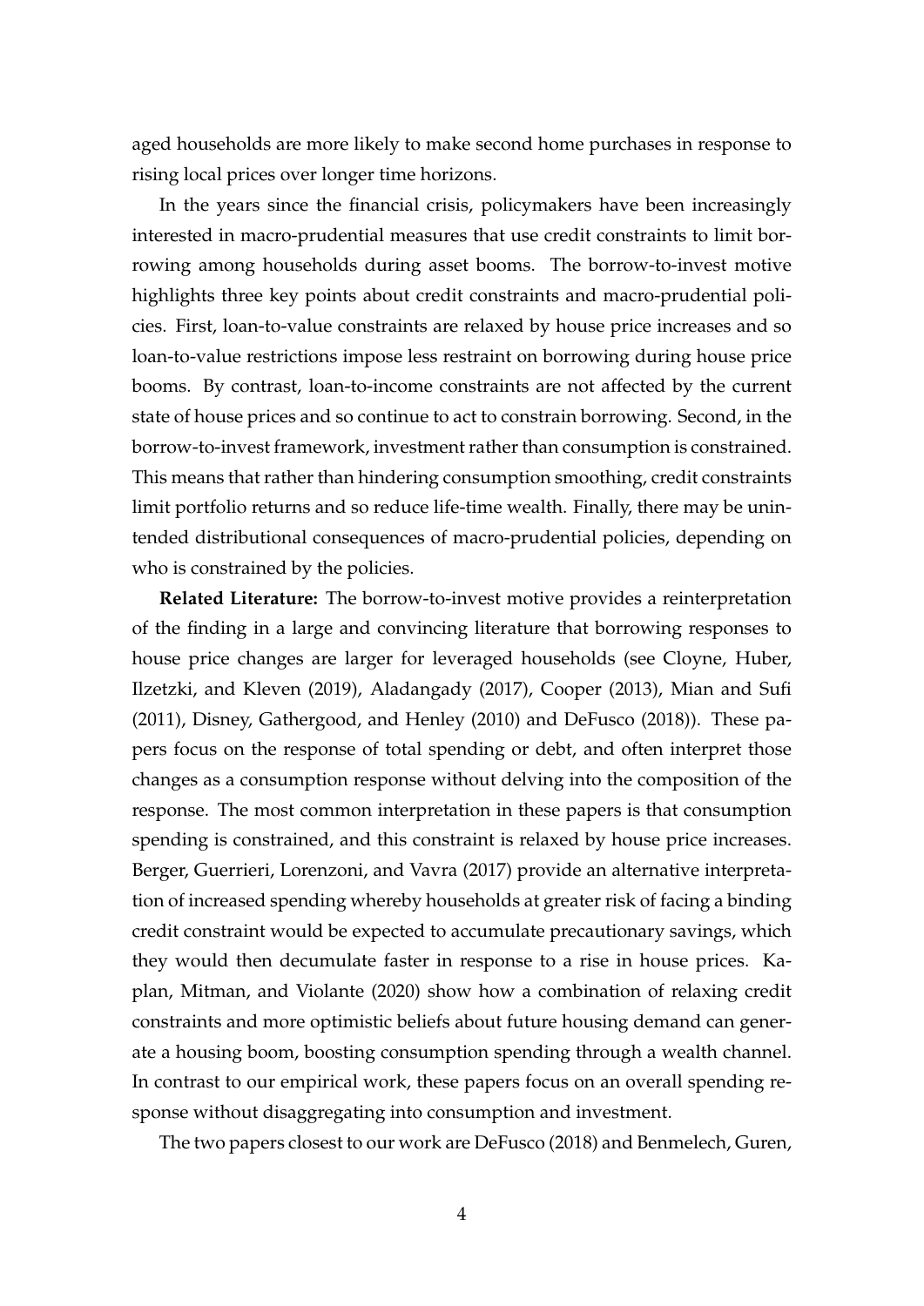aged households are more likely to make second home purchases in response to rising local prices over longer time horizons.

In the years since the financial crisis, policymakers have been increasingly interested in macro-prudential measures that use credit constraints to limit borrowing among households during asset booms. The borrow-to-invest motive highlights three key points about credit constraints and macro-prudential policies. First, loan-to-value constraints are relaxed by house price increases and so loan-to-value restrictions impose less restraint on borrowing during house price booms. By contrast, loan-to-income constraints are not affected by the current state of house prices and so continue to act to constrain borrowing. Second, in the borrow-to-invest framework, investment rather than consumption is constrained. This means that rather than hindering consumption smoothing, credit constraints limit portfolio returns and so reduce life-time wealth. Finally, there may be unintended distributional consequences of macro-prudential policies, depending on who is constrained by the policies.

**Related Literature:** The borrow-to-invest motive provides a reinterpretation of the finding in a large and convincing literature that borrowing responses to house price changes are larger for leveraged households (see Cloyne, Huber, Ilzetzki, and Kleven (2019), Aladangady (2017), Cooper (2013), Mian and Sufi (2011), Disney, Gathergood, and Henley (2010) and DeFusco (2018)). These papers focus on the response of total spending or debt, and often interpret those changes as a consumption response without delving into the composition of the response. The most common interpretation in these papers is that consumption spending is constrained, and this constraint is relaxed by house price increases. Berger, Guerrieri, Lorenzoni, and Vavra (2017) provide an alternative interpretation of increased spending whereby households at greater risk of facing a binding credit constraint would be expected to accumulate precautionary savings, which they would then decumulate faster in response to a rise in house prices. Kaplan, Mitman, and Violante (2020) show how a combination of relaxing credit constraints and more optimistic beliefs about future housing demand can generate a housing boom, boosting consumption spending through a wealth channel. In contrast to our empirical work, these papers focus on an overall spending response without disaggregating into consumption and investment.

The two papers closest to our work are DeFusco (2018) and Benmelech, Guren,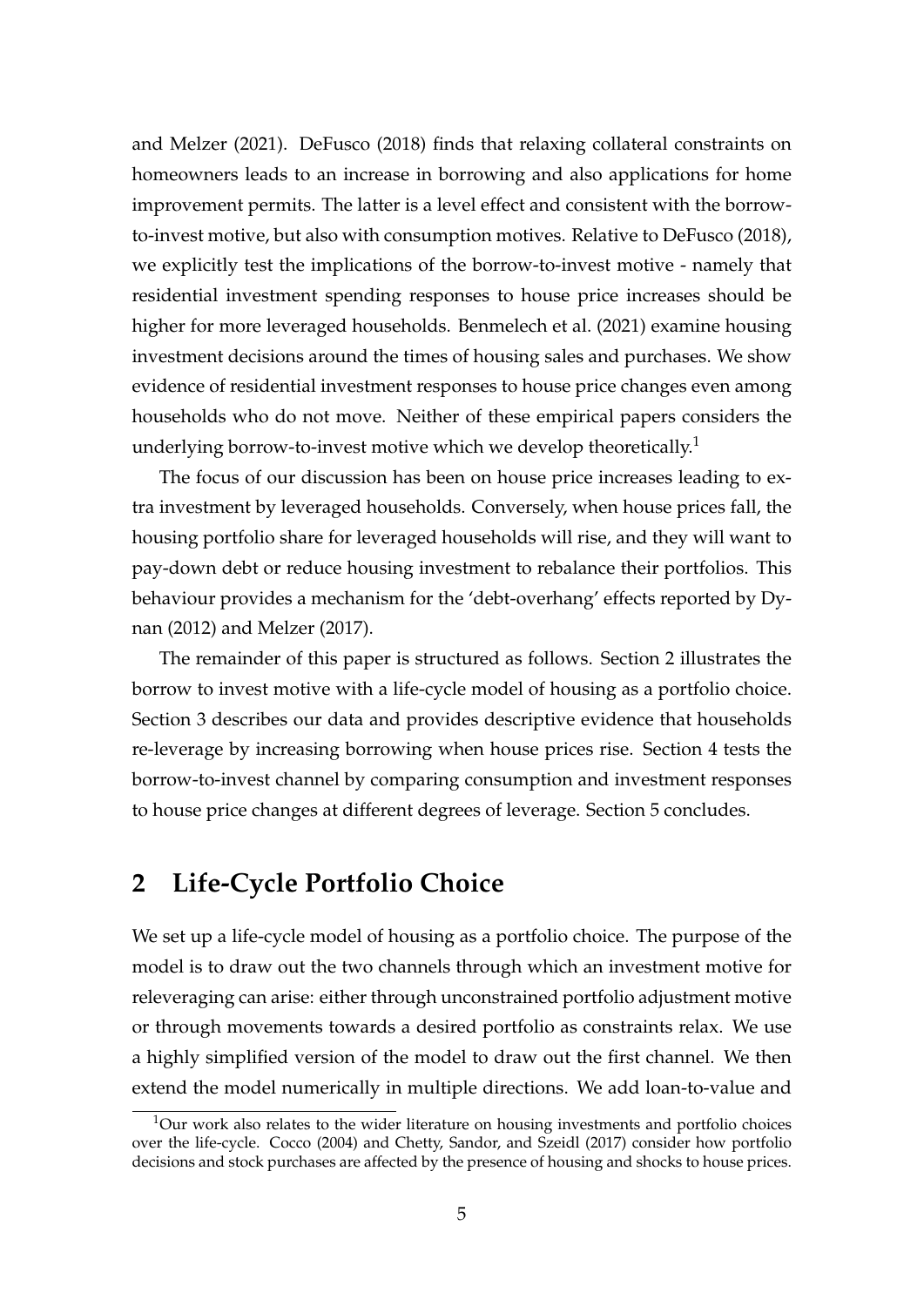and Melzer (2021). DeFusco (2018) finds that relaxing collateral constraints on homeowners leads to an increase in borrowing and also applications for home improvement permits. The latter is a level effect and consistent with the borrow-to-invest motive, but also with consumption motives. Relative to DeFusco (2018), we explicitly test the implications of the borrow-to-invest motive - namely that residential investment spending responses to house price increases should be higher for more leveraged households. Benmelech et al. (2021) examine housing investment decisions around the times of housing sales and purchases. We show evidence of residential investment responses to house price changes even among households who do not move. Neither of these empirical papers considers the underlying borrow-to-invest motive which we develop theoretically.[1]

The focus of our discussion has been on house price increases leading to extra investment by leveraged households. Conversely, when house prices fall, the housing portfolio share for leveraged households will rise, and they will want to pay-down debt or reduce housing investment to rebalance their portfolios. This behaviour provides a mechanism for the 'debt-overhang' effects reported by Dynan (2012) and Melzer (2017).

The remainder of this paper is structured as follows. Section 2 illustrates the borrow to invest motive with a life-cycle model of housing as a portfolio choice. Section 3 describes our data and provides descriptive evidence that households re-leverage by increasing borrowing when house prices rise. Section 4 tests the borrow-to-invest channel by comparing consumption and investment responses to house price changes at different degrees of leverage. Section 5 concludes.

## 2 Life-Cycle Portfolio Choice

We set up a life-cycle model of housing as a portfolio choice. The purpose of the model is to draw out the two channels through which an investment motive for releveraging can arise: either through unconstrained portfolio adjustment motive or through movements towards a desired portfolio as constraints relax. We use a highly simplified version of the model to draw out the first channel. We then extend the model numerically in multiple directions. We add loan-to-value and

[1] Our work also relates to the wider literature on housing investments and portfolio choices over the life-cycle. Cocco (2004) and Chetty, Sandor, and Szeidl (2017) consider how portfolio decisions and stock purchases are affected by the presence of housing and shocks to house prices.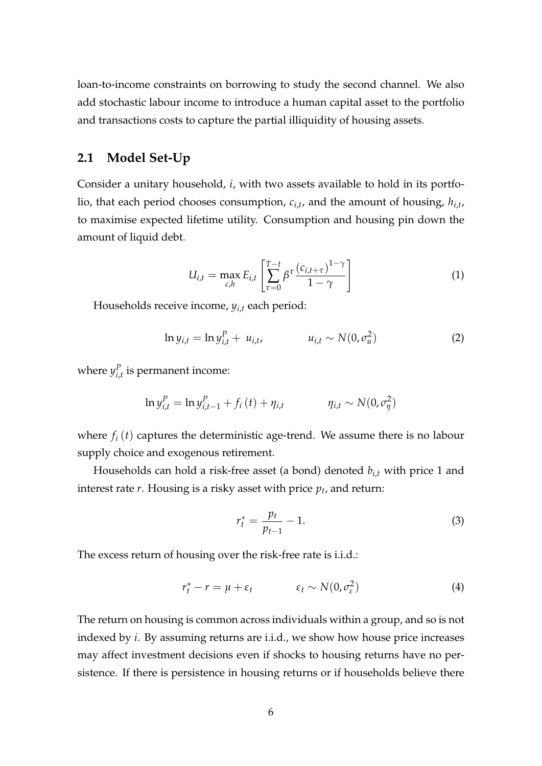loan-to-income constraints on borrowing to study the second channel. We also add stochastic labour income to introduce a human capital asset to the portfolio and transactions costs to capture the partial illiquidity of housing assets.

## 2.1 Model Set-Up

Consider a unitary household, $i$, with two assets available to hold in its portfolio, that each period chooses consumption, $c_{i,t}$, and the amount of housing, $h_{i,t}$, to maximise expected lifetime utility. Consumption and housing pin down the amount of liquid debt.

$$U_{i,t} = \max_{c,h} E_{i,t} \left[ \sum_{\tau=0}^{T-t} \beta^{\tau} \frac{(c_{i,t+\tau})^{1-\gamma}}{1-\gamma} \right] \tag{1}$$

Households receive income, $y_{i,t}$ each period:

$$\ln y_{i,t} = \ln y_{i,t}^{P} + u_{i,t}, \qquad u_{i,t} \sim N(0, \sigma_u^2) \tag{2}$$

where $y_{i,t}^{P}$ is permanent income:

$$\ln y_{i,t}^{P} = \ln y_{i,t-1}^{P} + f_i(t) + \eta_{i,t} \qquad \eta_{i,t} \sim N(0, \sigma_\eta^2)$$

where $f_i(t)$ captures the deterministic age-trend. We assume there is no labour supply choice and exogenous retirement.

Households can hold a risk-free asset (a bond) denoted $b_{i,t}$ with price 1 and interest rate $r$. Housing is a risky asset with price $p_t$, and return:

$$r_t^* = \frac{p_t}{p_{t-1}} - 1. \tag{3}$$

The excess return of housing over the risk-free rate is i.i.d.:

$$r_t^* - r = \mu + \varepsilon_t \qquad \varepsilon_t \sim N(0, \sigma_\varepsilon^2) \tag{4}$$

The return on housing is common across individuals within a group, and so is not indexed by $i$. By assuming returns are i.i.d., we show how house price increases may affect investment decisions even if shocks to housing returns have no persistence. If there is persistence in housing returns or if households believe there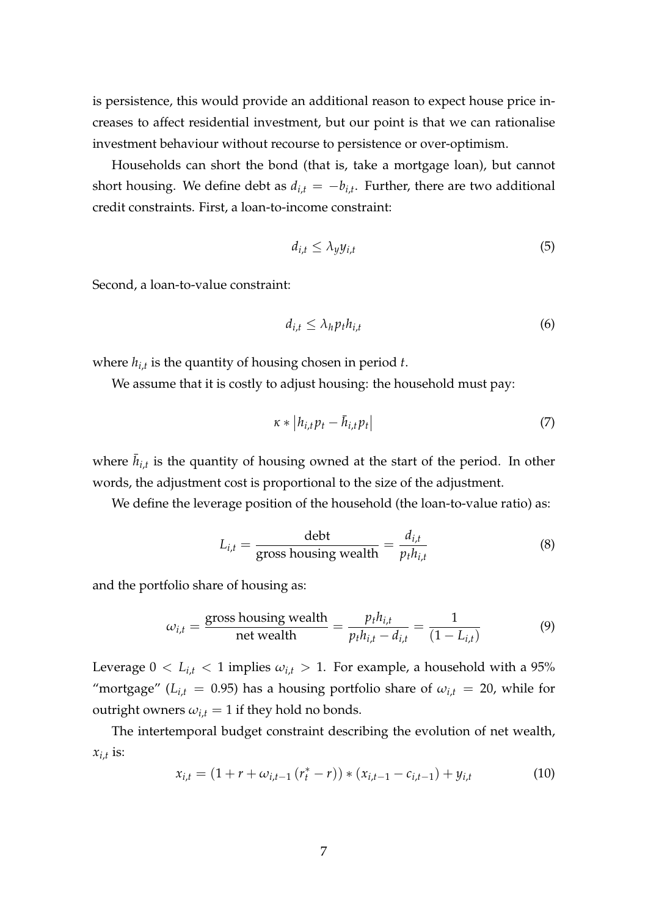is persistence, this would provide an additional reason to expect house price increases to affect residential investment, but our point is that we can rationalise investment behaviour without recourse to persistence or over-optimism.

Households can short the bond (that is, take a mortgage loan), but cannot short housing. We define debt as $d_{i,t} = -b_{i,t}$. Further, there are two additional credit constraints. First, a loan-to-income constraint:

$$d_{i,t} \leq \lambda_y y_{i,t} \tag{5}$$

Second, a loan-to-value constraint:

$$d_{i,t} \leq \lambda_h p_t h_{i,t} \tag{6}$$

where $h_{i,t}$ is the quantity of housing chosen in period $t$.

We assume that it is costly to adjust housing: the household must pay:

$$\kappa * \left| h_{i,t} p_t - \bar{h}_{i,t} p_t \right| \tag{7}$$

where $\bar{h}_{i,t}$ is the quantity of housing owned at the start of the period. In other words, the adjustment cost is proportional to the size of the adjustment.

We define the leverage position of the household (the loan-to-value ratio) as:

$$L_{i,t} = \frac{\text{debt}}{\text{gross housing wealth}} = \frac{d_{i,t}}{p_t h_{i,t}} \tag{8}$$

and the portfolio share of housing as:

$$\omega_{i,t} = \frac{\text{gross housing wealth}}{\text{net wealth}} = \frac{p_t h_{i,t}}{p_t h_{i,t} - d_{i,t}} = \frac{1}{(1 - L_{i,t})} \tag{9}$$

Leverage $0 < L_{i,t} < 1$ implies $\omega_{i,t} > 1$. For example, a household with a 95% "mortgage" ($L_{i,t} = 0.95$) has a housing portfolio share of $\omega_{i,t} = 20$, while for outright owners $\omega_{i,t} = 1$ if they hold no bonds.

The intertemporal budget constraint describing the evolution of net wealth, $x_{i,t}$ is:

$$x_{i,t} = (1 + r + \omega_{i,t-1} (r_t^* - r)) * (x_{i,t-1} - c_{i,t-1}) + y_{i,t} \tag{10}$$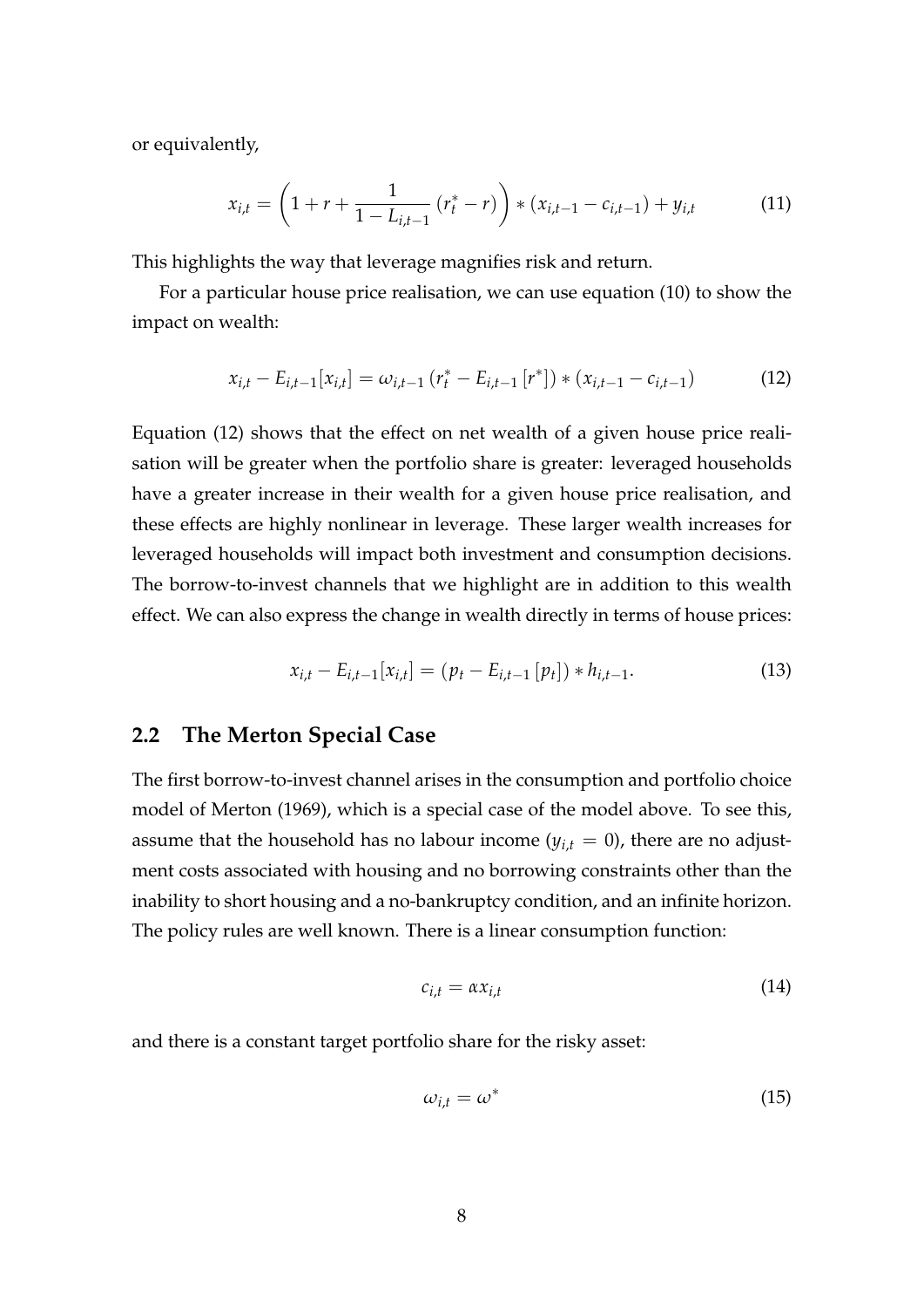or equivalently,

$$x_{i,t} = \left(1 + r + \frac{1}{1 - L_{i,t-1}} \left(r_t^* - r\right)\right) * \left(x_{i,t-1} - c_{i,t-1}\right) + y_{i,t} \tag{11}$$

This highlights the way that leverage magnifies risk and return.

For a particular house price realisation, we can use equation (10) to show the impact on wealth:

$$x_{i,t} - E_{i,t-1}[x_{i,t}] = \omega_{i,t-1} \left(r_t^* - E_{i,t-1}\left[r^*\right]\right) * \left(x_{i,t-1} - c_{i,t-1}\right) \tag{12}$$

Equation (12) shows that the effect on net wealth of a given house price realisation will be greater when the portfolio share is greater: leveraged households have a greater increase in their wealth for a given house price realisation, and these effects are highly nonlinear in leverage. These larger wealth increases for leveraged households will impact both investment and consumption decisions. The borrow-to-invest channels that we highlight are in addition to this wealth effect. We can also express the change in wealth directly in terms of house prices:

$$x_{i,t} - E_{i,t-1}[x_{i,t}] = \left(p_t - E_{i,t-1}\left[p_t\right]\right) * h_{i,t-1}. \tag{13}$$

## 2.2 The Merton Special Case

The first borrow-to-invest channel arises in the consumption and portfolio choice model of Merton (1969), which is a special case of the model above. To see this, assume that the household has no labour income ($y_{i,t} = 0$), there are no adjustment costs associated with housing and no borrowing constraints other than the inability to short housing and a no-bankruptcy condition, and an infinite horizon. The policy rules are well known. There is a linear consumption function:

$$c_{i,t} = \alpha x_{i,t} \tag{14}$$

and there is a constant target portfolio share for the risky asset:

$$\omega_{i,t} = \omega^* \tag{15}$$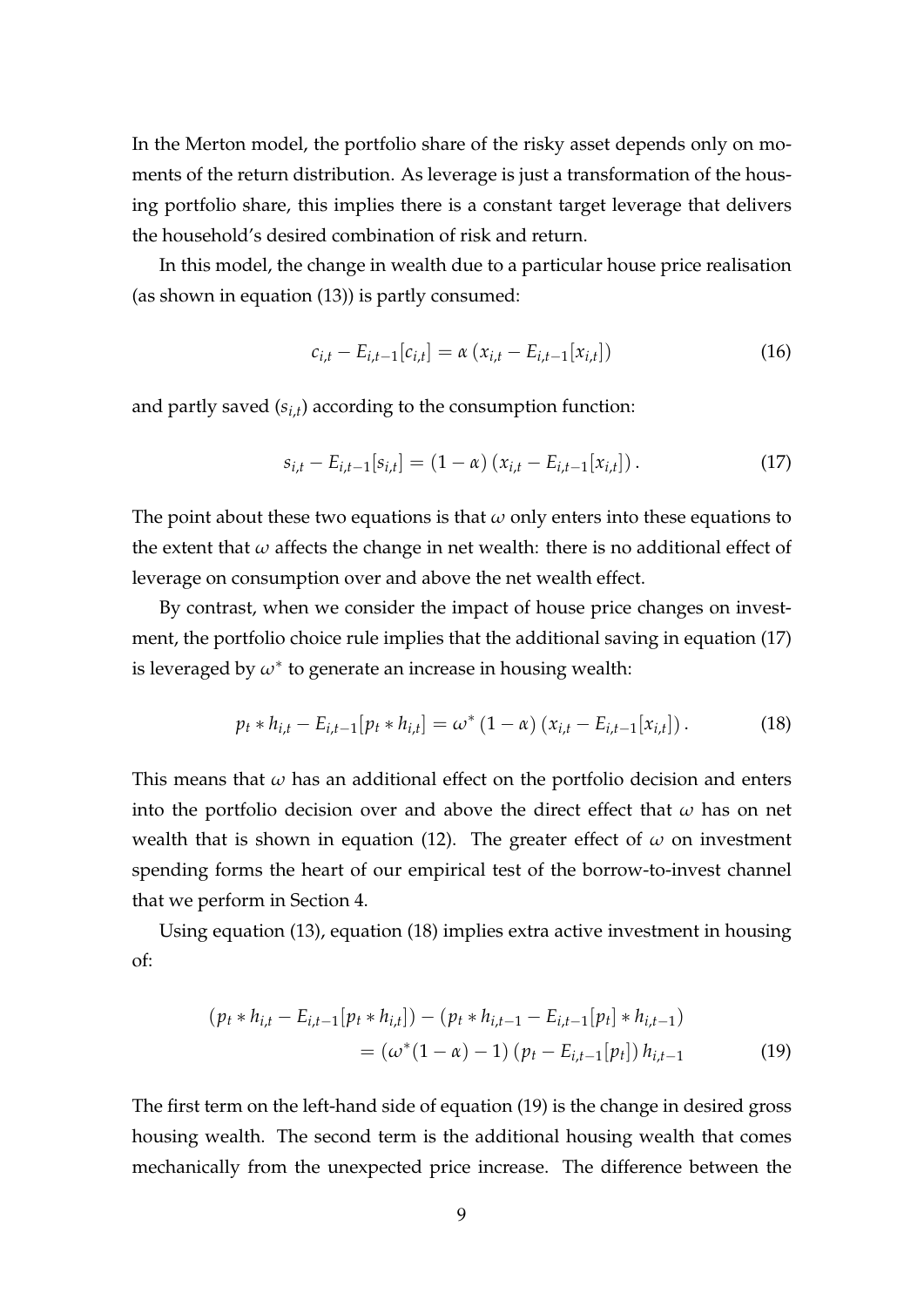In the Merton model, the portfolio share of the risky asset depends only on moments of the return distribution. As leverage is just a transformation of the housing portfolio share, this implies there is a constant target leverage that delivers the household's desired combination of risk and return.

In this model, the change in wealth due to a particular house price realisation (as shown in equation (13)) is partly consumed:

$$c_{i,t} - E_{i,t-1}[c_{i,t}] = \alpha \left( x_{i,t} - E_{i,t-1}[x_{i,t}] \right) \tag{16}$$

and partly saved ($s_{i,t}$) according to the consumption function:

$$s_{i,t} - E_{i,t-1}[s_{i,t}] = (1 - \alpha) \left( x_{i,t} - E_{i,t-1}[x_{i,t}] \right). \tag{17}$$

The point about these two equations is that $\omega$ only enters into these equations to the extent that $\omega$ affects the change in net wealth: there is no additional effect of leverage on consumption over and above the net wealth effect.

By contrast, when we consider the impact of house price changes on investment, the portfolio choice rule implies that the additional saving in equation (17) is leveraged by $\omega^*$ to generate an increase in housing wealth:

$$p_t * h_{i,t} - E_{i,t-1}[p_t * h_{i,t}] = \omega^* (1 - \alpha) \left( x_{i,t} - E_{i,t-1}[x_{i,t}] \right). \tag{18}$$

This means that $\omega$ has an additional effect on the portfolio decision and enters into the portfolio decision over and above the direct effect that $\omega$ has on net wealth that is shown in equation (12). The greater effect of $\omega$ on investment spending forms the heart of our empirical test of the borrow-to-invest channel that we perform in Section 4.

Using equation (13), equation (18) implies extra active investment in housing of:

$$\begin{aligned} \left( p_t * h_{i,t} - E_{i,t-1}[p_t * h_{i,t}] \right) - \left( p_t * h_{i,t-1} - E_{i,t-1}[p_t] * h_{i,t-1} \right) \\ = \left( \omega^*(1 - \alpha) - 1 \right) \left( p_t - E_{i,t-1}[p_t] \right) h_{i,t-1} \end{aligned} \tag{19}$$

The first term on the left-hand side of equation (19) is the change in desired gross housing wealth. The second term is the additional housing wealth that comes mechanically from the unexpected price increase. The difference between the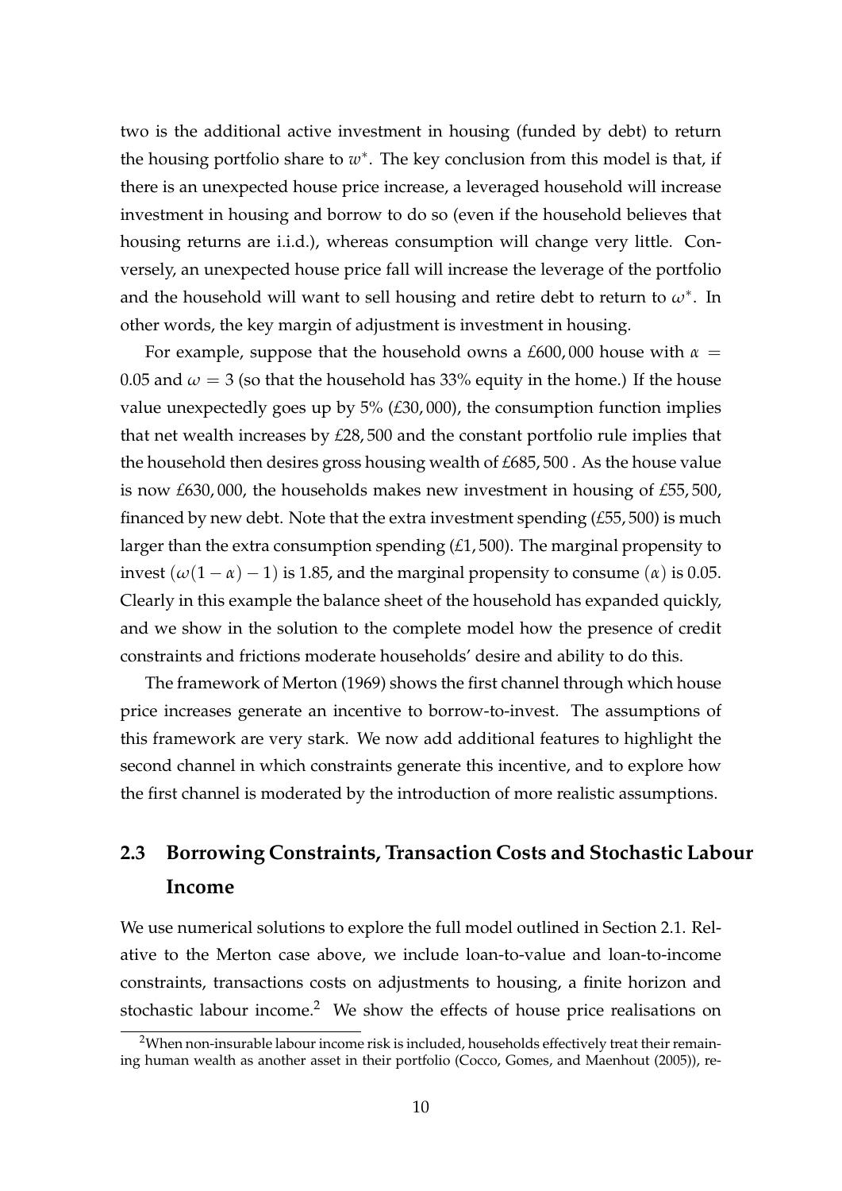two is the additional active investment in housing (funded by debt) to return the housing portfolio share to $w^*$. The key conclusion from this model is that, if there is an unexpected house price increase, a leveraged household will increase investment in housing and borrow to do so (even if the household believes that housing returns are i.i.d.), whereas consumption will change very little. Conversely, an unexpected house price fall will increase the leverage of the portfolio and the household will want to sell housing and retire debt to return to $\omega^*$. In other words, the key margin of adjustment is investment in housing.

For example, suppose that the household owns a £600,000 house with $\alpha = 0.05$ and $\omega = 3$ (so that the household has 33% equity in the home.) If the house value unexpectedly goes up by 5% (£30,000), the consumption function implies that net wealth increases by £28,500 and the constant portfolio rule implies that the household then desires gross housing wealth of £685,500 . As the house value is now £630,000, the households makes new investment in housing of £55,500, financed by new debt. Note that the extra investment spending (£55,500) is much larger than the extra consumption spending (£1,500). The marginal propensity to invest ($\omega(1 - \alpha) - 1$) is 1.85, and the marginal propensity to consume ($\alpha$) is 0.05. Clearly in this example the balance sheet of the household has expanded quickly, and we show in the solution to the complete model how the presence of credit constraints and frictions moderate households' desire and ability to do this.

The framework of Merton (1969) shows the first channel through which house price increases generate an incentive to borrow-to-invest. The assumptions of this framework are very stark. We now add additional features to highlight the second channel in which constraints generate this incentive, and to explore how the first channel is moderated by the introduction of more realistic assumptions.

## 2.3 Borrowing Constraints, Transaction Costs and Stochastic Labour Income

We use numerical solutions to explore the full model outlined in Section 2.1. Relative to the Merton case above, we include loan-to-value and loan-to-income constraints, transactions costs on adjustments to housing, a finite horizon and stochastic labour income.[2] We show the effects of house price realisations on

[2] When non-insurable labour income risk is included, households effectively treat their remaining human wealth as another asset in their portfolio (Cocco, Gomes, and Maenhout (2005)), re-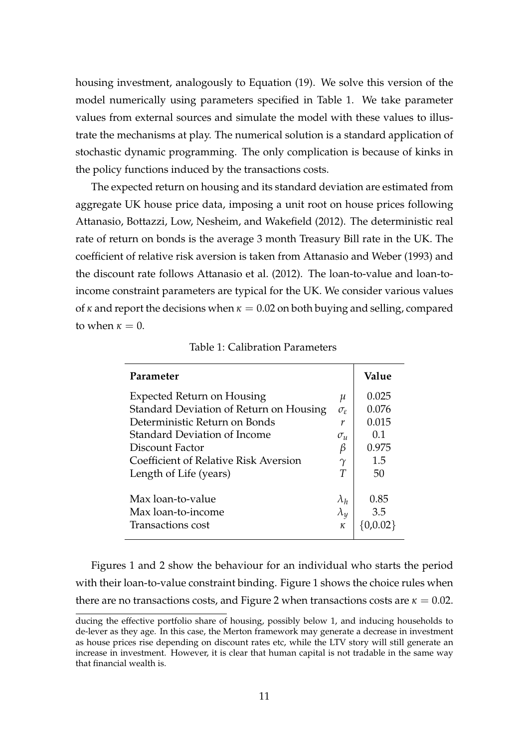housing investment, analogously to Equation (19). We solve this version of the model numerically using parameters specified in Table 1. We take parameter values from external sources and simulate the model with these values to illustrate the mechanisms at play. The numerical solution is a standard application of stochastic dynamic programming. The only complication is because of kinks in the policy functions induced by the transactions costs.

The expected return on housing and its standard deviation are estimated from aggregate UK house price data, imposing a unit root on house prices following Attanasio, Bottazzi, Low, Nesheim, and Wakefield (2012). The deterministic real rate of return on bonds is the average 3 month Treasury Bill rate in the UK. The coefficient of relative risk aversion is taken from Attanasio and Weber (1993) and the discount rate follows Attanasio et al. (2012). The loan-to-value and loan-to-income constraint parameters are typical for the UK. We consider various values of $\kappa$ and report the decisions when $\kappa = 0.02$ on both buying and selling, compared to when $\kappa = 0$.

Table 1: Calibration Parameters

| **Parameter** | | **Value** |
|---|---|---|
| Expected Return on Housing | $\mu$ | 0.025 |
| Standard Deviation of Return on Housing | $\sigma_\varepsilon$ | 0.076 |
| Deterministic Return on Bonds | $r$ | 0.015 |
| Standard Deviation of Income | $\sigma_u$ | 0.1 |
| Discount Factor | $\beta$ | 0.975 |
| Coefficient of Relative Risk Aversion | $\gamma$ | 1.5 |
| Length of Life (years) | $T$ | 50 |
| Max loan-to-value | $\lambda_h$ | 0.85 |
| Max loan-to-income | $\lambda_y$ | 3.5 |
| Transactions cost | $\kappa$ | $\{0, 0.02\}$ |

Figures 1 and 2 show the behaviour for an individual who starts the period with their loan-to-value constraint binding. Figure 1 shows the choice rules when there are no transactions costs, and Figure 2 when transactions costs are $\kappa = 0.02$.

ducing the effective portfolio share of housing, possibly below 1, and inducing households to de-lever as they age. In this case, the Merton framework may generate a decrease in investment as house prices rise depending on discount rates etc, while the LTV story will still generate an increase in investment. However, it is clear that human capital is not tradable in the same way that financial wealth is.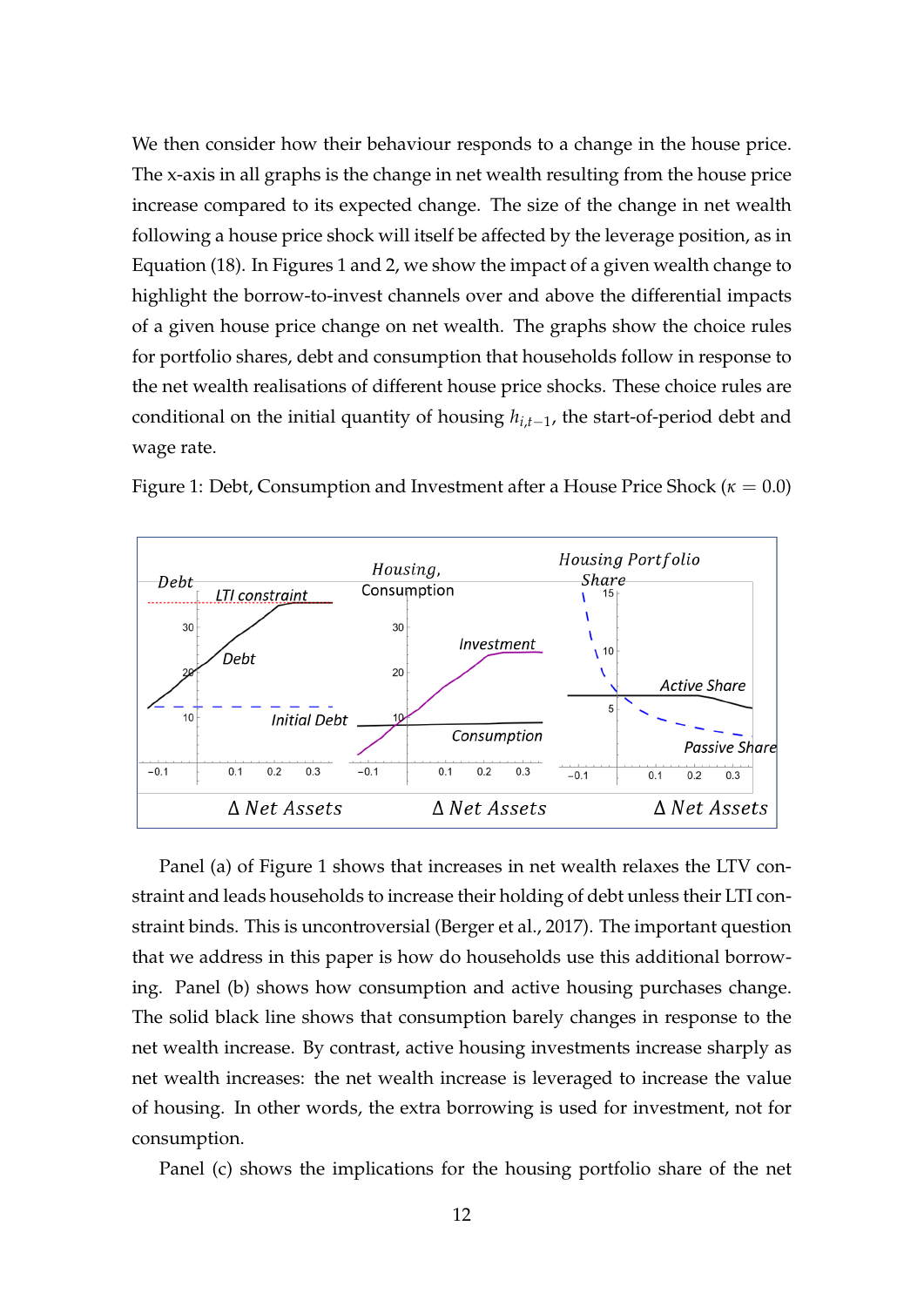We then consider how their behaviour responds to a change in the house price. The x-axis in all graphs is the change in net wealth resulting from the house price increase compared to its expected change. The size of the change in net wealth following a house price shock will itself be affected by the leverage position, as in Equation (18). In Figures 1 and 2, we show the impact of a given wealth change to highlight the borrow-to-invest channels over and above the differential impacts of a given house price change on net wealth. The graphs show the choice rules for portfolio shares, debt and consumption that households follow in response to the net wealth realisations of different house price shocks. These choice rules are conditional on the initial quantity of housing $h_{i,t-1}$, the start-of-period debt and wage rate.

Figure 1: Debt, Consumption and Investment after a House Price Shock ($\kappa = 0.0$)

Panel (a) of Figure 1 shows that increases in net wealth relaxes the LTV constraint and leads households to increase their holding of debt unless their LTI constraint binds. This is uncontroversial (Berger et al., 2017). The important question that we address in this paper is how do households use this additional borrowing. Panel (b) shows how consumption and active housing purchases change. The solid black line shows that consumption barely changes in response to the net wealth increase. By contrast, active housing investments increase sharply as net wealth increases: the net wealth increase is leveraged to increase the value of housing. In other words, the extra borrowing is used for investment, not for consumption.

Panel (c) shows the implications for the housing portfolio share of the net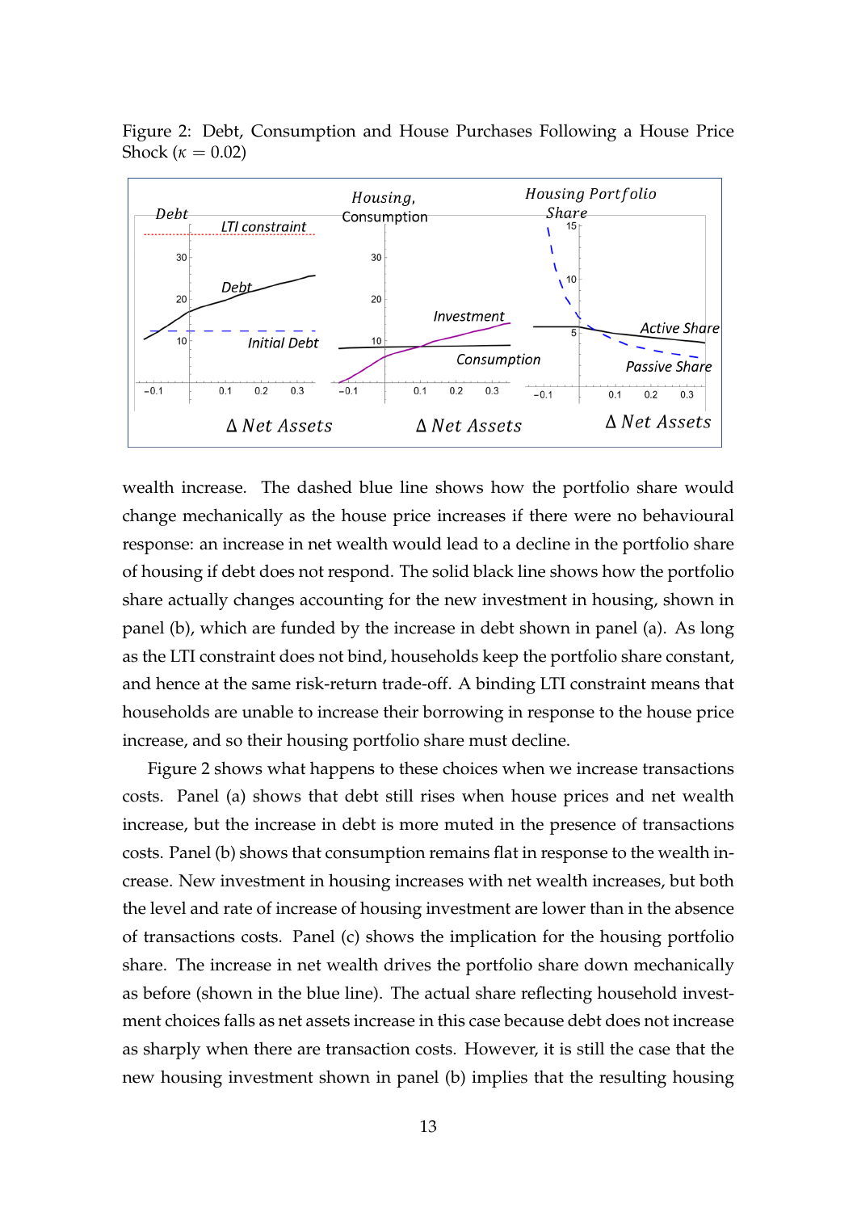Figure 2: Debt, Consumption and House Purchases Following a House Price Shock ($\kappa = 0.02$)

wealth increase. The dashed blue line shows how the portfolio share would change mechanically as the house price increases if there were no behavioural response: an increase in net wealth would lead to a decline in the portfolio share of housing if debt does not respond. The solid black line shows how the portfolio share actually changes accounting for the new investment in housing, shown in panel (b), which are funded by the increase in debt shown in panel (a). As long as the LTI constraint does not bind, households keep the portfolio share constant, and hence at the same risk-return trade-off. A binding LTI constraint means that households are unable to increase their borrowing in response to the house price increase, and so their housing portfolio share must decline.

Figure 2 shows what happens to these choices when we increase transactions costs. Panel (a) shows that debt still rises when house prices and net wealth increase, but the increase in debt is more muted in the presence of transactions costs. Panel (b) shows that consumption remains flat in response to the wealth increase. New investment in housing increases with net wealth increases, but both the level and rate of increase of housing investment are lower than in the absence of transactions costs. Panel (c) shows the implication for the housing portfolio share. The increase in net wealth drives the portfolio share down mechanically as before (shown in the blue line). The actual share reflecting household investment choices falls as net assets increase in this case because debt does not increase as sharply when there are transactions costs. However, it is still the case that the new housing investment shown in panel (b) implies that the resulting housing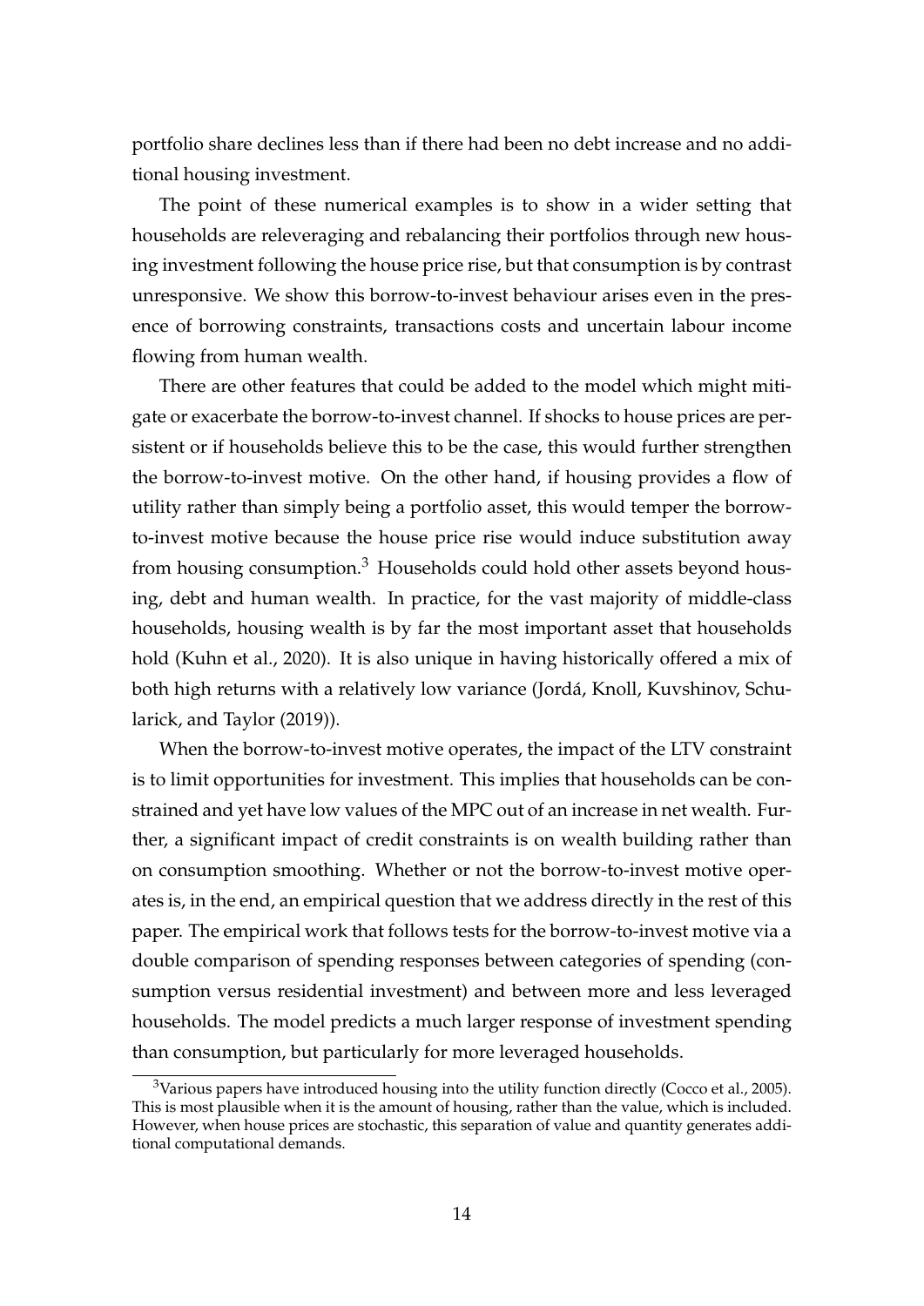portfolio share declines less than if there had been no debt increase and no additional housing investment.

The point of these numerical examples is to show in a wider setting that households are releveraging and rebalancing their portfolios through new housing investment following the house price rise, but that consumption is by contrast unresponsive. We show this borrow-to-invest behaviour arises even in the presence of borrowing constraints, transactions costs and uncertain labour income flowing from human wealth.

There are other features that could be added to the model which might mitigate or exacerbate the borrow-to-invest channel. If shocks to house prices are persistent or if households believe this to be the case, this would further strengthen the borrow-to-invest motive. On the other hand, if housing provides a flow of utility rather than simply being a portfolio asset, this would temper the borrow-to-invest motive because the house price rise would induce substitution away from housing consumption.[3] Households could hold other assets beyond housing, debt and human wealth. In practice, for the vast majority of middle-class households, housing wealth is by far the most important asset that households hold (Kuhn et al., 2020). It is also unique in having historically offered a mix of both high returns with a relatively low variance (Jordá, Knoll, Kuvshinov, Schularick, and Taylor (2019)).

When the borrow-to-invest motive operates, the impact of the LTV constraint is to limit opportunities for investment. This implies that households can be constrained and yet have low values of the MPC out of an increase in net wealth. Further, a significant impact of credit constraints is on wealth building rather than on consumption smoothing. Whether or not the borrow-to-invest motive operates is, in the end, an empirical question that we address directly in the rest of this paper. The empirical work that follows tests for the borrow-to-invest motive via a double comparison of spending responses between categories of spending (consumption versus residential investment) and between more and less leveraged households. The model predicts a much larger response of investment spending than consumption, but particularly for more leveraged households.

[3]Various papers have introduced housing into the utility function directly (Cocco et al., 2005). This is most plausible when it is the amount of housing, rather than the value, which is included. However, when house prices are stochastic, this separation of value and quantity generates additional computational demands.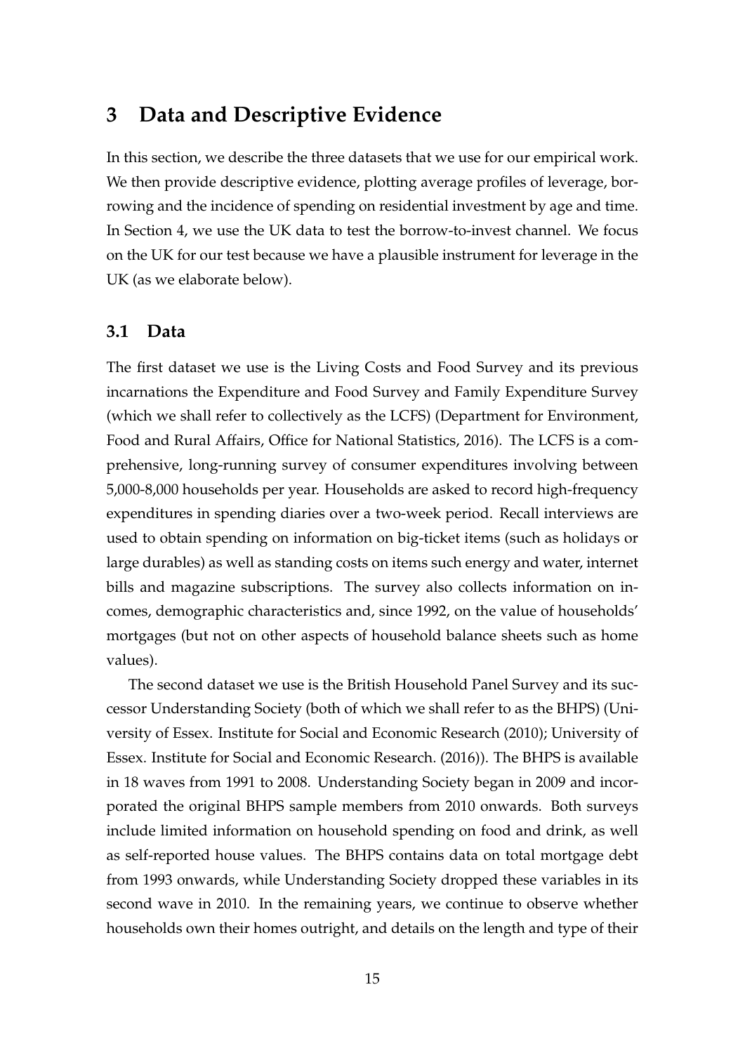## 3 Data and Descriptive Evidence

In this section, we describe the three datasets that we use for our empirical work. We then provide descriptive evidence, plotting average profiles of leverage, borrowing and the incidence of spending on residential investment by age and time. In Section 4, we use the UK data to test the borrow-to-invest channel. We focus on the UK for our test because we have a plausible instrument for leverage in the UK (as we elaborate below).

### 3.1 Data

The first dataset we use is the Living Costs and Food Survey and its previous incarnations the Expenditure and Food Survey and Family Expenditure Survey (which we shall refer to collectively as the LCFS) (Department for Environment, Food and Rural Affairs, Office for National Statistics, 2016). The LCFS is a comprehensive, long-running survey of consumer expenditures involving between 5,000-8,000 households per year. Households are asked to record high-frequency expenditures in spending diaries over a two-week period. Recall interviews are used to obtain spending on information on big-ticket items (such as holidays or large durables) as well as standing costs on items such energy and water, internet bills and magazine subscriptions. The survey also collects information on incomes, demographic characteristics and, since 1992, on the value of households' mortgages (but not on other aspects of household balance sheets such as home values).

The second dataset we use is the British Household Panel Survey and its successor Understanding Society (both of which we shall refer to as the BHPS) (University of Essex. Institute for Social and Economic Research (2010); University of Essex. Institute for Social and Economic Research. (2016)). The BHPS is available in 18 waves from 1991 to 2008. Understanding Society began in 2009 and incorporated the original BHPS sample members from 2010 onwards. Both surveys include limited information on household spending on food and drink, as well as self-reported house values. The BHPS contains data on total mortgage debt from 1993 onwards, while Understanding Society dropped these variables in its second wave in 2010. In the remaining years, we continue to observe whether households own their homes outright, and details on the length and type of their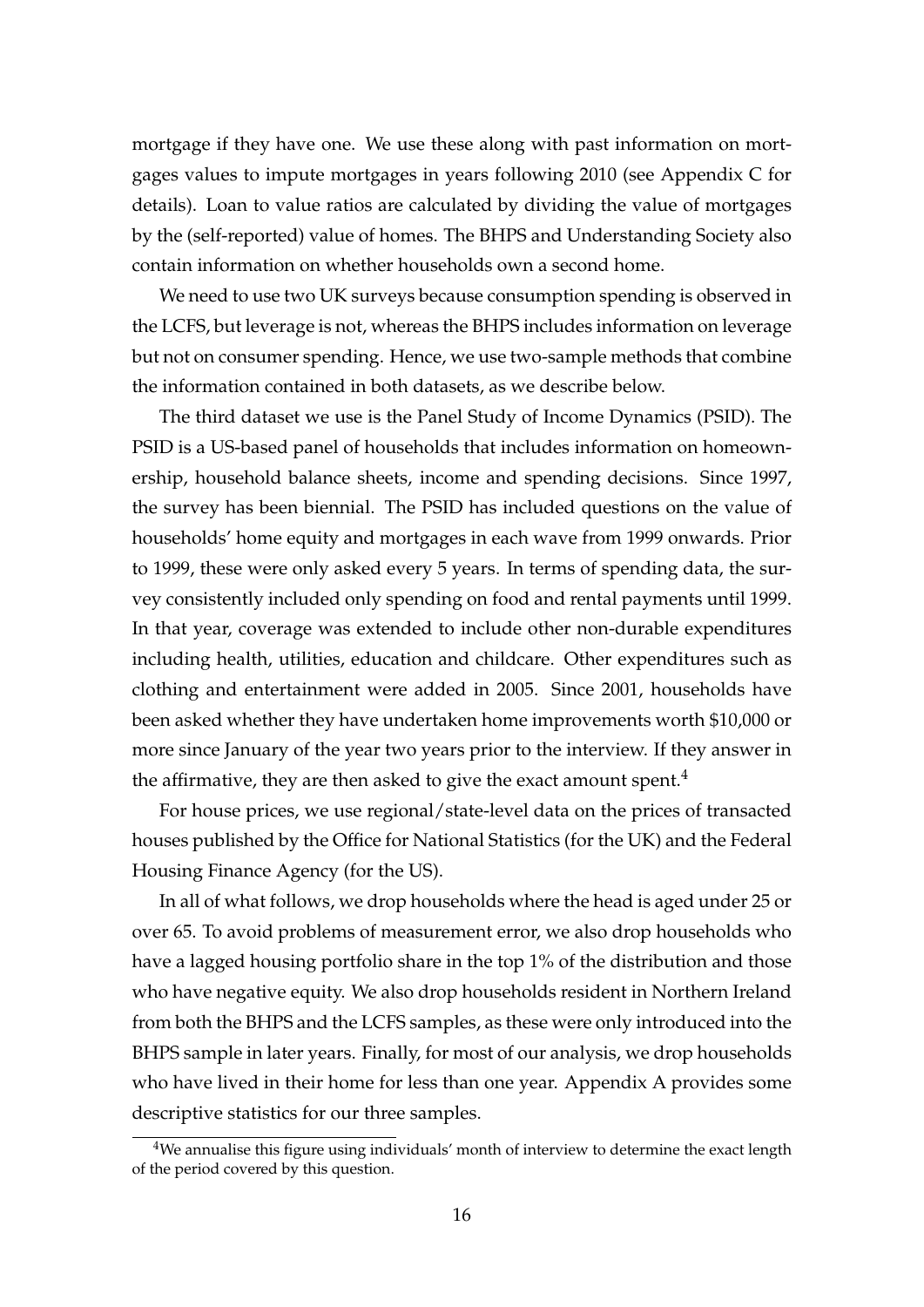mortgage if they have one. We use these along with past information on mortgages values to impute mortgages in years following 2010 (see Appendix C for details). Loan to value ratios are calculated by dividing the value of mortgages by the (self-reported) value of homes. The BHPS and Understanding Society also contain information on whether households own a second home.

We need to use two UK surveys because consumption spending is observed in the LCFS, but leverage is not, whereas the BHPS includes information on leverage but not on consumer spending. Hence, we use two-sample methods that combine the information contained in both datasets, as we describe below.

The third dataset we use is the Panel Study of Income Dynamics (PSID). The PSID is a US-based panel of households that includes information on homeownership, household balance sheets, income and spending decisions. Since 1997, the survey has been biennial. The PSID has included questions on the value of households' home equity and mortgages in each wave from 1999 onwards. Prior to 1999, these were only asked every 5 years. In terms of spending data, the survey consistently included only spending on food and rental payments until 1999. In that year, coverage was extended to include other non-durable expenditures including health, utilities, education and childcare. Other expenditures such as clothing and entertainment were added in 2005. Since 2001, households have been asked whether they have undertaken home improvements worth $10,000 or more since January of the year two years prior to the interview. If they answer in the affirmative, they are then asked to give the exact amount spent.[4]

For house prices, we use regional/state-level data on the prices of transacted houses published by the Office for National Statistics (for the UK) and the Federal Housing Finance Agency (for the US).

In all of what follows, we drop households where the head is aged under 25 or over 65. To avoid problems of measurement error, we also drop households who have a lagged housing portfolio share in the top 1% of the distribution and those who have negative equity. We also drop households resident in Northern Ireland from both the BHPS and the LCFS samples, as these were only introduced into the BHPS sample in later years. Finally, for most of our analysis, we drop households who have lived in their home for less than one year. Appendix A provides some descriptive statistics for our three samples.

[4]We annualise this figure using individuals' month of interview to determine the exact length of the period covered by this question.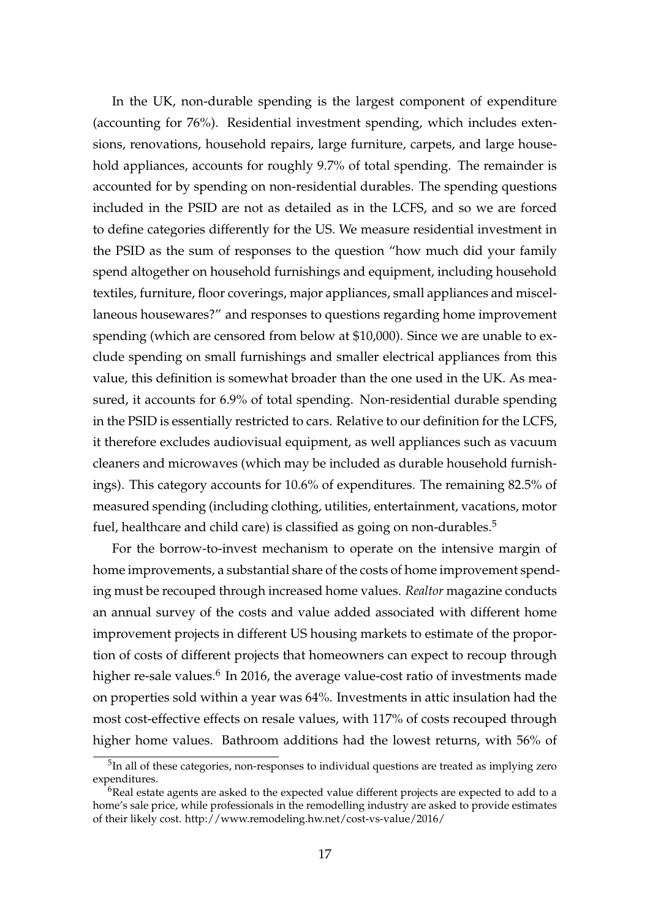In the UK, non-durable spending is the largest component of expenditure (accounting for 76%). Residential investment spending, which includes extensions, renovations, household repairs, large furniture, carpets, and large household appliances, accounts for roughly 9.7% of total spending. The remainder is accounted for by spending on non-residential durables. The spending questions included in the PSID are not as detailed as in the LCFS, and so we are forced to define categories differently for the US. We measure residential investment in the PSID as the sum of responses to the question "how much did your family spend altogether on household furnishings and equipment, including household textiles, furniture, floor coverings, major appliances, small appliances and miscellaneous housewares?" and responses to questions regarding home improvement spending (which are censored from below at $10,000). Since we are unable to exclude spending on small furnishings and smaller electrical appliances from this value, this definition is somewhat broader than the one used in the UK. As measured, it accounts for 6.9% of total spending. Non-residential durable spending in the PSID is essentially restricted to cars. Relative to our definition for the LCFS, it therefore excludes audiovisual equipment, as well appliances such as vacuum cleaners and microwaves (which may be included as durable household furnishings). This category accounts for 10.6% of expenditures. The remaining 82.5% of measured spending (including clothing, utilities, entertainment, vacations, motor fuel, healthcare and child care) is classified as going on non-durables.[5]

For the borrow-to-invest mechanism to operate on the intensive margin of home improvements, a substantial share of the costs of home improvement spending must be recouped through increased home values. *Realtor* magazine conducts an annual survey of the costs and value added associated with different home improvement projects in different US housing markets to estimate of the proportion of costs of different projects that homeowners can expect to recoup through higher re-sale values.[6] In 2016, the average value-cost ratio of investments made on properties sold within a year was 64%. Investments in attic insulation had the most cost-effective effects on resale values, with 117% of costs recouped through higher home values. Bathroom additions had the lowest returns, with 56% of

[5] In all of these categories, non-responses to individual questions are treated as implying zero expenditures.

[6] Real estate agents are asked to the expected value different projects are expected to add to a home's sale price, while professionals in the remodelling industry are asked to provide estimates of their likely cost. http://www.remodeling.hw.net/cost-vs-value/2016/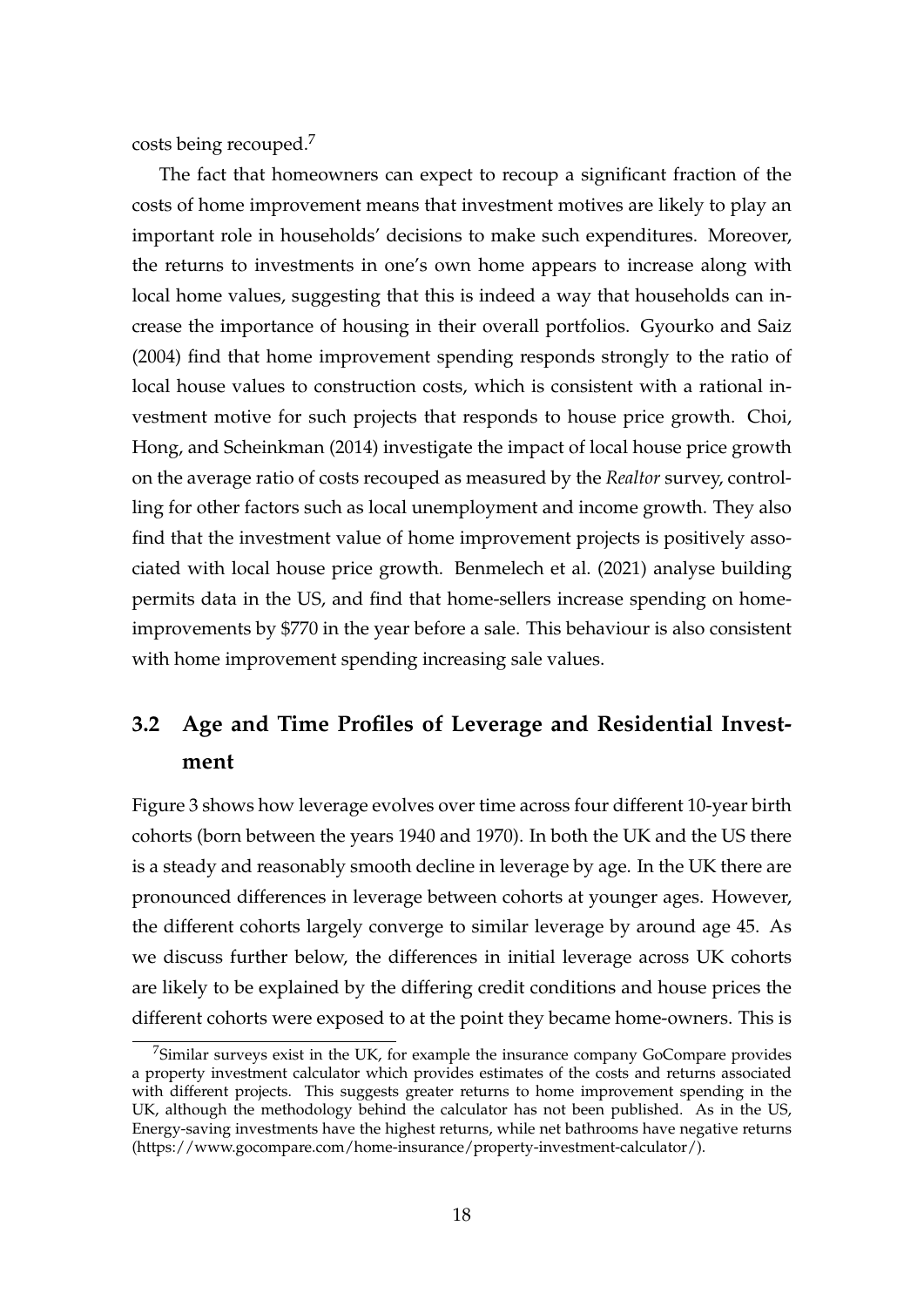costs being recouped.[7]

The fact that homeowners can expect to recoup a significant fraction of the costs of home improvement means that investment motives are likely to play an important role in households' decisions to make such expenditures. Moreover, the returns to investments in one's own home appears to increase along with local home values, suggesting that this is indeed a way that households can increase the importance of housing in their overall portfolios. Gyourko and Saiz (2004) find that home improvement spending responds strongly to the ratio of local house values to construction costs, which is consistent with a rational investment motive for such projects that responds to house price growth. Choi, Hong, and Scheinkman (2014) investigate the impact of local house price growth on the average ratio of costs recouped as measured by the *Realtor* survey, controlling for other factors such as local unemployment and income growth. They also find that the investment value of home improvement projects is positively associated with local house price growth. Benmelech et al. (2021) analyse building permits data in the US, and find that home-sellers increase spending on home-improvements by $770 in the year before a sale. This behaviour is also consistent with home improvement spending increasing sale values.

## 3.2 Age and Time Profiles of Leverage and Residential Investment

Figure 3 shows how leverage evolves over time across four different 10-year birth cohorts (born between the years 1940 and 1970). In both the UK and the US there is a steady and reasonably smooth decline in leverage by age. In the UK there are pronounced differences in leverage between cohorts at younger ages. However, the different cohorts largely converge to similar leverage by around age 45. As we discuss further below, the differences in initial leverage across UK cohorts are likely to be explained by the differing credit conditions and house prices the different cohorts were exposed to at the point they became home-owners. This is

[7] Similar surveys exist in the UK, for example the insurance company GoCompare provides a property investment calculator which provides estimates of the costs and returns associated with different projects. This suggests greater returns to home improvement spending in the UK, although the methodology behind the calculator has not been published. As in the US, Energy-saving investments have the highest returns, while net bathrooms have negative returns (https://www.gocompare.com/home-insurance/property-investment-calculator/).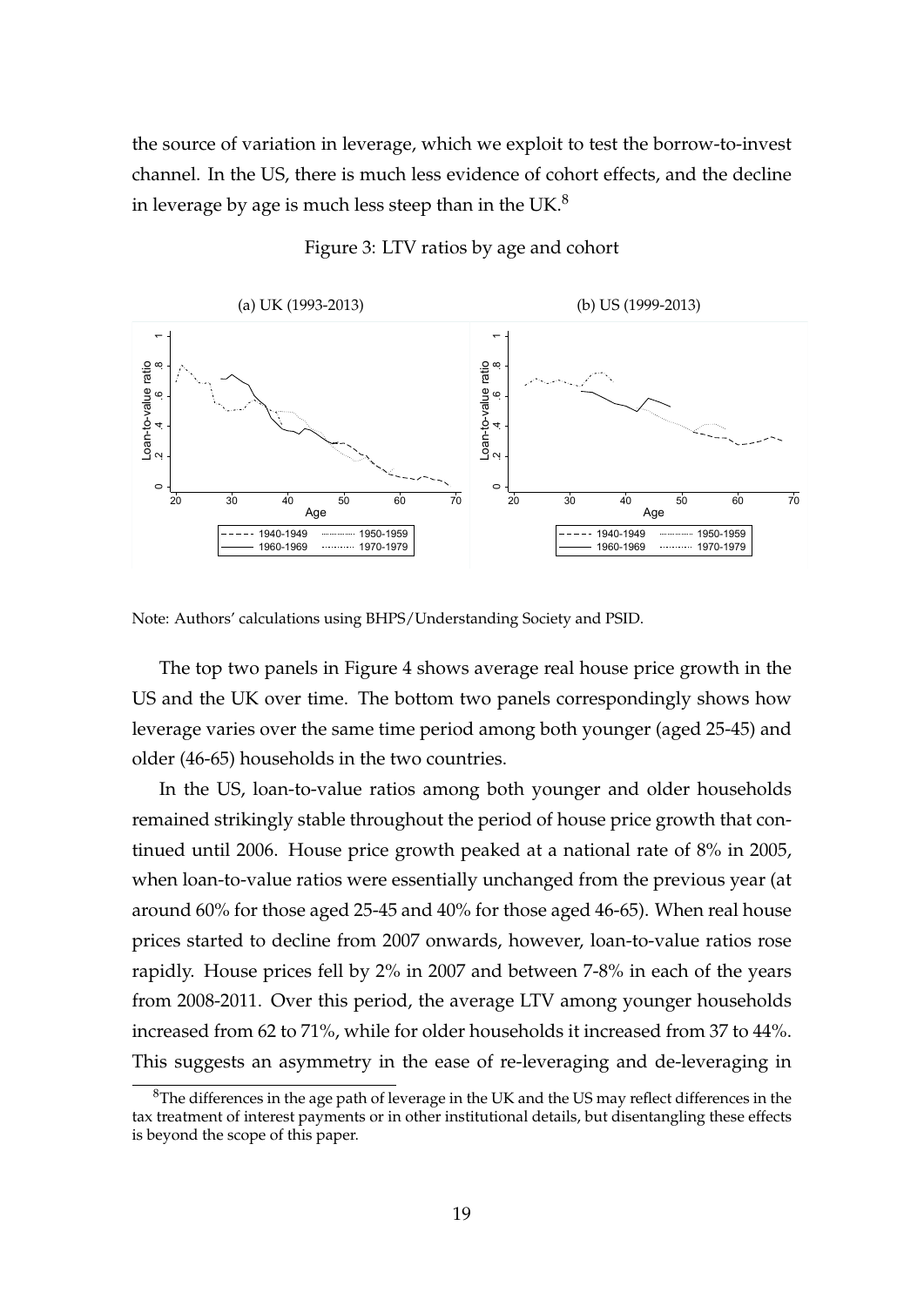the source of variation in leverage, which we exploit to test the borrow-to-invest channel. In the US, there is much less evidence of cohort effects, and the decline in leverage by age is much less steep than in the UK.[8]

Figure 3: LTV ratios by age and cohort

Note: Authors' calculations using BHPS/Understanding Society and PSID.

The top two panels in Figure 4 shows average real house price growth in the US and the UK over time. The bottom two panels correspondingly shows how leverage varies over the same time period among both younger (aged 25-45) and older (46-65) households in the two countries.

In the US, loan-to-value ratios among both younger and older households remained strikingly stable throughout the period of house price growth that continued until 2006. House price growth peaked at a national rate of 8% in 2005, when loan-to-value ratios were essentially unchanged from the previous year (at around 60% for those aged 25-45 and 40% for those aged 46-65). When real house prices started to decline from 2007 onwards, however, loan-to-value ratios rose rapidly. House prices fell by 2% in 2007 and between 7-8% in each of the years from 2008-2011. Over this period, the average LTV among younger households increased from 62 to 71%, while for older households it increased from 37 to 44%. This suggests an asymmetry in the ease of re-leveraging and de-leveraging in

[8]The differences in the age path of leverage in the UK and the US may reflect differences in the tax treatment of interest payments or in other institutional details, but disentangling these effects is beyond the scope of this paper.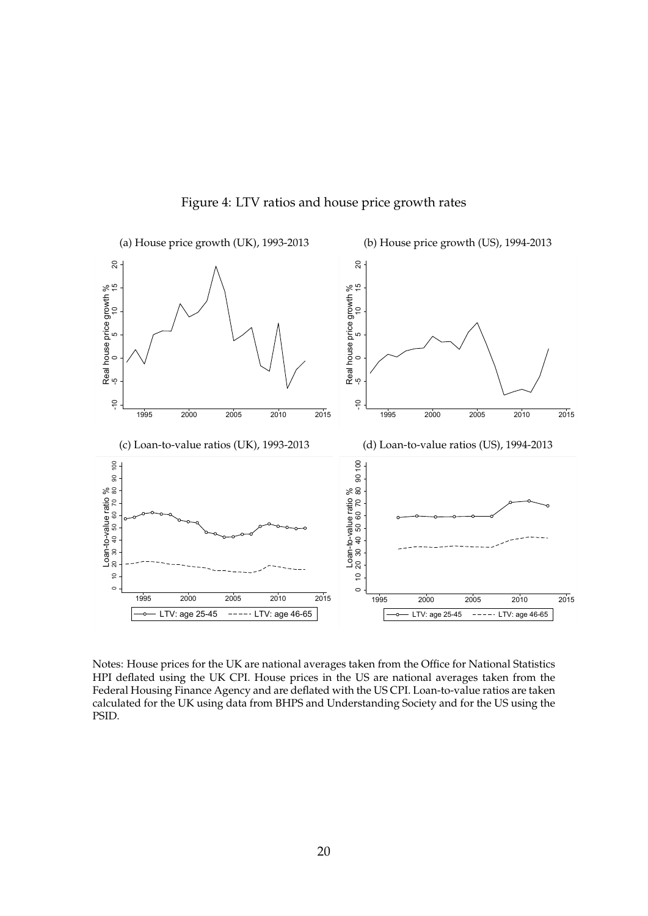Figure 4: LTV ratios and house price growth rates

(a) House price growth (UK), 1993-2013

(b) House price growth (US), 1994-2013

(c) Loan-to-value ratios (UK), 1993-2013

(d) Loan-to-value ratios (US), 1994-2013

Notes: House prices for the UK are national averages taken from the Office for National Statistics HPI deflated using the UK CPI. House prices in the US are national averages taken from the Federal Housing Finance Agency and are deflated with the US CPI. Loan-to-value ratios are taken calculated for the UK using data from BHPS and Understanding Society and for the US using the PSID.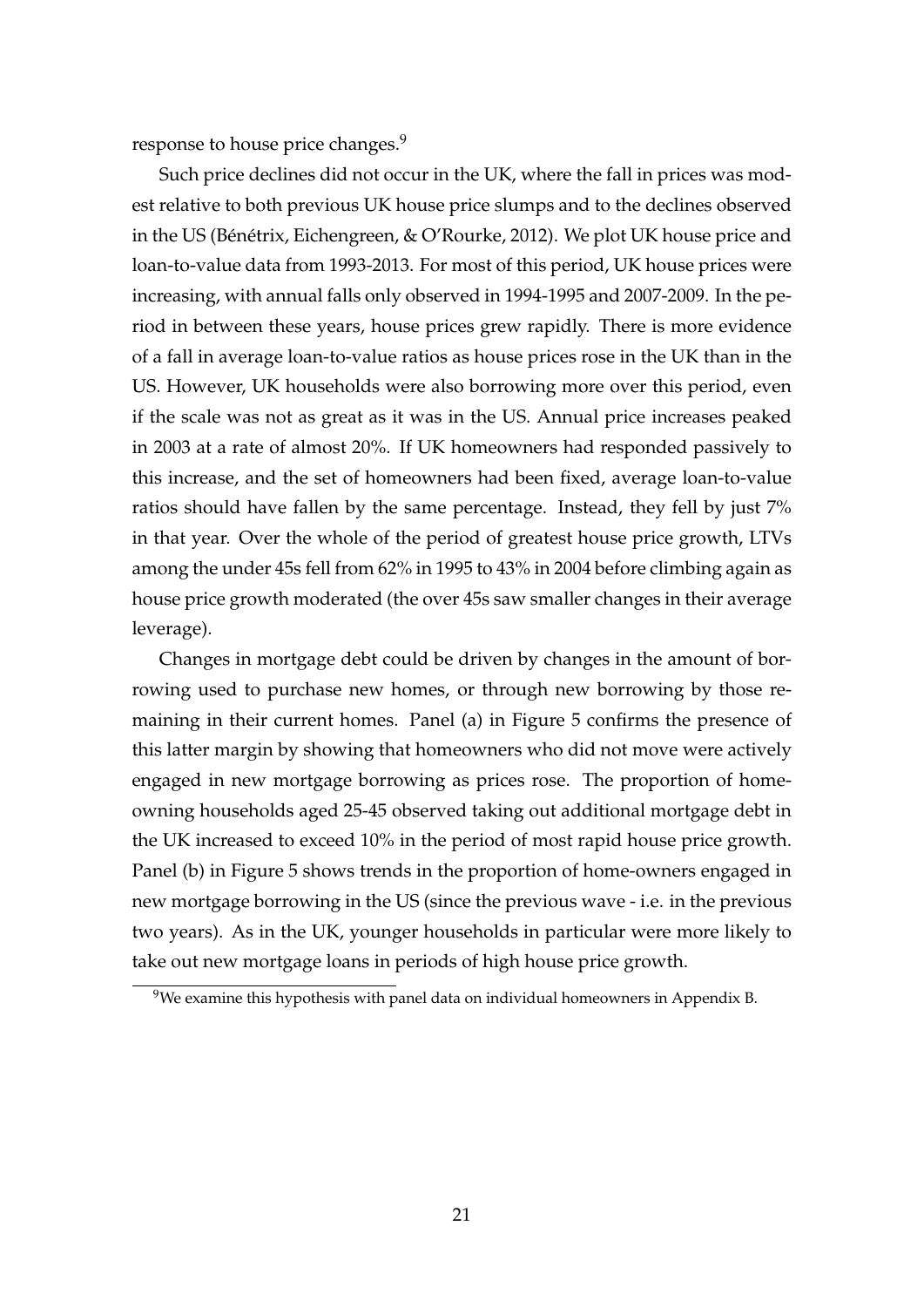response to house price changes.[9]

Such price declines did not occur in the UK, where the fall in prices was modest relative to both previous UK house price slumps and to the declines observed in the US (Bénétrix, Eichengreen, & O'Rourke, 2012). We plot UK house price and loan-to-value data from 1993-2013. For most of this period, UK house prices were increasing, with annual falls only observed in 1994-1995 and 2007-2009. In the period in between these years, house prices grew rapidly. There is more evidence of a fall in average loan-to-value ratios as house prices rose in the UK than in the US. However, UK households were also borrowing more over this period, even if the scale was not as great as it was in the US. Annual price increases peaked in 2003 at a rate of almost 20%. If UK homeowners had responded passively to this increase, and the set of homeowners had been fixed, average loan-to-value ratios should have fallen by the same percentage. Instead, they fell by just 7% in that year. Over the whole of the period of greatest house price growth, LTVs among the under 45s fell from 62% in 1995 to 43% in 2004 before climbing again as house price growth moderated (the over 45s saw smaller changes in their average leverage).

Changes in mortgage debt could be driven by changes in the amount of borrowing used to purchase new homes, or through new borrowing by those remaining in their current homes. Panel (a) in Figure 5 confirms the presence of this latter margin by showing that homeowners who did not move were actively engaged in new mortgage borrowing as prices rose. The proportion of homeowning households aged 25-45 observed taking out additional mortgage debt in the UK increased to exceed 10% in the period of most rapid house price growth. Panel (b) in Figure 5 shows trends in the proportion of home-owners engaged in new mortgage borrowing in the US (since the previous wave - i.e. in the previous two years). As in the UK, younger households in particular were more likely to take out new mortgage loans in periods of high house price growth.

[9] We examine this hypothesis with panel data on individual homeowners in Appendix B.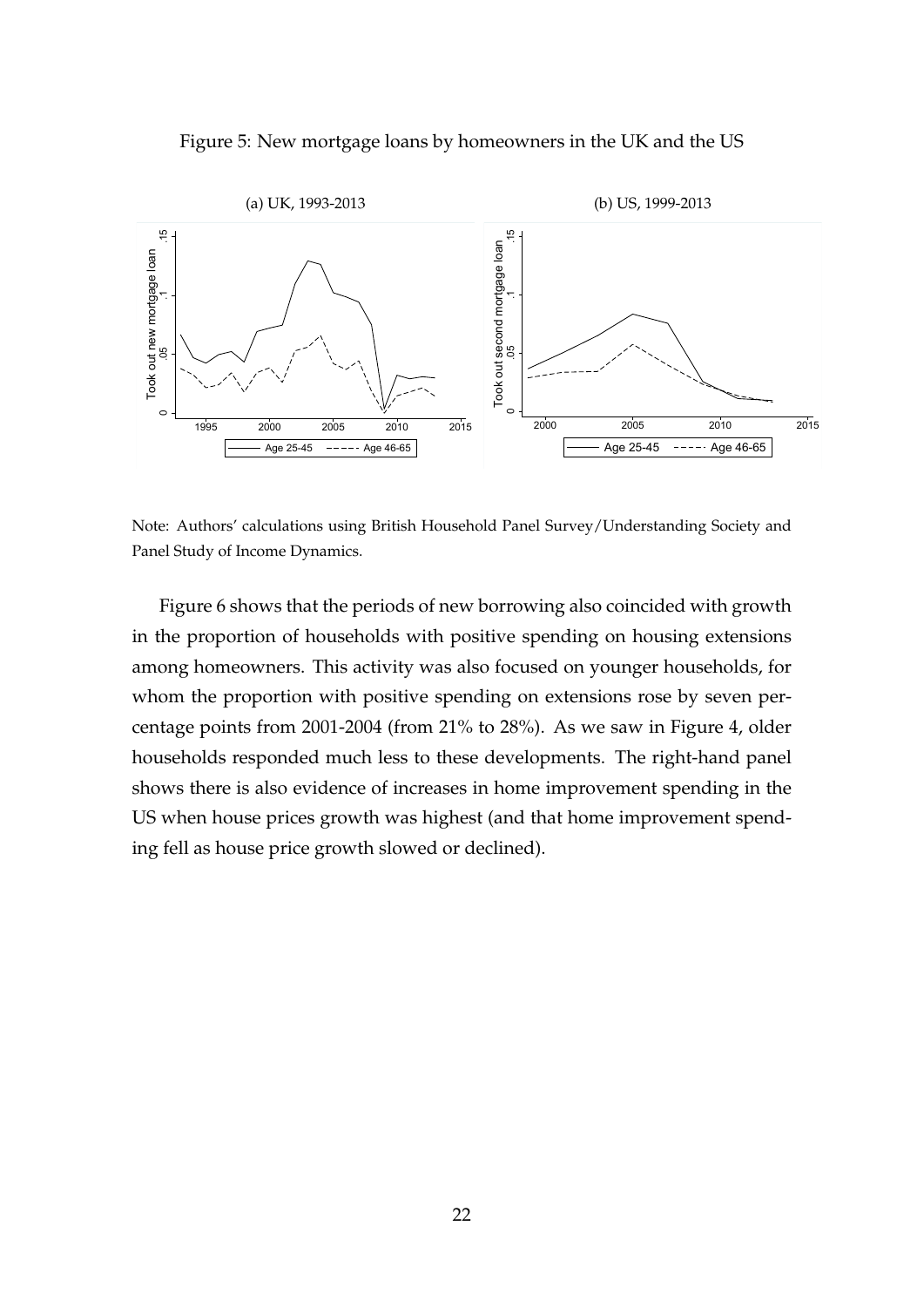Figure 5: New mortgage loans by homeowners in the UK and the US

Note: Authors' calculations using British Household Panel Survey/Understanding Society and Panel Study of Income Dynamics.

Figure 6 shows that the periods of new borrowing also coincided with growth in the proportion of households with positive spending on housing extensions among homeowners. This activity was also focused on younger households, for whom the proportion with positive spending on extensions rose by seven percentage points from 2001-2004 (from 21% to 28%). As we saw in Figure 4, older households responded much less to these developments. The right-hand panel shows there is also evidence of increases in home improvement spending in the US when house prices growth was highest (and that home improvement spending fell as house price growth slowed or declined).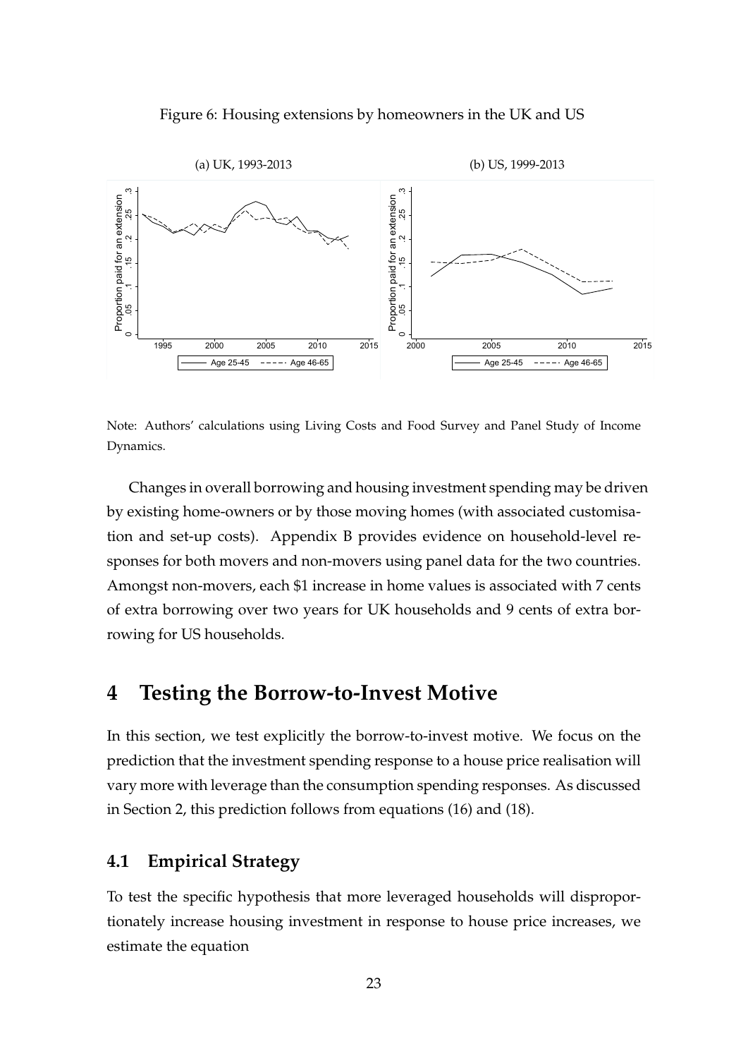Figure 6: Housing extensions by homeowners in the UK and US

(a) UK, 1993-2013 (b) US, 1999-2013

Note: Authors' calculations using Living Costs and Food Survey and Panel Study of Income Dynamics.

Changes in overall borrowing and housing investment spending may be driven by existing home-owners or by those moving homes (with associated customisation and set-up costs). Appendix B provides evidence on household-level responses for both movers and non-movers using panel data for the two countries. Amongst non-movers, each $1 increase in home values is associated with 7 cents of extra borrowing over two years for UK households and 9 cents of extra borrowing for US households.

# 4 Testing the Borrow-to-Invest Motive

In this section, we test explicitly the borrow-to-invest motive. We focus on the prediction that the investment spending response to a house price realisation will vary more with leverage than the consumption spending responses. As discussed in Section 2, this prediction follows from equations (16) and (18).

## 4.1 Empirical Strategy

To test the specific hypothesis that more leveraged households will disproportionately increase housing investment in response to house price increases, we estimate the equation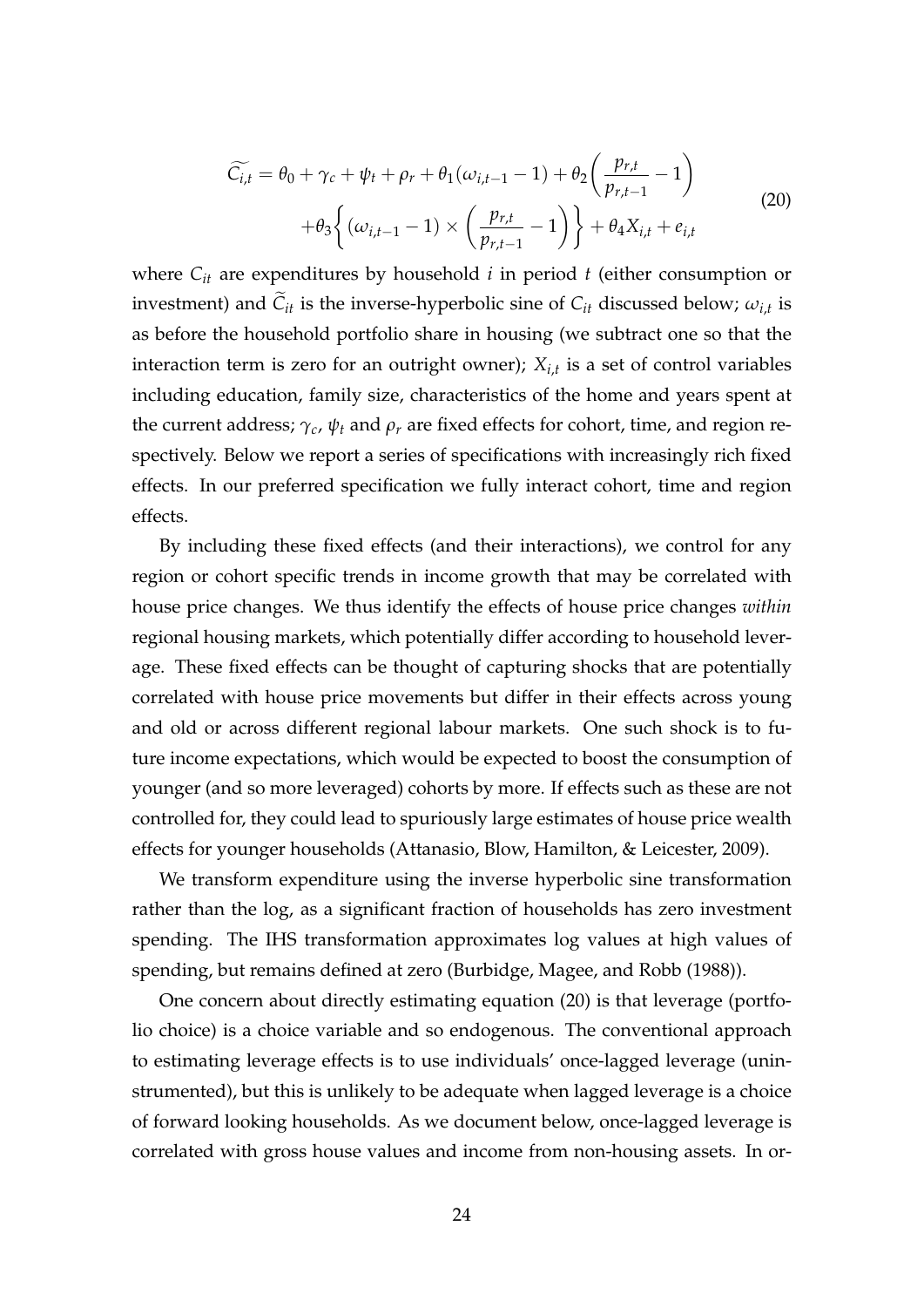$$
\widetilde{C_{i,t}} = \theta_0 + \gamma_c + \psi_t + \rho_r + \theta_1(\omega_{i,t-1} - 1) + \theta_2\left(\frac{p_{r,t}}{p_{r,t-1}} - 1\right) + \theta_3\left\{(\omega_{i,t-1} - 1) \times \left(\frac{p_{r,t}}{p_{r,t-1}} - 1\right)\right\} + \theta_4 X_{i,t} + e_{i,t} \tag{20}
$$

where $C_{it}$ are expenditures by household $i$ in period $t$ (either consumption or investment) and $\widetilde{C}_{it}$ is the inverse-hyperbolic sine of $C_{it}$ discussed below; $\omega_{i,t}$ is as before the household portfolio share in housing (we subtract one so that the interaction term is zero for an outright owner); $X_{i,t}$ is a set of control variables including education, family size, characteristics of the home and years spent at the current address; $\gamma_c$, $\psi_t$ and $\rho_r$ are fixed effects for cohort, time, and region respectively. Below we report a series of specifications with increasingly rich fixed effects. In our preferred specification we fully interact cohort, time and region effects.

By including these fixed effects (and their interactions), we control for any region or cohort specific trends in income growth that may be correlated with house price changes. We thus identify the effects of house price changes *within* regional housing markets, which potentially differ according to household leverage. These fixed effects can be thought of capturing shocks that are potentially correlated with house price movements but differ in their effects across young and old or across different regional labour markets. One such shock is to future income expectations, which would be expected to boost the consumption of younger (and so more leveraged) cohorts by more. If effects such as these are not controlled for, they could lead to spuriously large estimates of house price wealth effects for younger households (Attanasio, Blow, Hamilton, & Leicester, 2009).

We transform expenditure using the inverse hyperbolic sine transformation rather than the log, as a significant fraction of households has zero investment spending. The IHS transformation approximates log values at high values of spending, but remains defined at zero (Burbidge, Magee, and Robb (1988)).

One concern about directly estimating equation (20) is that leverage (portfolio choice) is a choice variable and so endogenous. The conventional approach to estimating leverage effects is to use individuals' once-lagged leverage (uninstrumented), but this is unlikely to be adequate when lagged leverage is a choice of forward looking households. As we document below, once-lagged leverage is correlated with gross house values and income from non-housing assets. In or-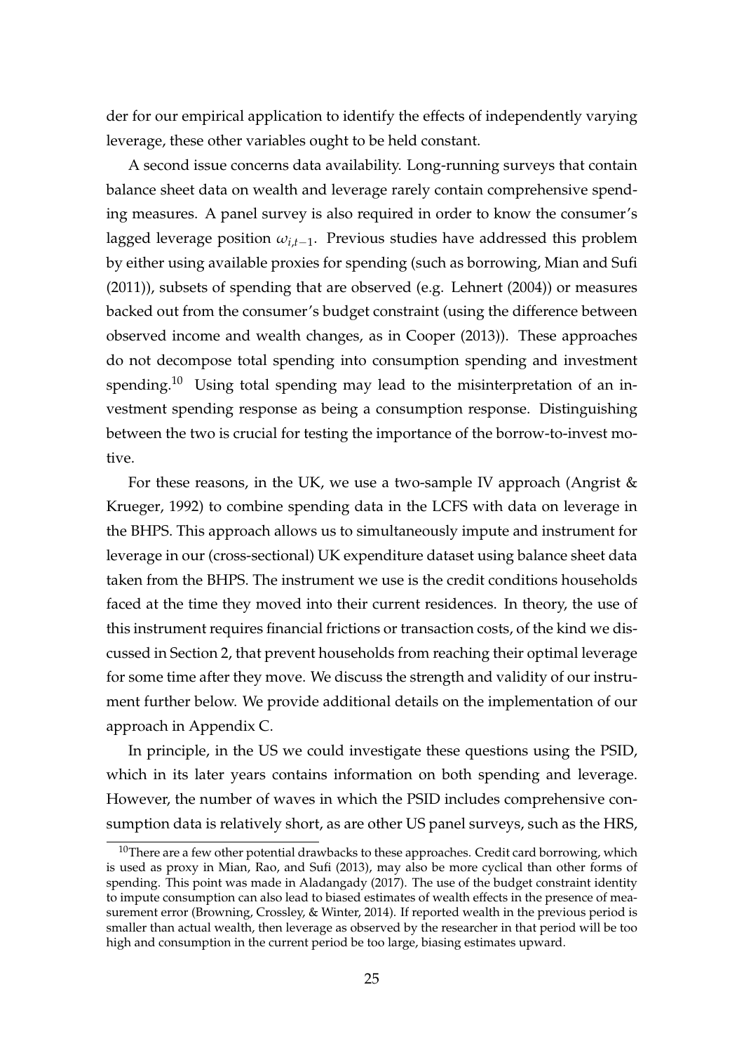der for our empirical application to identify the effects of independently varying leverage, these other variables ought to be held constant.

A second issue concerns data availability. Long-running surveys that contain balance sheet data on wealth and leverage rarely contain comprehensive spending measures. A panel survey is also required in order to know the consumer's lagged leverage position $\omega_{i,t-1}$. Previous studies have addressed this problem by either using available proxies for spending (such as borrowing, Mian and Sufi (2011)), subsets of spending that are observed (e.g. Lehnert (2004)) or measures backed out from the consumer's budget constraint (using the difference between observed income and wealth changes, as in Cooper (2013)). These approaches do not decompose total spending into consumption spending and investment spending.[10] Using total spending may lead to the misinterpretation of an investment spending response as being a consumption response. Distinguishing between the two is crucial for testing the importance of the borrow-to-invest motive.

For these reasons, in the UK, we use a two-sample IV approach (Angrist & Krueger, 1992) to combine spending data in the LCFS with data on leverage in the BHPS. This approach allows us to simultaneously impute and instrument for leverage in our (cross-sectional) UK expenditure dataset using balance sheet data taken from the BHPS. The instrument we use is the credit conditions households faced at the time they moved into their current residences. In theory, the use of this instrument requires financial frictions or transaction costs, of the kind we discussed in Section 2, that prevent households from reaching their optimal leverage for some time after they move. We discuss the strength and validity of our instrument further below. We provide additional details on the implementation of our approach in Appendix C.

In principle, in the US we could investigate these questions using the PSID, which in its later years contains information on both spending and leverage. However, the number of waves in which the PSID includes comprehensive consumption data is relatively short, as are other US panel surveys, such as the HRS,

[10] There are a few other potential drawbacks to these approaches. Credit card borrowing, which is used as proxy in Mian, Rao, and Sufi (2013), may also be more cyclical than other forms of spending. This point was made in Aladangady (2017). The use of the budget constraint identity to impute consumption can also lead to biased estimates of wealth effects in the presence of measurement error (Browning, Crossley, & Winter, 2014). If reported wealth in the previous period is smaller than actual wealth, then leverage as observed by the researcher in that period will be too high and consumption in the current period be too large, biasing estimates upward.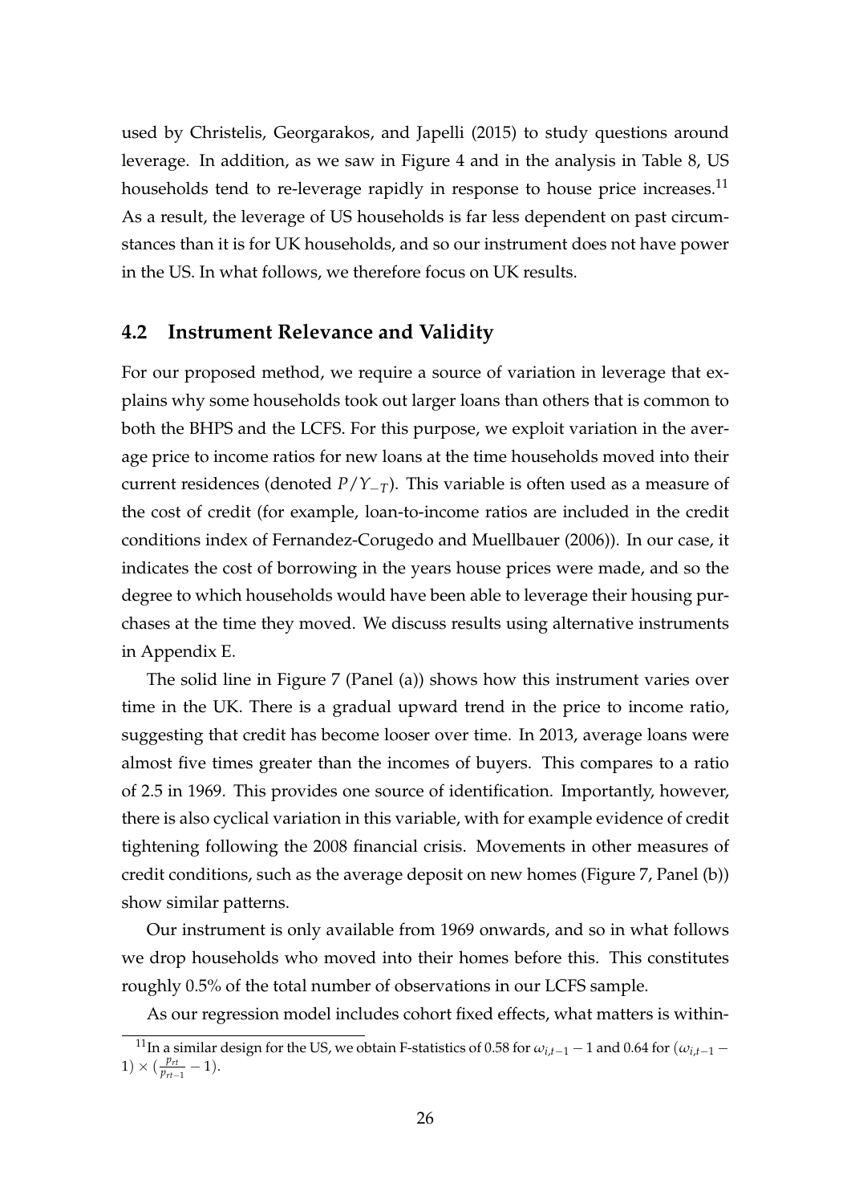used by Christelis, Georgarakos, and Japelli (2015) to study questions around leverage. In addition, as we saw in Figure 4 and in the analysis in Table 8, US households tend to re-leverage rapidly in response to house price increases.[11] As a result, the leverage of US households is far less dependent on past circumstances than it is for UK households, and so our instrument does not have power in the US. In what follows, we therefore focus on UK results.

## 4.2 Instrument Relevance and Validity

For our proposed method, we require a source of variation in leverage that explains why some households took out larger loans than others that is common to both the BHPS and the LCFS. For this purpose, we exploit variation in the average price to income ratios for new loans at the time households moved into their current residences (denoted $P/Y_{-T}$). This variable is often used as a measure of the cost of credit (for example, loan-to-income ratios are included in the credit conditions index of Fernandez-Corugedo and Muellbauer (2006)). In our case, it indicates the cost of borrowing in the years house prices were made, and so the degree to which households would have been able to leverage their housing purchases at the time they moved. We discuss results using alternative instruments in Appendix E.

The solid line in Figure 7 (Panel (a)) shows how this instrument varies over time in the UK. There is a gradual upward trend in the price to income ratio, suggesting that credit has become looser over time. In 2013, average loans were almost five times greater than the incomes of buyers. This compares to a ratio of 2.5 in 1969. This provides one source of identification. Importantly, however, there is also cyclical variation in this variable, with for example evidence of credit tightening following the 2008 financial crisis. Movements in other measures of credit conditions, such as the average deposit on new homes (Figure 7, Panel (b)) show similar patterns.

Our instrument is only available from 1969 onwards, and so in what follows we drop households who moved into their homes before this. This constitutes roughly 0.5% of the total number of observations in our LCFS sample.

As our regression model includes cohort fixed effects, what matters is within-

[11] In a similar design for the US, we obtain F-statistics of 0.58 for $\omega_{i,t-1} - 1$ and 0.64 for $(\omega_{i,t-1} - 1) \times (\frac{p_{rt}}{p_{rt-1}} - 1)$.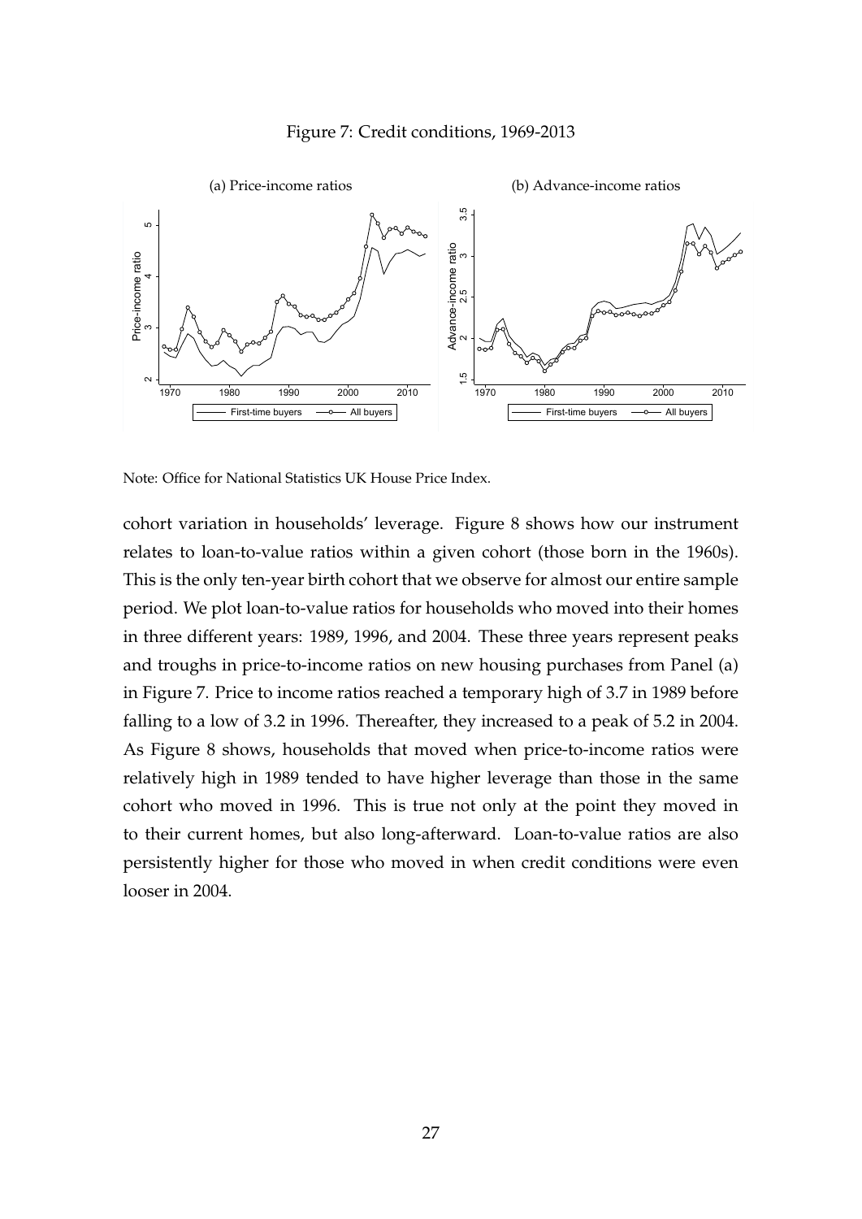Figure 7: Credit conditions, 1969-2013

(a) Price-income ratios

(b) Advance-income ratios

Note: Office for National Statistics UK House Price Index.

cohort variation in households' leverage. Figure 8 shows how our instrument relates to loan-to-value ratios within a given cohort (those born in the 1960s). This is the only ten-year birth cohort that we observe for almost our entire sample period. We plot loan-to-value ratios for households who moved into their homes in three different years: 1989, 1996, and 2004. These three years represent peaks and troughs in price-to-income ratios on new housing purchases from Panel (a) in Figure 7. Price to income ratios reached a temporary high of 3.7 in 1989 before falling to a low of 3.2 in 1996. Thereafter, they increased to a peak of 5.2 in 2004. As Figure 8 shows, households that moved when price-to-income ratios were relatively high in 1989 tended to have higher leverage than those in the same cohort who moved in 1996. This is true not only at the point they moved in to their current homes, but also long-afterward. Loan-to-value ratios are also persistently higher for those who moved in when credit conditions were even looser in 2004.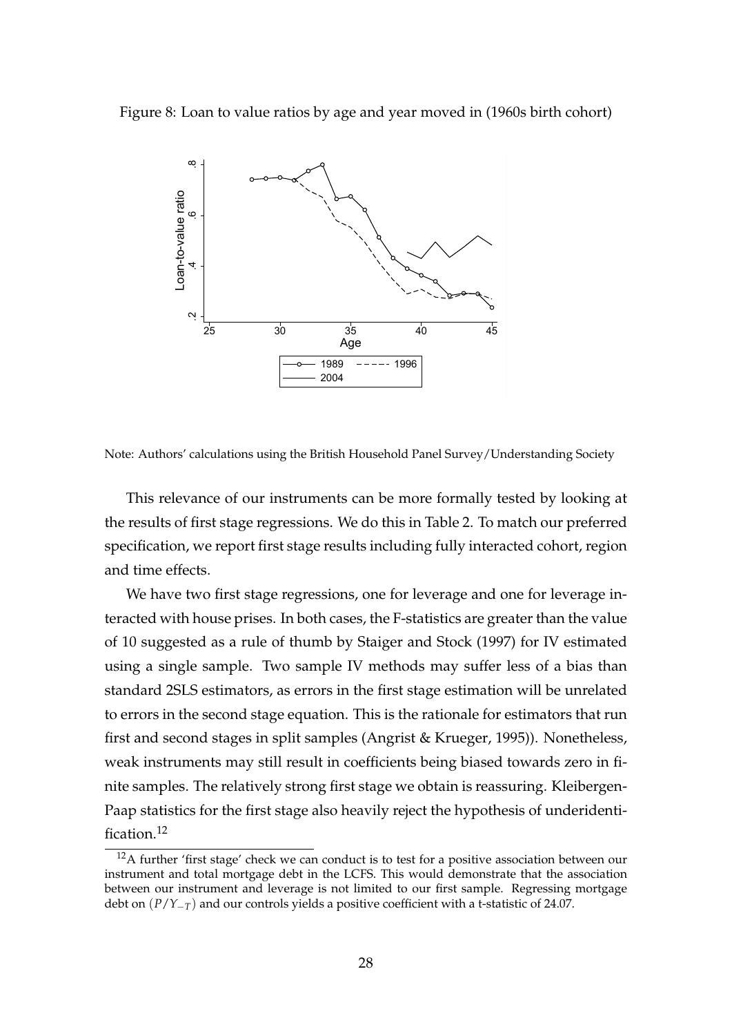Figure 8: Loan to value ratios by age and year moved in (1960s birth cohort)

Note: Authors' calculations using the British Household Panel Survey/Understanding Society

This relevance of our instruments can be more formally tested by looking at the results of first stage regressions. We do this in Table 2. To match our preferred specification, we report first stage results including fully interacted cohort, region and time effects.

We have two first stage regressions, one for leverage and one for leverage interacted with house prises. In both cases, the F-statistics are greater than the value of 10 suggested as a rule of thumb by Staiger and Stock (1997) for IV estimated using a single sample. Two sample IV methods may suffer less of a bias than standard 2SLS estimators, as errors in the first stage estimation will be unrelated to errors in the second stage equation. This is the rationale for estimators that run first and second stages in split samples (Angrist & Krueger, 1995)). Nonetheless, weak instruments may still result in coefficients being biased towards zero in finite samples. The relatively strong first stage we obtain is reassuring. Kleibergen-Paap statistics for the first stage also heavily reject the hypothesis of underidentification.[12]

[12] A further 'first stage' check we can conduct is to test for a positive association between our instrument and total mortgage debt in the LCFS. This would demonstrate that the association between our instrument and leverage is not limited to our first sample. Regressing mortgage debt on $(P/Y_{-T})$ and our controls yields a positive coefficient with a t-statistic of 24.07.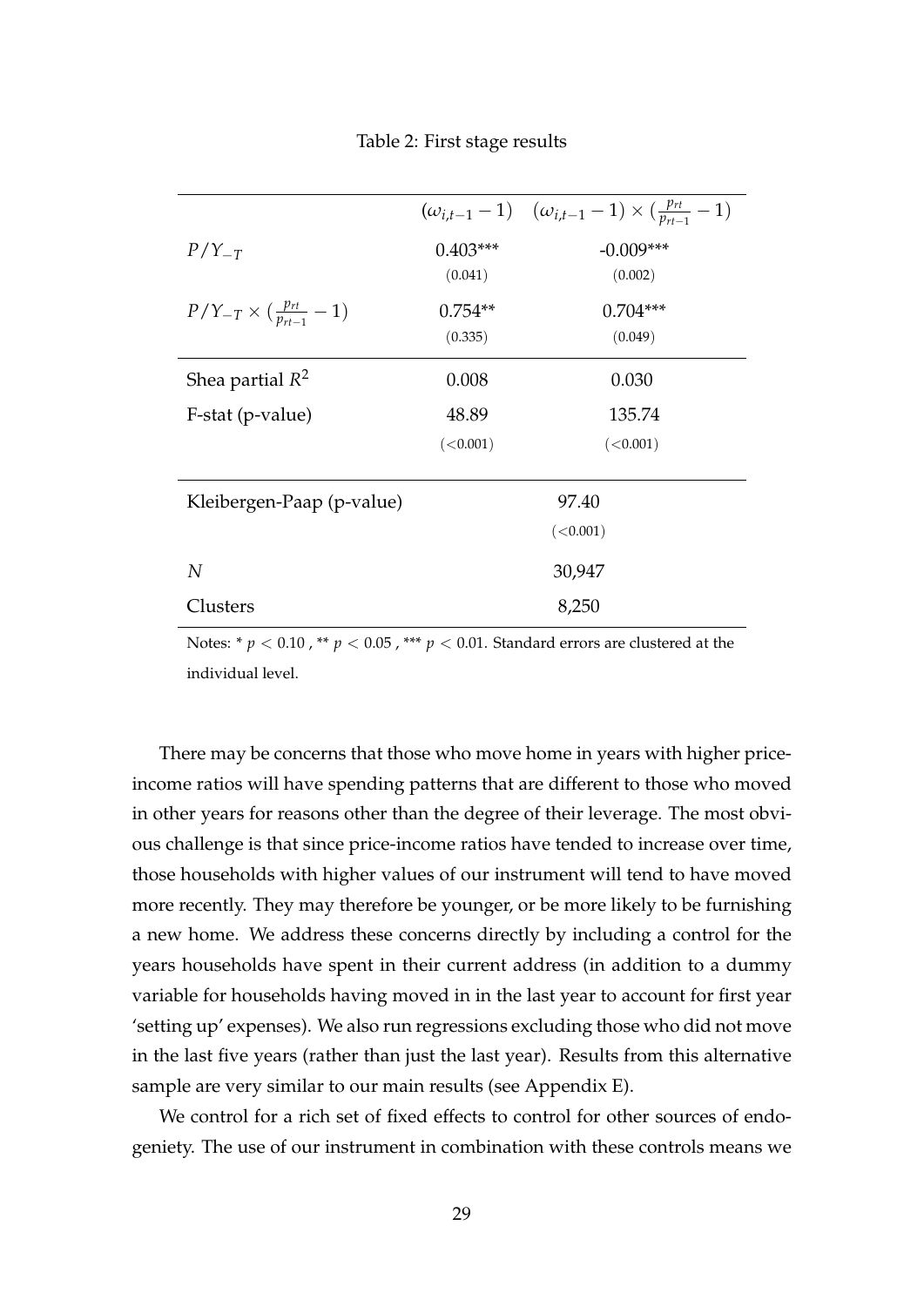Table 2: First stage results

| | $(\omega_{i,t-1} - 1)$ | $(\omega_{i,t-1} - 1) \times (\frac{p_{rt}}{p_{rt-1}} - 1)$ |
|---|---|---|
| $P/Y_{-T}$ | 0.403*** | -0.009*** |
| | (0.041) | (0.002) |
| $P/Y_{-T} \times (\frac{p_{rt}}{p_{rt-1}} - 1)$ | 0.754** | 0.704*** |
| | (0.335) | (0.049) |
| Shea partial $R^2$ | 0.008 | 0.030 |
| F-stat (p-value) | 48.89 | 135.74 |
| | (<0.001) | (<0.001) |
| Kleibergen-Paap (p-value) | 97.40 | |
| | (<0.001) | |
| $N$ | 30,947 | |
| Clusters | 8,250 | |

Notes: * $p < 0.10$ , ** $p < 0.05$ , *** $p < 0.01$. Standard errors are clustered at the individual level.

There may be concerns that those who move home in years with higher price-income ratios will have spending patterns that are different to those who moved in other years for reasons other than the degree of their leverage. The most obvious challenge is that since price-income ratios have tended to increase over time, those households with higher values of our instrument will tend to have moved more recently. They may therefore be younger, or be more likely to be furnishing a new home. We address these concerns directly by including a control for the years households have spent in their current address (in addition to a dummy variable for households having moved in in the last year to account for first year 'setting up' expenses). We also run regressions excluding those who did not move in the last five years (rather than just the last year). Results from this alternative sample are very similar to our main results (see Appendix E).

We control for a rich set of fixed effects to control for other sources of endogeniety. The use of our instrument in combination with these controls means we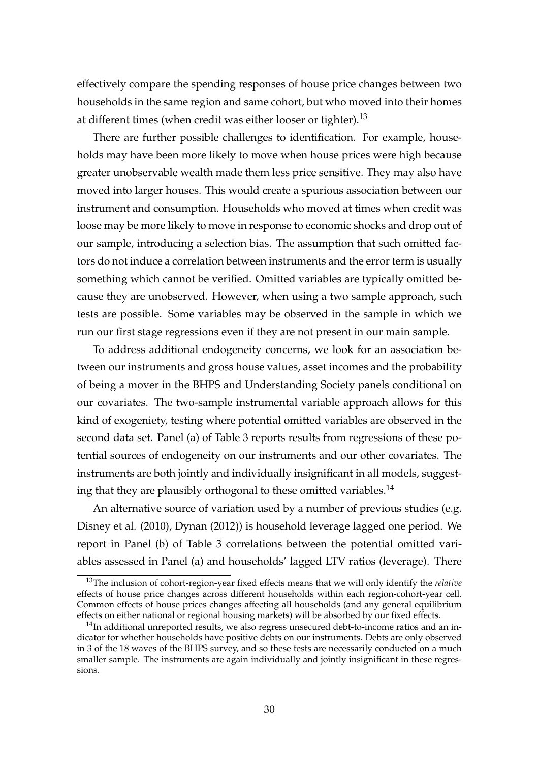effectively compare the spending responses of house price changes between two households in the same region and same cohort, but who moved into their homes at different times (when credit was either looser or tighter).[13]

There are further possible challenges to identification. For example, households may have been more likely to move when house prices were high because greater unobservable wealth made them less price sensitive. They may also have moved into larger houses. This would create a spurious association between our instrument and consumption. Households who moved at times when credit was loose may be more likely to move in response to economic shocks and drop out of our sample, introducing a selection bias. The assumption that such omitted factors do not induce a correlation between instruments and the error term is usually something which cannot be verified. Omitted variables are typically omitted because they are unobserved. However, when using a two sample approach, such tests are possible. Some variables may be observed in the sample in which we run our first stage regressions even if they are not present in our main sample.

To address additional endogeneity concerns, we look for an association between our instruments and gross house values, asset incomes and the probability of being a mover in the BHPS and Understanding Society panels conditional on our covariates. The two-sample instrumental variable approach allows for this kind of exogeniety, testing where potential omitted variables are observed in the second data set. Panel (a) of Table 3 reports results from regressions of these potential sources of endogeneity on our instruments and our other covariates. The instruments are both jointly and individually insignificant in all models, suggesting that they are plausibly orthogonal to these omitted variables.[14]

An alternative source of variation used by a number of previous studies (e.g. Disney et al. (2010), Dynan (2012)) is household leverage lagged one period. We report in Panel (b) of Table 3 correlations between the potential omitted variables assessed in Panel (a) and households' lagged LTV ratios (leverage). There

---

[13] The inclusion of cohort-region-year fixed effects means that we will only identify the *relative* effects of house price changes across different households within each region-cohort-year cell. Common effects of house prices changes affecting all households (and any general equilibrium effects on either national or regional housing markets) will be absorbed by our fixed effects.

[14] In additional unreported results, we also regress unsecured debt-to-income ratios and an indicator for whether households have positive debts on our instruments. Debts are only observed in 3 of the 18 waves of the BHPS survey, and so these tests are necessarily conducted on a much smaller sample. The instruments are again individually and jointly insignificant in these regressions.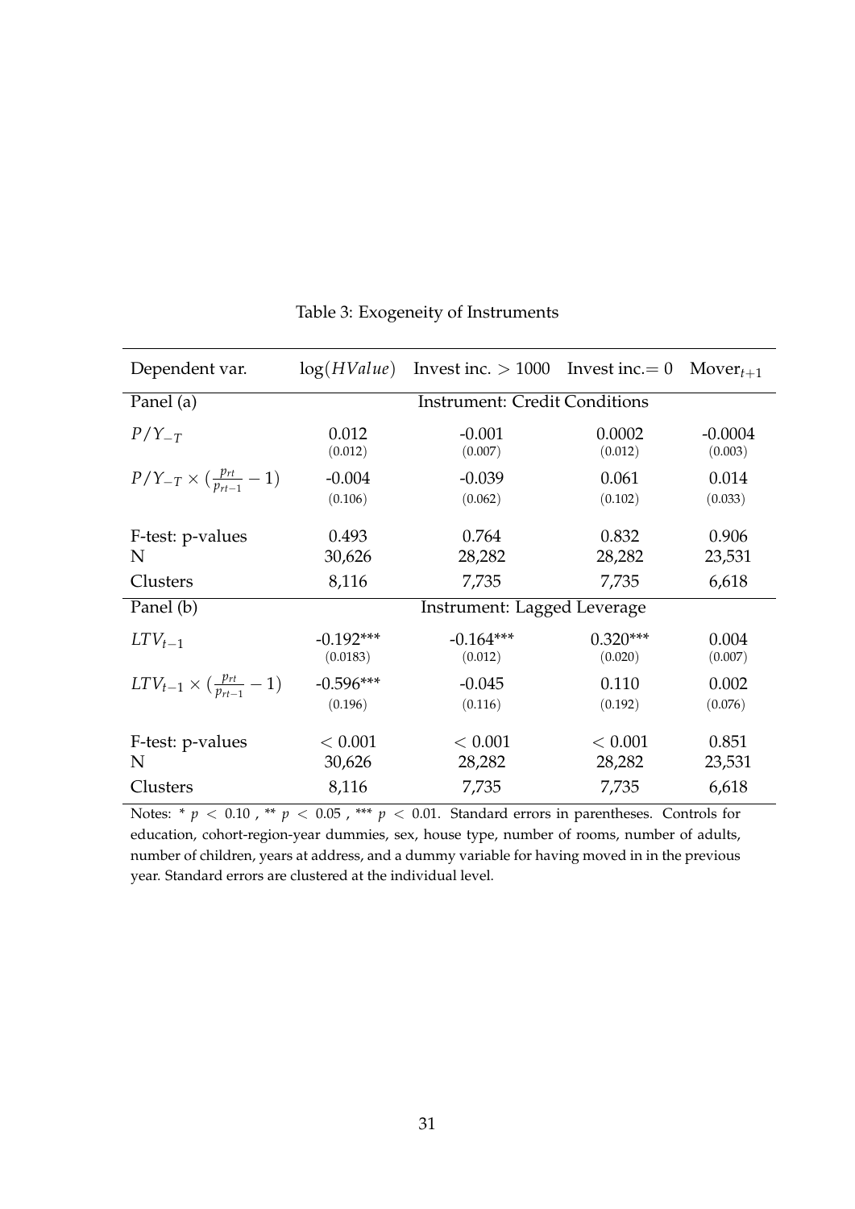Table 3: Exogeneity of Instruments

| Dependent var. | $\log(HValue)$ | Invest inc. $> 1000$ | Invest inc.$= 0$ | Mover$_{t+1}$ |
|---|---|---|---|---|
| Panel (a) | Instrument: Credit Conditions | | | |
| $P/Y_{-T}$ | 0.012 | -0.001 | 0.0002 | -0.0004 |
| | (0.012) | (0.007) | (0.012) | (0.003) |
| $P/Y_{-T} \times (\frac{p_{rt}}{p_{rt-1}} - 1)$ | -0.004 | -0.039 | 0.061 | 0.014 |
| | (0.106) | (0.062) | (0.102) | (0.033) |
| F-test: p-values | 0.493 | 0.764 | 0.832 | 0.906 |
| N | 30,626 | 28,282 | 28,282 | 23,531 |
| Clusters | 8,116 | 7,735 | 7,735 | 6,618 |
| Panel (b) | Instrument: Lagged Leverage | | | |
| $LTV_{t-1}$ | -0.192*** | -0.164*** | 0.320*** | 0.004 |
| | (0.0183) | (0.012) | (0.020) | (0.007) |
| $LTV_{t-1} \times (\frac{p_{rt}}{p_{rt-1}} - 1)$ | -0.596*** | -0.045 | 0.110 | 0.002 |
| | (0.196) | (0.116) | (0.192) | (0.076) |
| F-test: p-values | $< 0.001$ | $< 0.001$ | $< 0.001$ | 0.851 |
| N | 30,626 | 28,282 | 28,282 | 23,531 |
| Clusters | 8,116 | 7,735 | 7,735 | 6,618 |

Notes: * $p < 0.10$ , ** $p < 0.05$ , *** $p < 0.01$. Standard errors in parentheses. Controls for education, cohort-region-year dummies, sex, house type, number of rooms, number of adults, number of children, years at address, and a dummy variable for having moved in in the previous year. Standard errors are clustered at the individual level.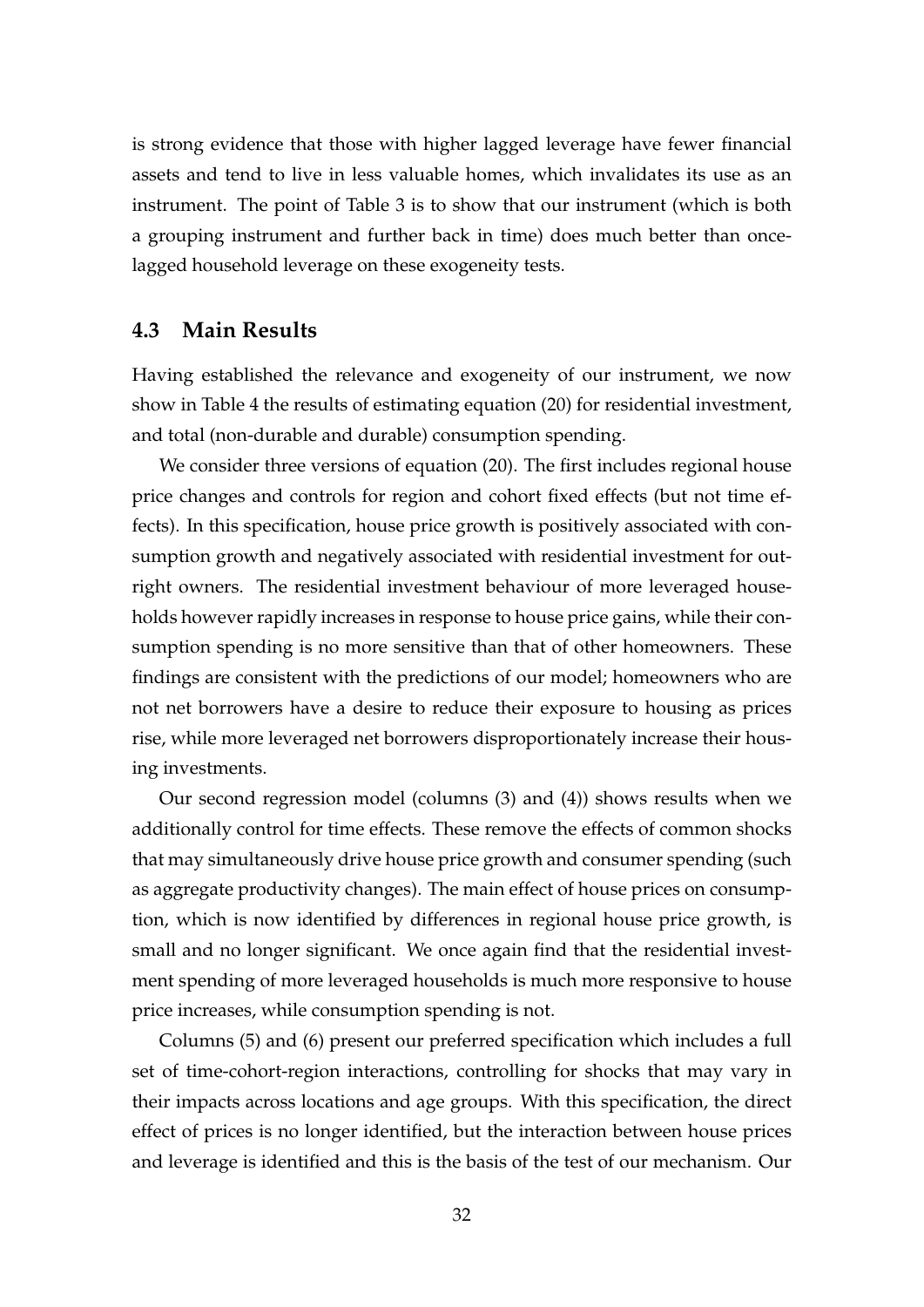is strong evidence that those with higher lagged leverage have fewer financial assets and tend to live in less valuable homes, which invalidates its use as an instrument. The point of Table 3 is to show that our instrument (which is both a grouping instrument and further back in time) does much better than once-lagged household leverage on these exogeneity tests.

### 4.3 Main Results

Having established the relevance and exogeneity of our instrument, we now show in Table 4 the results of estimating equation (20) for residential investment, and total (non-durable and durable) consumption spending.

We consider three versions of equation (20). The first includes regional house price changes and controls for region and cohort fixed effects (but not time effects). In this specification, house price growth is positively associated with consumption growth and negatively associated with residential investment for outright owners. The residential investment behaviour of more leveraged households however rapidly increases in response to house price gains, while their consumption spending is no more sensitive than that of other homeowners. These findings are consistent with the predictions of our model; homeowners who are not net borrowers have a desire to reduce their exposure to housing as prices rise, while more leveraged net borrowers disproportionately increase their housing investments.

Our second regression model (columns (3) and (4)) shows results when we additionally control for time effects. These remove the effects of common shocks that may simultaneously drive house price growth and consumer spending (such as aggregate productivity changes). The main effect of house prices on consumption, which is now identified by differences in regional house price growth, is small and no longer significant. We once again find that the residential investment spending of more leveraged households is much more responsive to house price increases, while consumption spending is not.

Columns (5) and (6) present our preferred specification which includes a full set of time-cohort-region interactions, controlling for shocks that may vary in their impacts across locations and age groups. With this specification, the direct effect of prices is no longer identified, but the interaction between house prices and leverage is identified and this is the basis of the test of our mechanism. Our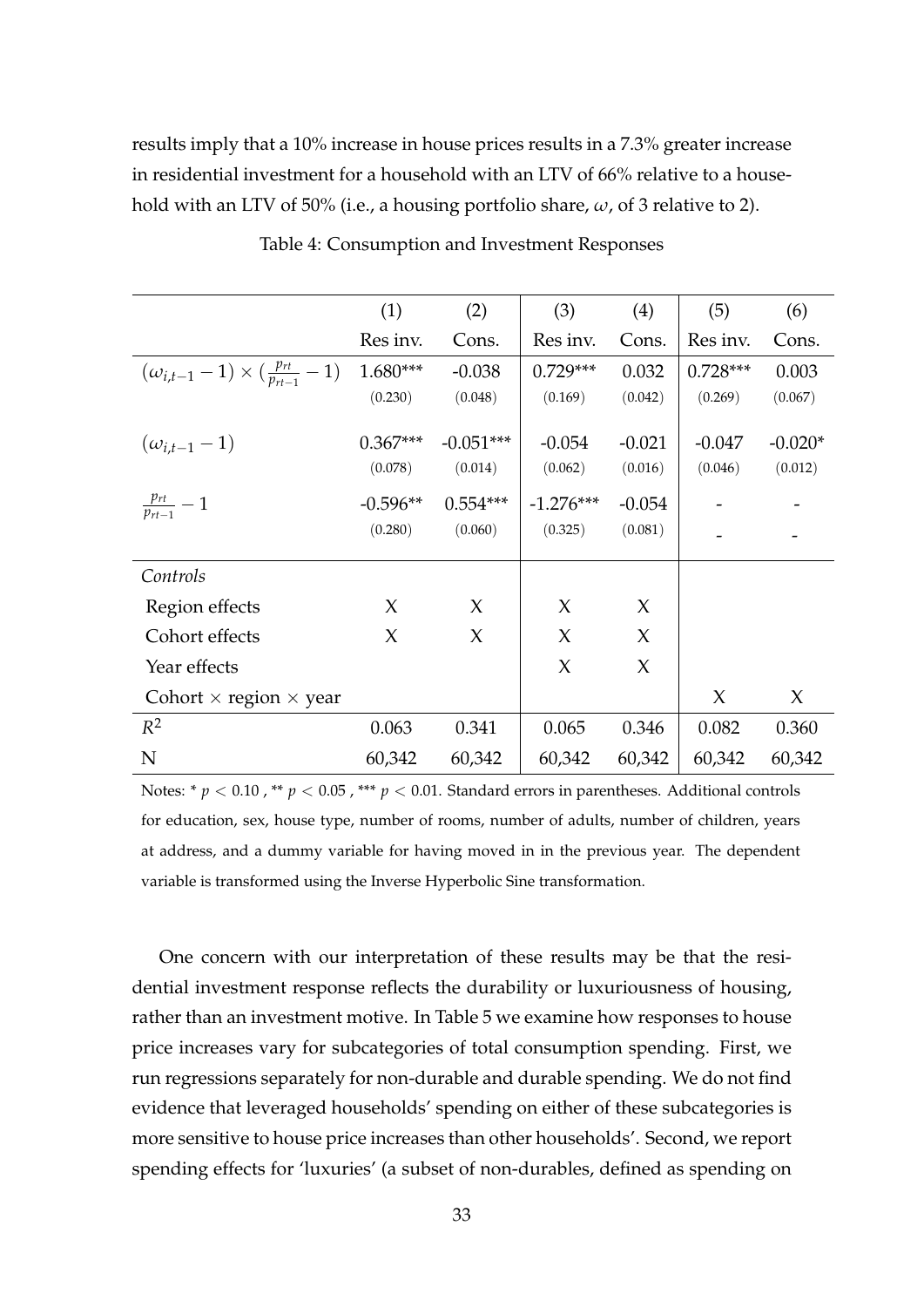results imply that a 10% increase in house prices results in a 7.3% greater increase in residential investment for a household with an LTV of 66% relative to a household with an LTV of 50% (i.e., a housing portfolio share, $\omega$, of 3 relative to 2).

Table 4: Consumption and Investment Responses

| | (1) | (2) | (3) | (4) | (5) | (6) |
|---|---|---|---|---|---|---|
| | Res inv. | Cons. | Res inv. | Cons. | Res inv. | Cons. |
| $(\omega_{i,t-1} - 1) \times (\frac{p_{rt}}{p_{rt-1}} - 1)$ | 1.680*** | -0.038 | 0.729*** | 0.032 | 0.728*** | 0.003 |
| | (0.230) | (0.048) | (0.169) | (0.042) | (0.269) | (0.067) |
| $(\omega_{i,t-1} - 1)$ | 0.367*** | -0.051*** | -0.054 | -0.021 | -0.047 | -0.020* |
| | (0.078) | (0.014) | (0.062) | (0.016) | (0.046) | (0.012) |
| $\frac{p_{rt}}{p_{rt-1}} - 1$ | -0.596** | 0.554*** | -1.276*** | -0.054 | - | - |
| | (0.280) | (0.060) | (0.325) | (0.081) | - | - |
| *Controls* | | | | | | |
| Region effects | X | X | X | X | | |
| Cohort effects | X | X | X | X | | |
| Year effects | | | X | X | | |
| Cohort × region × year | | | | | X | X |
| $R^2$ | 0.063 | 0.341 | 0.065 | 0.346 | 0.082 | 0.360 |
| N | 60,342 | 60,342 | 60,342 | 60,342 | 60,342 | 60,342 |

Notes: * $p < 0.10$ , ** $p < 0.05$ , *** $p < 0.01$. Standard errors in parentheses. Additional controls for education, sex, house type, number of rooms, number of adults, number of children, years at address, and a dummy variable for having moved in in the previous year. The dependent variable is transformed using the Inverse Hyperbolic Sine transformation.

One concern with our interpretation of these results may be that the residential investment response reflects the durability or luxuriousness of housing, rather than an investment motive. In Table 5 we examine how responses to house price increases vary for subcategories of total consumption spending. First, we run regressions separately for non-durable and durable spending. We do not find evidence that leveraged households' spending on either of these subcategories is more sensitive to house price increases than other households'. Second, we report spending effects for 'luxuries' (a subset of non-durables, defined as spending on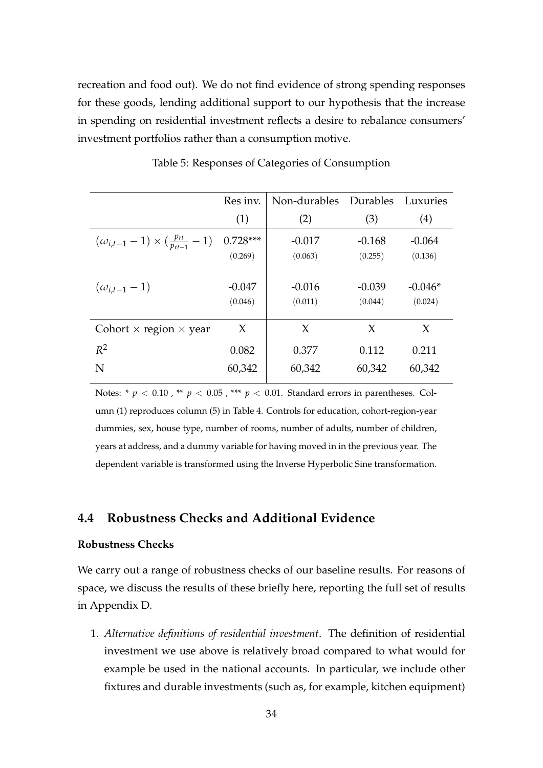recreation and food out). We do not find evidence of strong spending responses for these goods, lending additional support to our hypothesis that the increase in spending on residential investment reflects a desire to rebalance consumers' investment portfolios rather than a consumption motive.

Table 5: Responses of Categories of Consumption

| | Res inv. | Non-durables | Durables | Luxuries |
|---|---|---|---|---|
| | (1) | (2) | (3) | (4) |
| $(\omega_{i,t-1} - 1) \times (\frac{p_{rt}}{p_{rt-1}} - 1)$ | 0.728*** | -0.017 | -0.168 | -0.064 |
| | (0.269) | (0.063) | (0.255) | (0.136) |
| $(\omega_{i,t-1} - 1)$ | -0.047 | -0.016 | -0.039 | -0.046* |
| | (0.046) | (0.011) | (0.044) | (0.024) |
| Cohort × region × year | X | X | X | X |
| $R^2$ | 0.082 | 0.377 | 0.112 | 0.211 |
| N | 60,342 | 60,342 | 60,342 | 60,342 |

Notes: * $p < 0.10$ , ** $p < 0.05$ , *** $p < 0.01$. Standard errors in parentheses. Column (1) reproduces column (5) in Table 4. Controls for education, cohort-region-year dummies, sex, house type, number of rooms, number of adults, number of children, years at address, and a dummy variable for having moved in in the previous year. The dependent variable is transformed using the Inverse Hyperbolic Sine transformation.

## 4.4 Robustness Checks and Additional Evidence

**Robustness Checks**

We carry out a range of robustness checks of our baseline results. For reasons of space, we discuss the results of these briefly here, reporting the full set of results in Appendix D.

1. *Alternative definitions of residential investment*. The definition of residential investment we use above is relatively broad compared to what would for example be used in the national accounts. In particular, we include other fixtures and durable investments (such as, for example, kitchen equipment)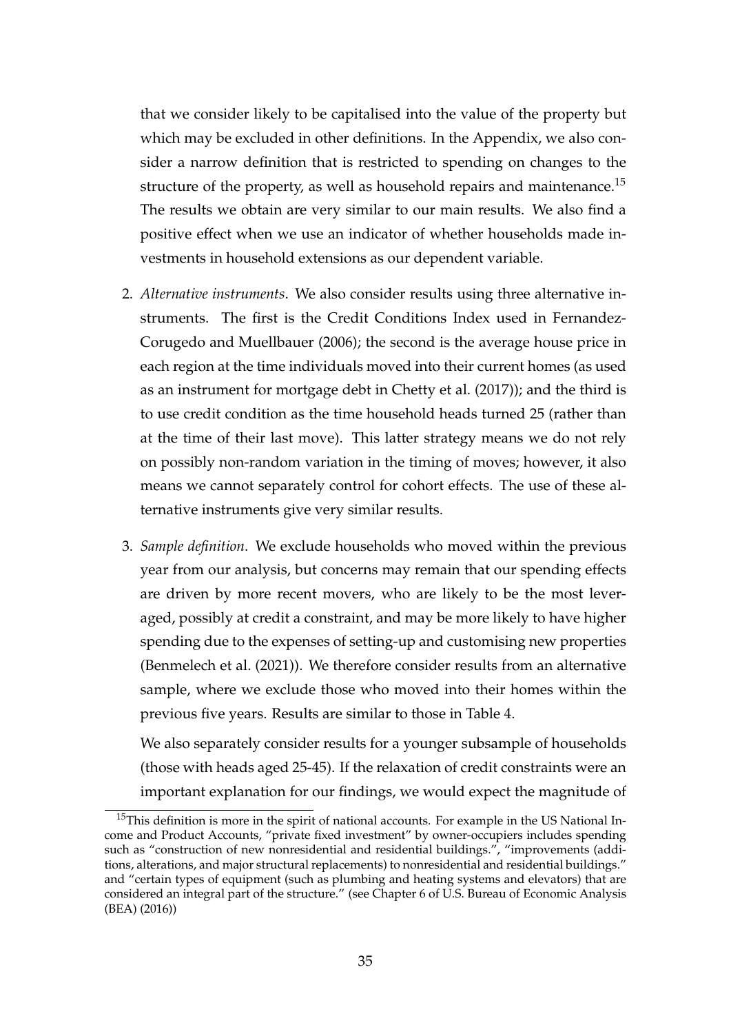that we consider likely to be capitalised into the value of the property but which may be excluded in other definitions. In the Appendix, we also consider a narrow definition that is restricted to spending on changes to the structure of the property, as well as household repairs and maintenance.[15] The results we obtain are very similar to our main results. We also find a positive effect when we use an indicator of whether households made investments in household extensions as our dependent variable.

2. *Alternative instruments*. We also consider results using three alternative instruments. The first is the Credit Conditions Index used in Fernandez-Corugedo and Muellbauer (2006); the second is the average house price in each region at the time individuals moved into their current homes (as used as an instrument for mortgage debt in Chetty et al. (2017)); and the third is to use credit condition as the time household heads turned 25 (rather than at the time of their last move). This latter strategy means we do not rely on possibly non-random variation in the timing of moves; however, it also means we cannot separately control for cohort effects. The use of these alternative instruments give very similar results.

3. *Sample definition*. We exclude households who moved within the previous year from our analysis, but concerns may remain that our spending effects are driven by more recent movers, who are likely to be the most leveraged, possibly at credit a constraint, and may be more likely to have higher spending due to the expenses of setting-up and customising new properties (Benmelech et al. (2021)). We therefore consider results from an alternative sample, where we exclude those who moved into their homes within the previous five years. Results are similar to those in Table 4.

   We also separately consider results for a younger subsample of households (those with heads aged 25-45). If the relaxation of credit constraints were an important explanation for our findings, we would expect the magnitude of

[15] This definition is more in the spirit of national accounts. For example in the US National Income and Product Accounts, "private fixed investment" by owner-occupiers includes spending such as "construction of new nonresidential and residential buildings.", "improvements (additions, alterations, and major structural replacements) to nonresidential and residential buildings." and "certain types of equipment (such as plumbing and heating systems and elevators) that are considered an integral part of the structure." (see Chapter 6 of U.S. Bureau of Economic Analysis (BEA) (2016))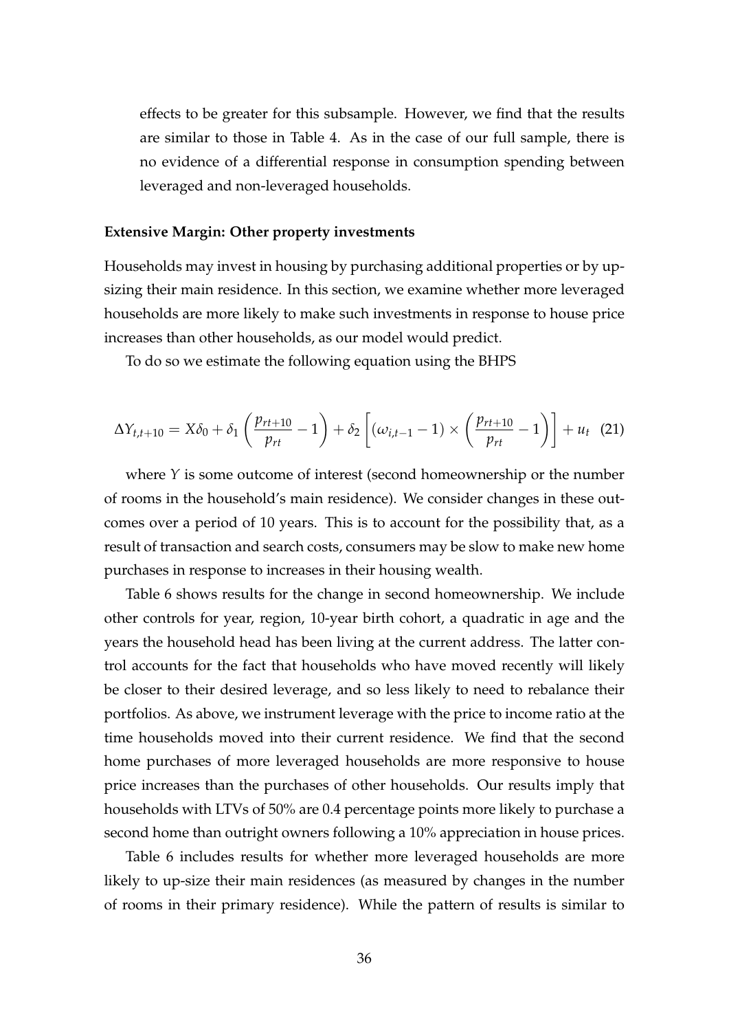effects to be greater for this subsample. However, we find that the results are similar to those in Table 4. As in the case of our full sample, there is no evidence of a differential response in consumption spending between leveraged and non-leveraged households.

**Extensive Margin: Other property investments**

Households may invest in housing by purchasing additional properties or by up-sizing their main residence. In this section, we examine whether more leveraged households are more likely to make such investments in response to house price increases than other households, as our model would predict.

To do so we estimate the following equation using the BHPS

$$\Delta Y_{t,t+10} = X\delta_0 + \delta_1 \left( \frac{p_{rt+10}}{p_{rt}} - 1 \right) + \delta_2 \left[ (\omega_{i,t-1} - 1) \times \left( \frac{p_{rt+10}}{p_{rt}} - 1 \right) \right] + u_t \quad (21)$$

where $Y$ is some outcome of interest (second homeownership or the number of rooms in the household's main residence). We consider changes in these outcomes over a period of 10 years. This is to account for the possibility that, as a result of transaction and search costs, consumers may be slow to make new home purchases in response to increases in their housing wealth.

Table 6 shows results for the change in second homeownership. We include other controls for year, region, 10-year birth cohort, a quadratic in age and the years the household head has been living at the current address. The latter control accounts for the fact that households who have moved recently will likely be closer to their desired leverage, and so less likely to need to rebalance their portfolios. As above, we instrument leverage with the price to income ratio at the time households moved into their current residence. We find that the second home purchases of more leveraged households are more responsive to house price increases than the purchases of other households. Our results imply that households with LTVs of 50% are 0.4 percentage points more likely to purchase a second home than outright owners following a 10% appreciation in house prices.

Table 6 includes results for whether more leveraged households are more likely to up-size their main residences (as measured by changes in the number of rooms in their primary residence). While the pattern of results is similar to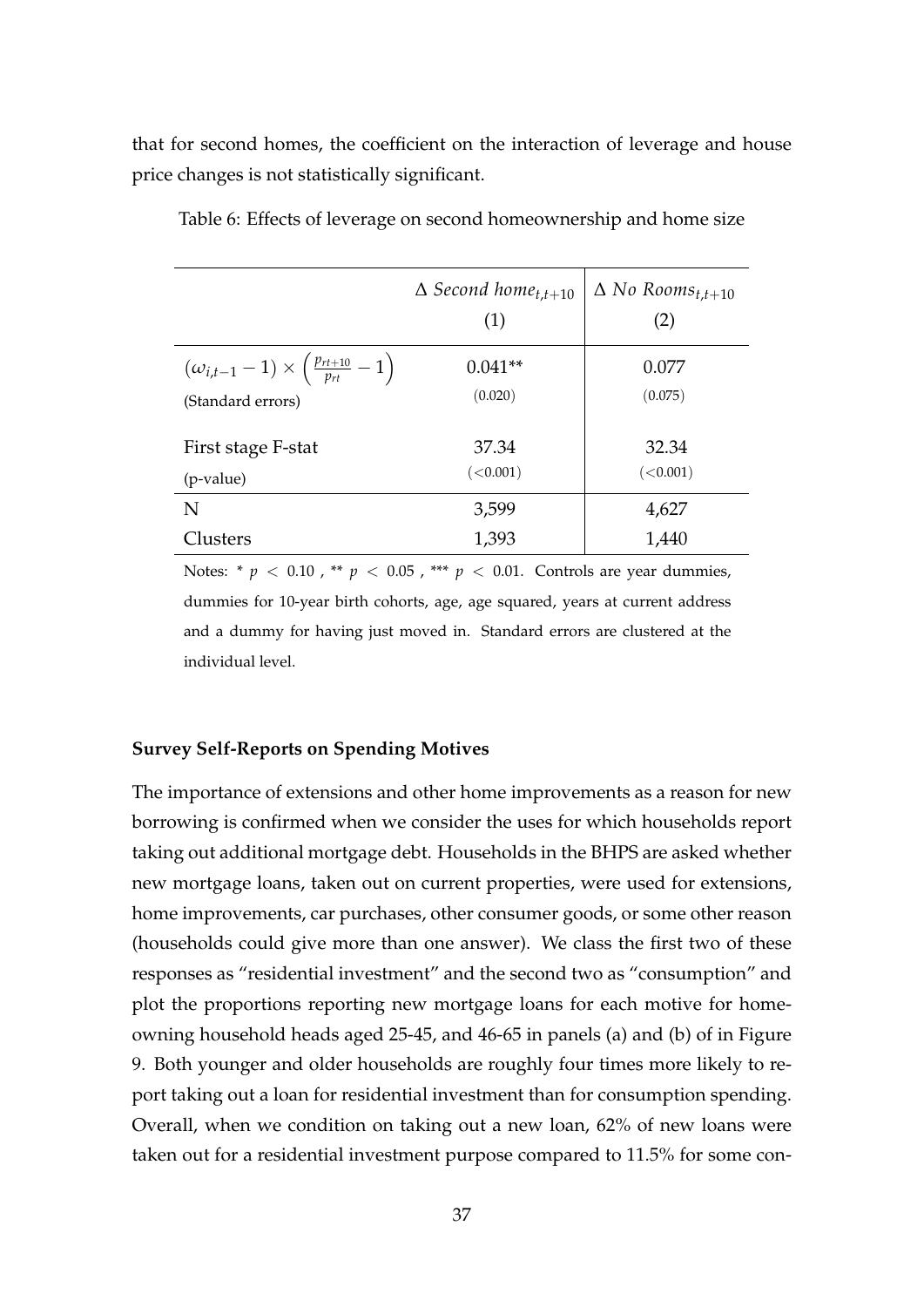that for second homes, the coefficient on the interaction of leverage and house price changes is not statistically significant.

Table 6: Effects of leverage on second homeownership and home size

| | $\Delta$ *Second home*$_{t,t+10}$ | $\Delta$ *No Rooms*$_{t,t+10}$ |
|---|---|---|
| | (1) | (2) |
| $(\omega_{i,t-1} - 1) \times \left(\frac{p_{rt+10}}{p_{rt}} - 1\right)$ | 0.041** | 0.077 |
| (Standard errors) | (0.020) | (0.075) |
| First stage F-stat | 37.34 | 32.34 |
| (p-value) | (<0.001) | (<0.001) |
| N | 3,599 | 4,627 |
| Clusters | 1,393 | 1,440 |

Notes: * $p < 0.10$ , ** $p < 0.05$ , *** $p < 0.01$. Controls are year dummies, dummies for 10-year birth cohorts, age, age squared, years at current address and a dummy for having just moved in. Standard errors are clustered at the individual level.

**Survey Self-Reports on Spending Motives**

The importance of extensions and other home improvements as a reason for new borrowing is confirmed when we consider the uses for which households report taking out additional mortgage debt. Households in the BHPS are asked whether new mortgage loans, taken out on current properties, were used for extensions, home improvements, car purchases, other consumer goods, or some other reason (households could give more than one answer). We class the first two of these responses as "residential investment" and the second two as "consumption" and plot the proportions reporting new mortgage loans for each motive for home-owning household heads aged 25-45, and 46-65 in panels (a) and (b) of in Figure 9. Both younger and older households are roughly four times more likely to report taking out a loan for residential investment than for consumption spending. Overall, when we condition on taking out a new loan, 62% of new loans were taken out for a residential investment purpose compared to 11.5% for some con-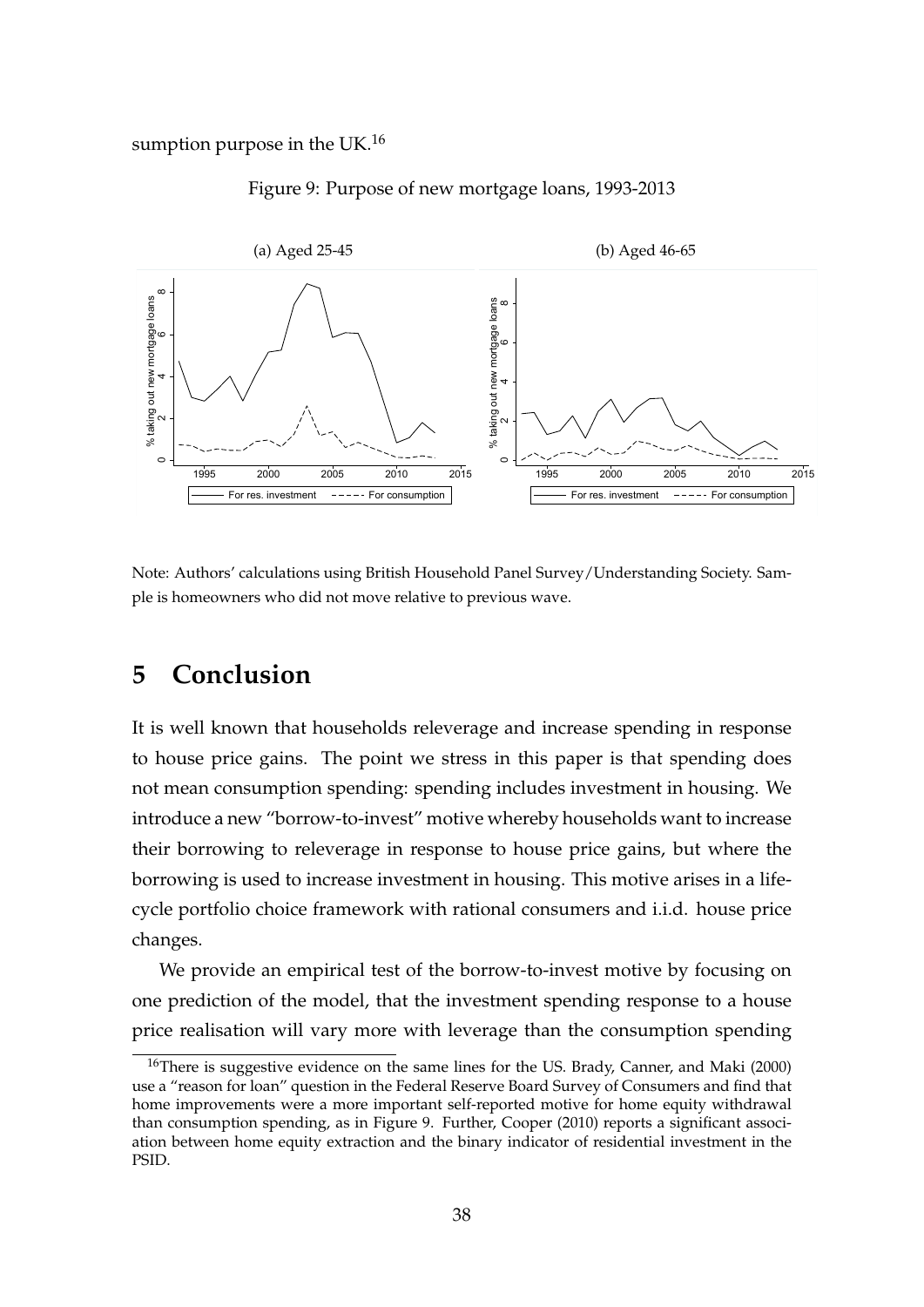sumption purpose in the UK.[16]

Figure 9: Purpose of new mortgage loans, 1993-2013

Note: Authors' calculations using British Household Panel Survey/Understanding Society. Sample is homeowners who did not move relative to previous wave.

# 5 Conclusion

It is well known that households releverage and increase spending in response to house price gains. The point we stress in this paper is that spending does not mean consumption spending: spending includes investment in housing. We introduce a new "borrow-to-invest" motive whereby households want to increase their borrowing to releverage in response to house price gains, but where the borrowing is used to increase investment in housing. This motive arises in a life-cycle portfolio choice framework with rational consumers and i.i.d. house price changes.

We provide an empirical test of the borrow-to-invest motive by focusing on one prediction of the model, that the investment spending response to a house price realisation will vary more with leverage than the consumption spending

[16] There is suggestive evidence on the same lines for the US. Brady, Canner, and Maki (2000) use a "reason for loan" question in the Federal Reserve Board Survey of Consumers and find that home improvements were a more important self-reported motive for home equity withdrawal than consumption spending, as in Figure 9. Further, Cooper (2010) reports a significant association between home equity extraction and the binary indicator of residential investment in the PSID.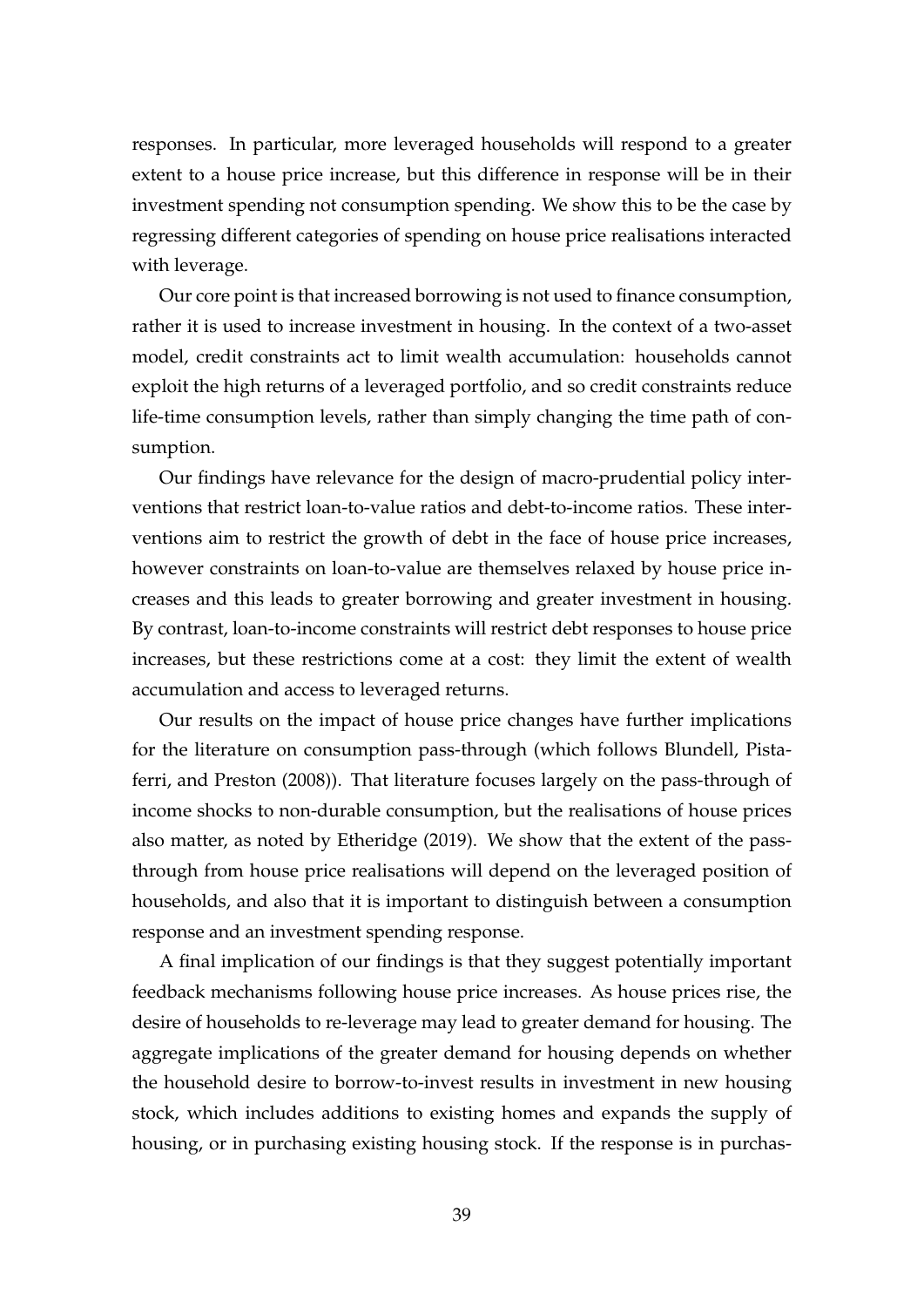responses. In particular, more leveraged households will respond to a greater extent to a house price increase, but this difference in response will be in their investment spending not consumption spending. We show this to be the case by regressing different categories of spending on house price realisations interacted with leverage.

Our core point is that increased borrowing is not used to finance consumption, rather it is used to increase investment in housing. In the context of a two-asset model, credit constraints act to limit wealth accumulation: households cannot exploit the high returns of a leveraged portfolio, and so credit constraints reduce life-time consumption levels, rather than simply changing the time path of consumption.

Our findings have relevance for the design of macro-prudential policy interventions that restrict loan-to-value ratios and debt-to-income ratios. These interventions aim to restrict the growth of debt in the face of house price increases, however constraints on loan-to-value are themselves relaxed by house price increases and this leads to greater borrowing and greater investment in housing. By contrast, loan-to-income constraints will restrict debt responses to house price increases, but these restrictions come at a cost: they limit the extent of wealth accumulation and access to leveraged returns.

Our results on the impact of house price changes have further implications for the literature on consumption pass-through (which follows Blundell, Pistaferri, and Preston (2008)). That literature focuses largely on the pass-through of income shocks to non-durable consumption, but the realisations of house prices also matter, as noted by Etheridge (2019). We show that the extent of the pass-through from house price realisations will depend on the leveraged position of households, and also that it is important to distinguish between a consumption response and an investment spending response.

A final implication of our findings is that they suggest potentially important feedback mechanisms following house price increases. As house prices rise, the desire of households to re-leverage may lead to greater demand for housing. The aggregate implications of the greater demand for housing depends on whether the household desire to borrow-to-invest results in investment in new housing stock, which includes additions to existing homes and expands the supply of housing, or in purchasing existing housing stock. If the response is in purchas-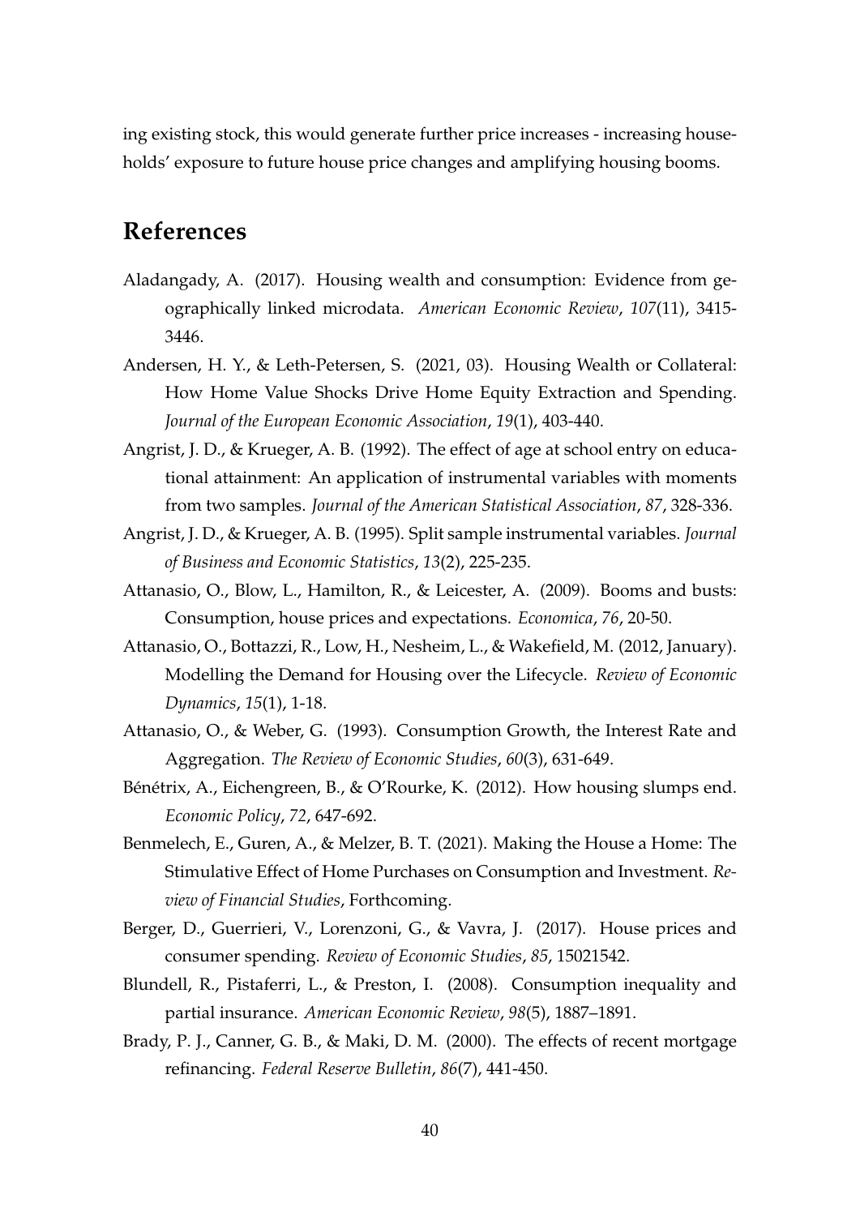ing existing stock, this would generate further price increases - increasing households' exposure to future house price changes and amplifying housing booms.

## References

Aladangady, A. (2017). Housing wealth and consumption: Evidence from geographically linked microdata. *American Economic Review*, *107*(11), 3415-3446.

Andersen, H. Y., & Leth-Petersen, S. (2021, 03). Housing Wealth or Collateral: How Home Value Shocks Drive Home Equity Extraction and Spending. *Journal of the European Economic Association*, *19*(1), 403-440.

Angrist, J. D., & Krueger, A. B. (1992). The effect of age at school entry on educational attainment: An application of instrumental variables with moments from two samples. *Journal of the American Statistical Association*, *87*, 328-336.

Angrist, J. D., & Krueger, A. B. (1995). Split sample instrumental variables. *Journal of Business and Economic Statistics*, *13*(2), 225-235.

Attanasio, O., Blow, L., Hamilton, R., & Leicester, A. (2009). Booms and busts: Consumption, house prices and expectations. *Economica*, *76*, 20-50.

Attanasio, O., Bottazzi, R., Low, H., Nesheim, L., & Wakefield, M. (2012, January). Modelling the Demand for Housing over the Lifecycle. *Review of Economic Dynamics*, *15*(1), 1-18.

Attanasio, O., & Weber, G. (1993). Consumption Growth, the Interest Rate and Aggregation. *The Review of Economic Studies*, *60*(3), 631-649.

Bénétrix, A., Eichengreen, B., & O'Rourke, K. (2012). How housing slumps end. *Economic Policy*, *72*, 647-692.

Benmelech, E., Guren, A., & Melzer, B. T. (2021). Making the House a Home: The Stimulative Effect of Home Purchases on Consumption and Investment. *Review of Financial Studies*, Forthcoming.

Berger, D., Guerrieri, V., Lorenzoni, G., & Vavra, J. (2017). House prices and consumer spending. *Review of Economic Studies*, *85*, 15021542.

Blundell, R., Pistaferri, L., & Preston, I. (2008). Consumption inequality and partial insurance. *American Economic Review*, *98*(5), 1887–1891.

Brady, P. J., Canner, G. B., & Maki, D. M. (2000). The effects of recent mortgage refinancing. *Federal Reserve Bulletin*, *86*(7), 441-450.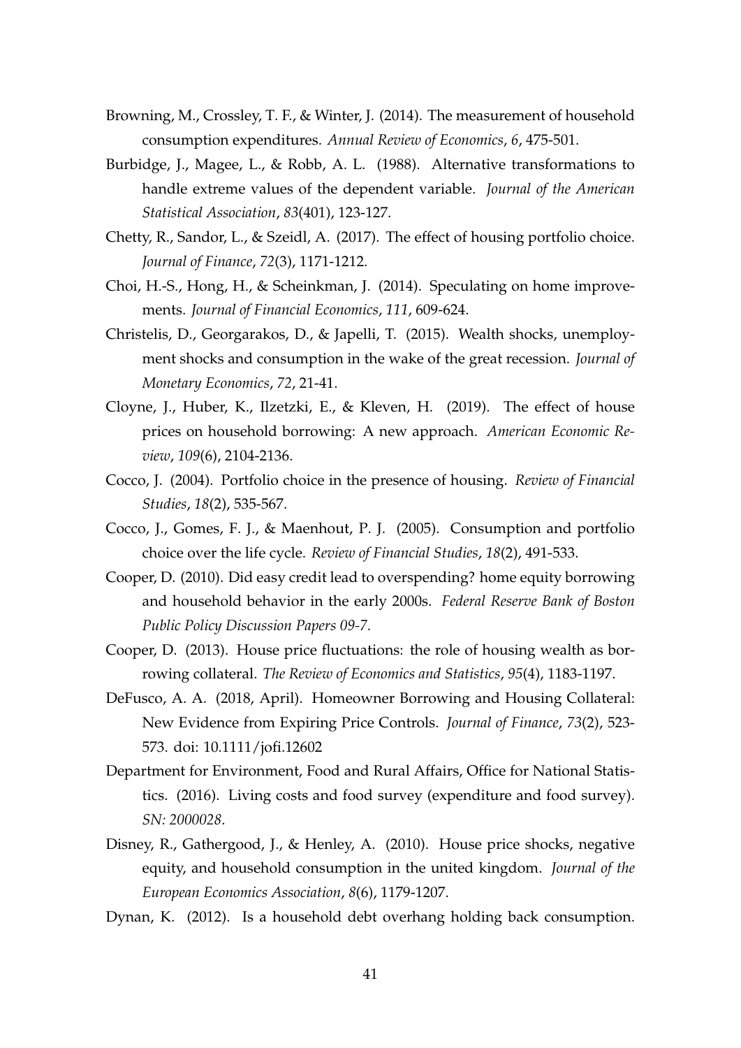Browning, M., Crossley, T. F., & Winter, J. (2014). The measurement of household consumption expenditures. *Annual Review of Economics*, *6*, 475-501.

Burbidge, J., Magee, L., & Robb, A. L. (1988). Alternative transformations to handle extreme values of the dependent variable. *Journal of the American Statistical Association*, *83*(401), 123-127.

Chetty, R., Sandor, L., & Szeidl, A. (2017). The effect of housing portfolio choice. *Journal of Finance*, *72*(3), 1171-1212.

Choi, H.-S., Hong, H., & Scheinkman, J. (2014). Speculating on home improvements. *Journal of Financial Economics*, *111*, 609-624.

Christelis, D., Georgarakos, D., & Japelli, T. (2015). Wealth shocks, unemployment shocks and consumption in the wake of the great recession. *Journal of Monetary Economics*, *72*, 21-41.

Cloyne, J., Huber, K., Ilzetzki, E., & Kleven, H. (2019). The effect of house prices on household borrowing: A new approach. *American Economic Review*, *109*(6), 2104-2136.

Cocco, J. (2004). Portfolio choice in the presence of housing. *Review of Financial Studies*, *18*(2), 535-567.

Cocco, J., Gomes, F. J., & Maenhout, P. J. (2005). Consumption and portfolio choice over the life cycle. *Review of Financial Studies*, *18*(2), 491-533.

Cooper, D. (2010). Did easy credit lead to overspending? home equity borrowing and household behavior in the early 2000s. *Federal Reserve Bank of Boston Public Policy Discussion Papers 09-7*.

Cooper, D. (2013). House price fluctuations: the role of housing wealth as borrowing collateral. *The Review of Economics and Statistics*, *95*(4), 1183-1197.

DeFusco, A. A. (2018, April). Homeowner Borrowing and Housing Collateral: New Evidence from Expiring Price Controls. *Journal of Finance*, *73*(2), 523-573. doi: 10.1111/jofi.12602

Department for Environment, Food and Rural Affairs, Office for National Statistics. (2016). Living costs and food survey (expenditure and food survey). *SN: 2000028*.

Disney, R., Gathergood, J., & Henley, A. (2010). House price shocks, negative equity, and household consumption in the united kingdom. *Journal of the European Economics Association*, *8*(6), 1179-1207.

Dynan, K. (2012). Is a household debt overhang holding back consumption.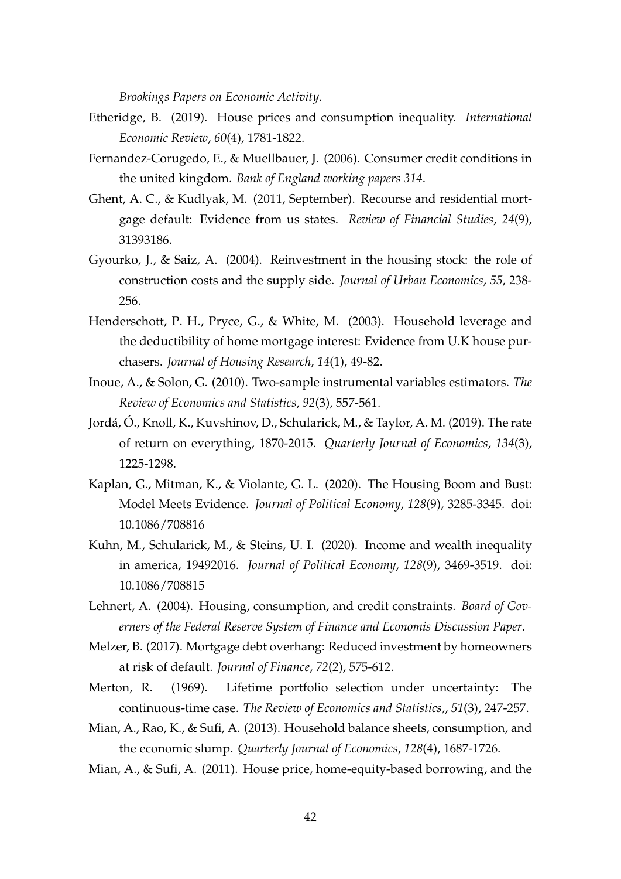*Brookings Papers on Economic Activity*.

Etheridge, B. (2019). House prices and consumption inequality. *International Economic Review*, *60*(4), 1781-1822.

Fernandez-Corugedo, E., & Muellbauer, J. (2006). Consumer credit conditions in the united kingdom. *Bank of England working papers 314*.

Ghent, A. C., & Kudlyak, M. (2011, September). Recourse and residential mortgage default: Evidence from us states. *Review of Financial Studies*, *24*(9), 31393186.

Gyourko, J., & Saiz, A. (2004). Reinvestment in the housing stock: the role of construction costs and the supply side. *Journal of Urban Economics*, *55*, 238-256.

Henderschott, P. H., Pryce, G., & White, M. (2003). Household leverage and the deductibility of home mortgage interest: Evidence from U.K house purchasers. *Journal of Housing Research*, *14*(1), 49-82.

Inoue, A., & Solon, G. (2010). Two-sample instrumental variables estimators. *The Review of Economics and Statistics*, *92*(3), 557-561.

Jordá, Ó., Knoll, K., Kuvshinov, D., Schularick, M., & Taylor, A. M. (2019). The rate of return on everything, 1870-2015. *Quarterly Journal of Economics*, *134*(3), 1225-1298.

Kaplan, G., Mitman, K., & Violante, G. L. (2020). The Housing Boom and Bust: Model Meets Evidence. *Journal of Political Economy*, *128*(9), 3285-3345. doi: 10.1086/708816

Kuhn, M., Schularick, M., & Steins, U. I. (2020). Income and wealth inequality in america, 19492016. *Journal of Political Economy*, *128*(9), 3469-3519. doi: 10.1086/708815

Lehnert, A. (2004). Housing, consumption, and credit constraints. *Board of Governers of the Federal Reserve System of Finance and Economis Discussion Paper*.

Melzer, B. (2017). Mortgage debt overhang: Reduced investment by homeowners at risk of default. *Journal of Finance*, *72*(2), 575-612.

Merton, R. (1969). Lifetime portfolio selection under uncertainty: The continuous-time case. *The Review of Economics and Statistics,*, *51*(3), 247-257.

Mian, A., Rao, K., & Sufi, A. (2013). Household balance sheets, consumption, and the economic slump. *Quarterly Journal of Economics*, *128*(4), 1687-1726.

Mian, A., & Sufi, A. (2011). House price, home-equity-based borrowing, and the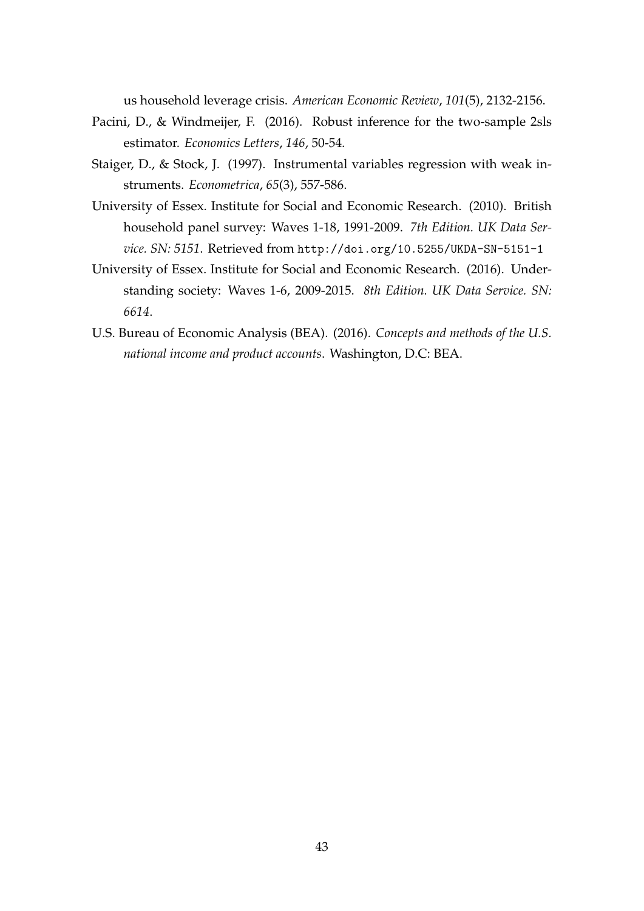us household leverage crisis. *American Economic Review*, *101*(5), 2132-2156.

Pacini, D., & Windmeijer, F. (2016). Robust inference for the two-sample 2sls estimator. *Economics Letters*, *146*, 50-54.

Staiger, D., & Stock, J. (1997). Instrumental variables regression with weak instruments. *Econometrica*, *65*(3), 557-586.

University of Essex. Institute for Social and Economic Research. (2010). British household panel survey: Waves 1-18, 1991-2009. *7th Edition. UK Data Service. SN: 5151.* Retrieved from `http://doi.org/10.5255/UKDA-SN-5151-1`

University of Essex. Institute for Social and Economic Research. (2016). Understanding society: Waves 1-6, 2009-2015. *8th Edition. UK Data Service. SN: 6614.*

U.S. Bureau of Economic Analysis (BEA). (2016). *Concepts and methods of the U.S. national income and product accounts*. Washington, D.C: BEA.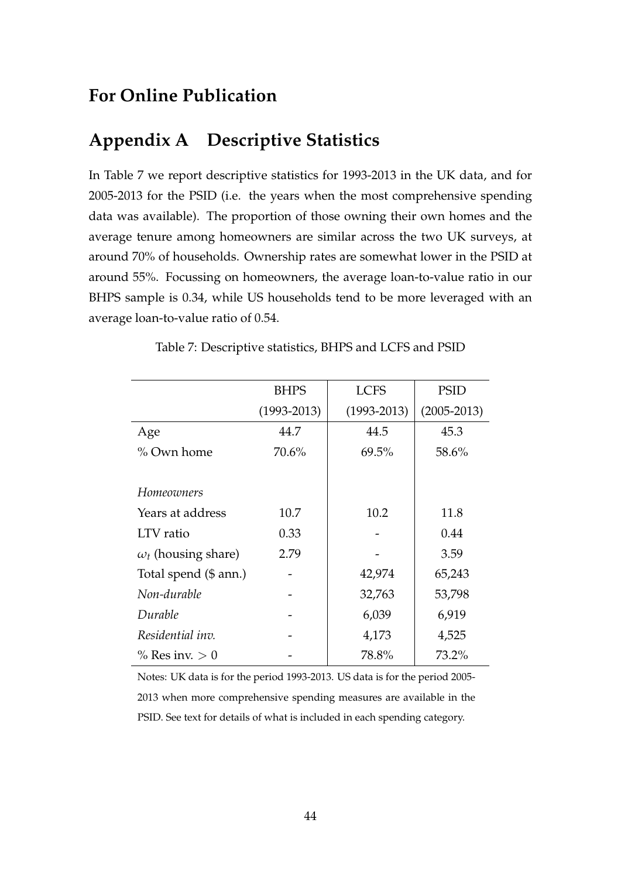## For Online Publication

## Appendix A Descriptive Statistics

In Table 7 we report descriptive statistics for 1993-2013 in the UK data, and for 2005-2013 for the PSID (i.e. the years when the most comprehensive spending data was available). The proportion of those owning their own homes and the average tenure among homeowners are similar across the two UK surveys, at around 70% of households. Ownership rates are somewhat lower in the PSID at around 55%. Focussing on homeowners, the average loan-to-value ratio in our BHPS sample is 0.34, while US households tend to be more leveraged with an average loan-to-value ratio of 0.54.

Table 7: Descriptive statistics, BHPS and LCFS and PSID

| | BHPS (1993-2013) | LCFS (1993-2013) | PSID (2005-2013) |
|---|---|---|---|
| Age | 44.7 | 44.5 | 45.3 |
| % Own home | 70.6% | 69.5% | 58.6% |
| | | | |
| *Homeowners* | | | |
| Years at address | 10.7 | 10.2 | 11.8 |
| LTV ratio | 0.33 | - | 0.44 |
| $\omega_t$ (housing share) | 2.79 | - | 3.59 |
| Total spend ($ ann.) | - | 42,974 | 65,243 |
| *Non-durable* | - | 32,763 | 53,798 |
| *Durable* | - | 6,039 | 6,919 |
| *Residential inv.* | - | 4,173 | 4,525 |
| % Res inv. $> 0$ | - | 78.8% | 73.2% |

Notes: UK data is for the period 1993-2013. US data is for the period 2005-2013 when more comprehensive spending measures are available in the PSID. See text for details of what is included in each spending category.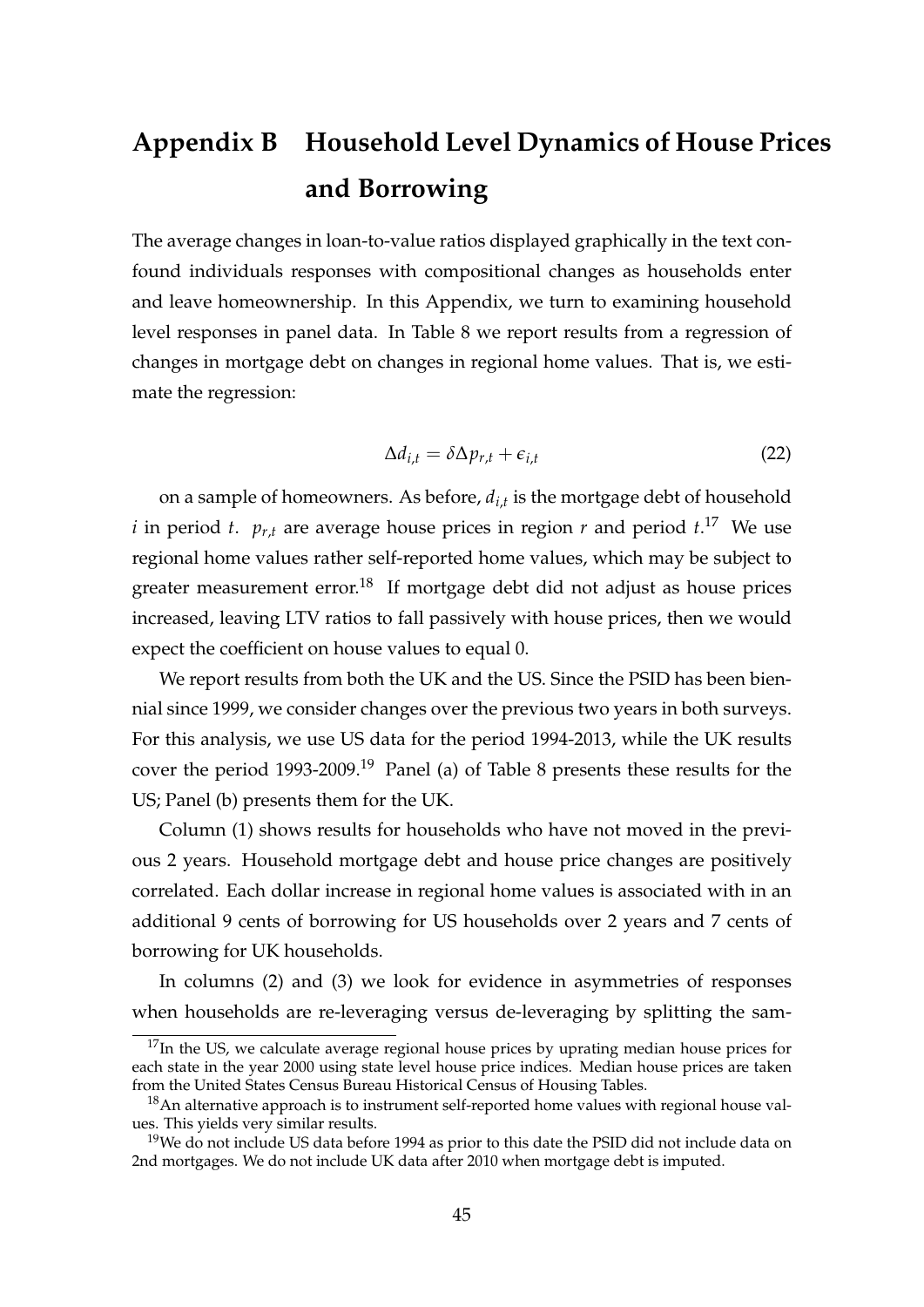# Appendix B Household Level Dynamics of House Prices and Borrowing

The average changes in loan-to-value ratios displayed graphically in the text confound individuals responses with compositional changes as households enter and leave homeownership. In this Appendix, we turn to examining household level responses in panel data. In Table 8 we report results from a regression of changes in mortgage debt on changes in regional home values. That is, we estimate the regression:

$$\Delta d_{i,t} = \delta \Delta p_{r,t} + \epsilon_{i,t} \tag{22}$$

on a sample of homeowners. As before, $d_{i,t}$ is the mortgage debt of household $i$ in period $t$. $p_{r,t}$ are average house prices in region $r$ and period $t$.[17] We use regional home values rather self-reported home values, which may be subject to greater measurement error.[18] If mortgage debt did not adjust as house prices increased, leaving LTV ratios to fall passively with house prices, then we would expect the coefficient on house values to equal 0.

We report results from both the UK and the US. Since the PSID has been biennial since 1999, we consider changes over the previous two years in both surveys. For this analysis, we use US data for the period 1994-2013, while the UK results cover the period 1993-2009.[19] Panel (a) of Table 8 presents these results for the US; Panel (b) presents them for the UK.

Column (1) shows results for households who have not moved in the previous 2 years. Household mortgage debt and house price changes are positively correlated. Each dollar increase in regional home values is associated with in an additional 9 cents of borrowing for US households over 2 years and 7 cents of borrowing for UK households.

In columns (2) and (3) we look for evidence in asymmetries of responses when households are re-leveraging versus de-leveraging by splitting the sam-

[17] In the US, we calculate average regional house prices by uprating median house prices for each state in the year 2000 using state level house price indices. Median house prices are taken from the United States Census Bureau Historical Census of Housing Tables.

[18] An alternative approach is to instrument self-reported home values with regional house values. This yields very similar results.

[19] We do not include US data before 1994 as prior to this date the PSID did not include data on 2nd mortgages. We do not include UK data after 2010 when mortgage debt is imputed.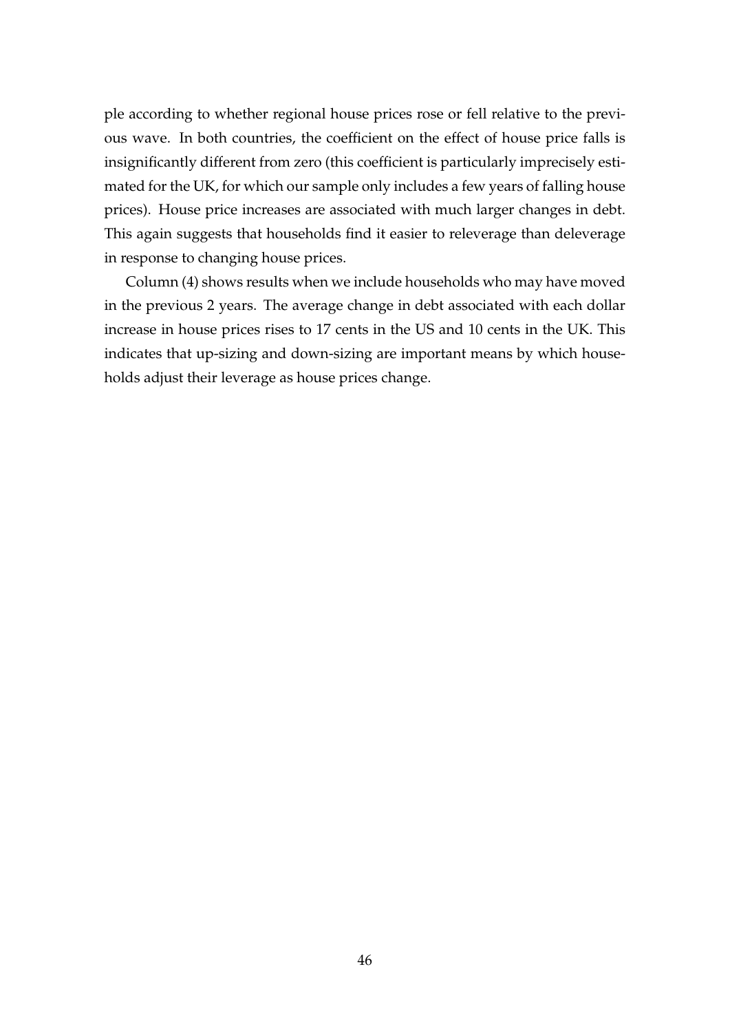ple according to whether regional house prices rose or fell relative to the previous wave. In both countries, the coefficient on the effect of house price falls is insignificantly different from zero (this coefficient is particularly imprecisely estimated for the UK, for which our sample only includes a few years of falling house prices). House price increases are associated with much larger changes in debt. This again suggests that households find it easier to releverage than deleverage in response to changing house prices.

Column (4) shows results when we include households who may have moved in the previous 2 years. The average change in debt associated with each dollar increase in house prices rises to 17 cents in the US and 10 cents in the UK. This indicates that up-sizing and down-sizing are important means by which households adjust their leverage as house prices change.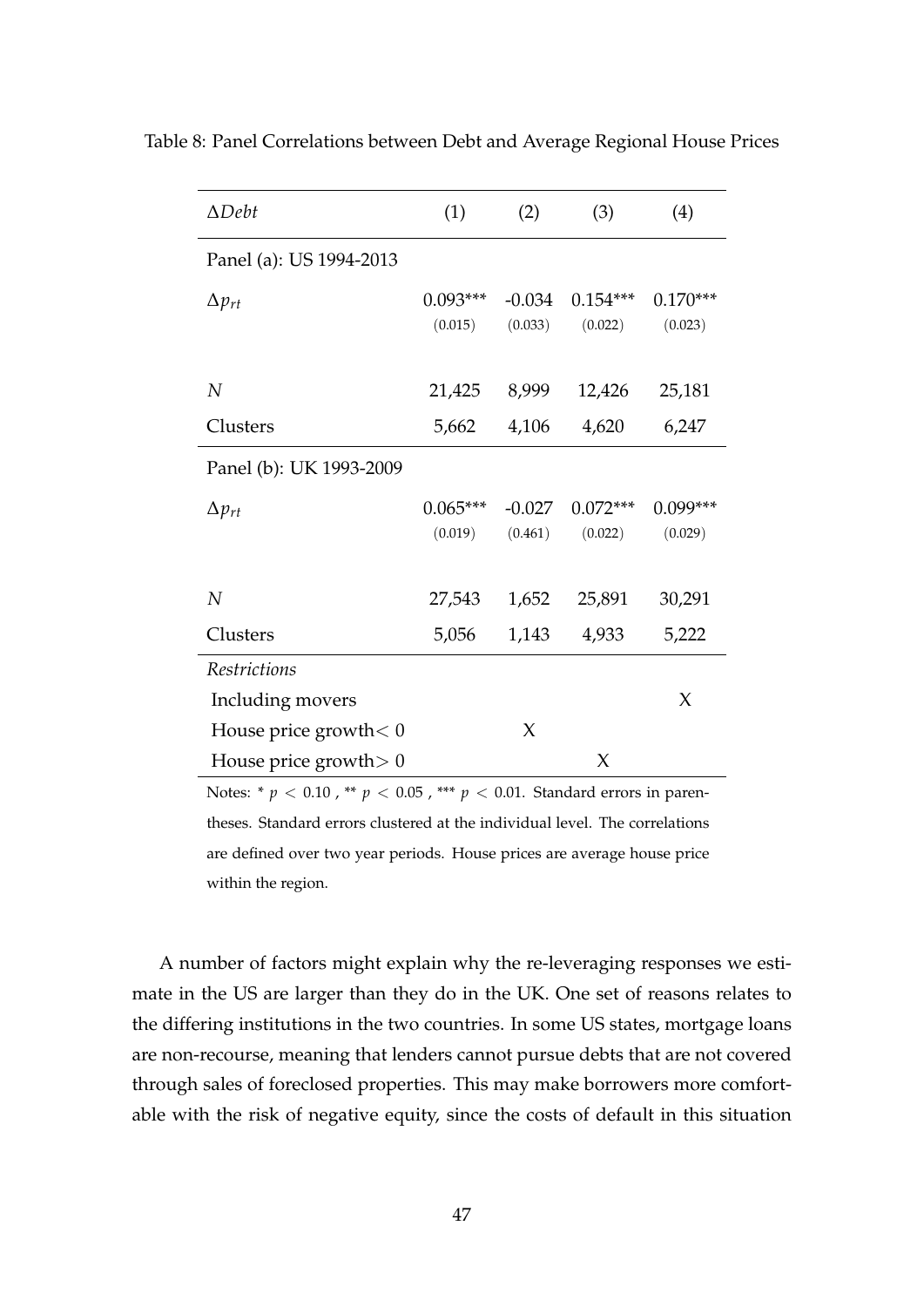Table 8: Panel Correlations between Debt and Average Regional House Prices

| $\Delta Debt$ | (1) | (2) | (3) | (4) |
|---|---|---|---|---|
| Panel (a): US 1994-2013 | | | | |
| $\Delta p_{rt}$ | 0.093*** | -0.034 | 0.154*** | 0.170*** |
| | (0.015) | (0.033) | (0.022) | (0.023) |
| $N$ | 21,425 | 8,999 | 12,426 | 25,181 |
| Clusters | 5,662 | 4,106 | 4,620 | 6,247 |
| Panel (b): UK 1993-2009 | | | | |
| $\Delta p_{rt}$ | 0.065*** | -0.027 | 0.072*** | 0.099*** |
| | (0.019) | (0.461) | (0.022) | (0.029) |
| $N$ | 27,543 | 1,652 | 25,891 | 30,291 |
| Clusters | 5,056 | 1,143 | 4,933 | 5,222 |
| *Restrictions* | | | | |
| Including movers | | | | X |
| House price growth$< 0$ | | X | | |
| House price growth$> 0$ | | | X | |

Notes: * $p < 0.10$ , ** $p < 0.05$ , *** $p < 0.01$. Standard errors in parentheses. Standard errors clustered at the individual level. The correlations are defined over two year periods. House prices are average house price within the region.

A number of factors might explain why the re-leveraging responses we estimate in the US are larger than they do in the UK. One set of reasons relates to the differing institutions in the two countries. In some US states, mortgage loans are non-recourse, meaning that lenders cannot pursue debts that are not covered through sales of foreclosed properties. This may make borrowers more comfortable with the risk of negative equity, since the costs of default in this situation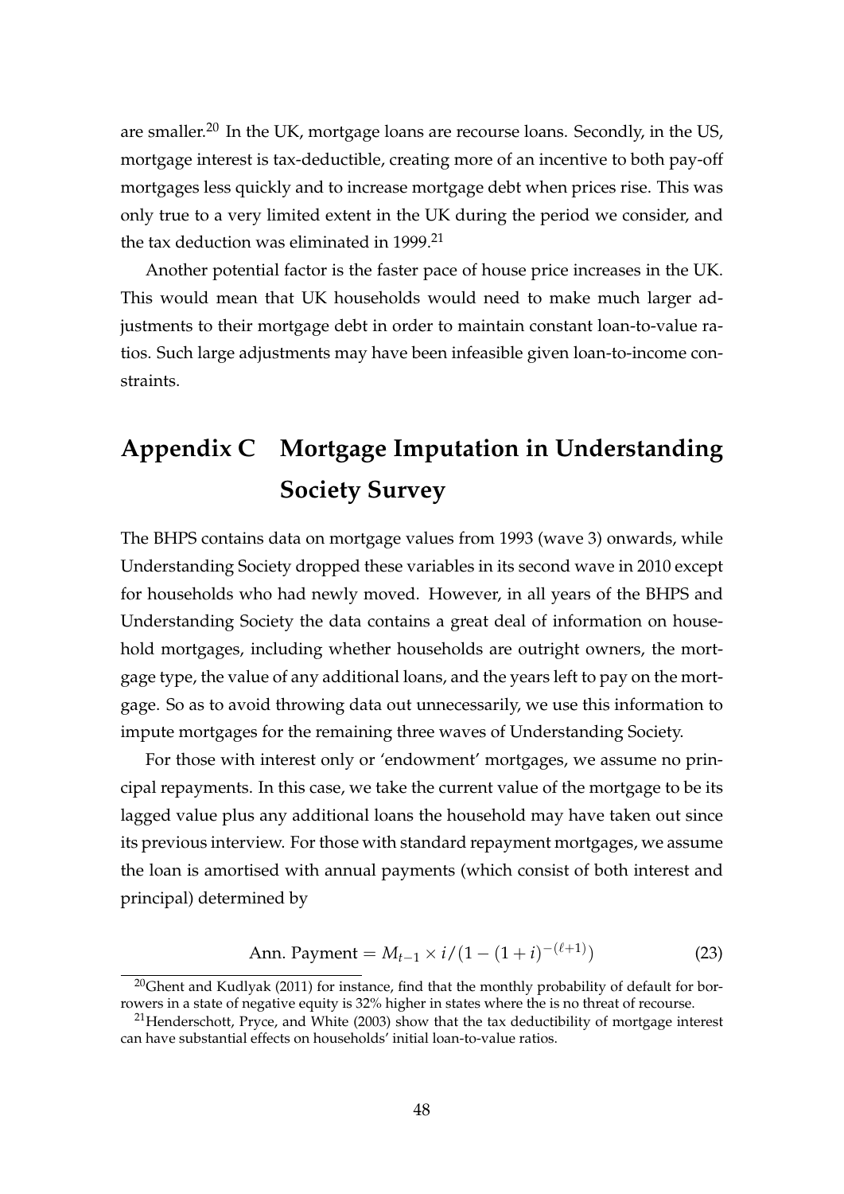are smaller.[20] In the UK, mortgage loans are recourse loans. Secondly, in the US, mortgage interest is tax-deductible, creating more of an incentive to both pay-off mortgages less quickly and to increase mortgage debt when prices rise. This was only true to a very limited extent in the UK during the period we consider, and the tax deduction was eliminated in 1999.[21]

Another potential factor is the faster pace of house price increases in the UK. This would mean that UK households would need to make much larger adjustments to their mortgage debt in order to maintain constant loan-to-value ratios. Such large adjustments may have been infeasible given loan-to-income constraints.

# Appendix C Mortgage Imputation in Understanding Society Survey

The BHPS contains data on mortgage values from 1993 (wave 3) onwards, while Understanding Society dropped these variables in its second wave in 2010 except for households who had newly moved. However, in all years of the BHPS and Understanding Society the data contains a great deal of information on household mortgages, including whether households are outright owners, the mortgage type, the value of any additional loans, and the years left to pay on the mortgage. So as to avoid throwing data out unnecessarily, we use this information to impute mortgages for the remaining three waves of Understanding Society.

For those with interest only or 'endowment' mortgages, we assume no principal repayments. In this case, we take the current value of the mortgage to be its lagged value plus any additional loans the household may have taken out since its previous interview. For those with standard repayment mortgages, we assume the loan is amortised with annual payments (which consist of both interest and principal) determined by

$$\text{Ann. Payment} = M_{t-1} \times i/(1-(1+i)^{-(\ell+1)}) \tag{23}$$

[20] Ghent and Kudlyak (2011) for instance, find that the monthly probability of default for borrowers in a state of negative equity is 32% higher in states where the is no threat of recourse.

[21] Henderschott, Pryce, and White (2003) show that the tax deductibility of mortgage interest can have substantial effects on households' initial loan-to-value ratios.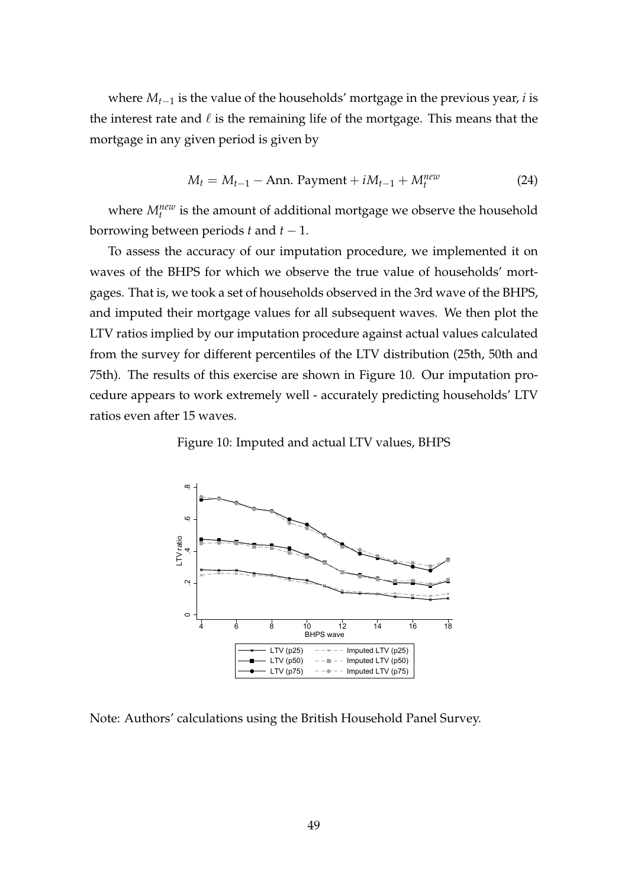where $M_{t-1}$ is the value of the households' mortgage in the previous year, $i$ is the interest rate and $\ell$ is the remaining life of the mortgage. This means that the mortgage in any given period is given by

$$M_t = M_{t-1} - \text{Ann. Payment} + iM_{t-1} + M_t^{new} \tag{24}$$

where $M_t^{new}$ is the amount of additional mortgage we observe the household borrowing between periods $t$ and $t-1$.

To assess the accuracy of our imputation procedure, we implemented it on waves of the BHPS for which we observe the true value of households' mortgages. That is, we took a set of households observed in the 3rd wave of the BHPS, and imputed their mortgage values for all subsequent waves. We then plot the LTV ratios implied by our imputation procedure against actual values calculated from the survey for different percentiles of the LTV distribution (25th, 50th and 75th). The results of this exercise are shown in Figure 10. Our imputation procedure appears to work extremely well - accurately predicting households' LTV ratios even after 15 waves.

Figure 10: Imputed and actual LTV values, BHPS

Note: Authors' calculations using the British Household Panel Survey.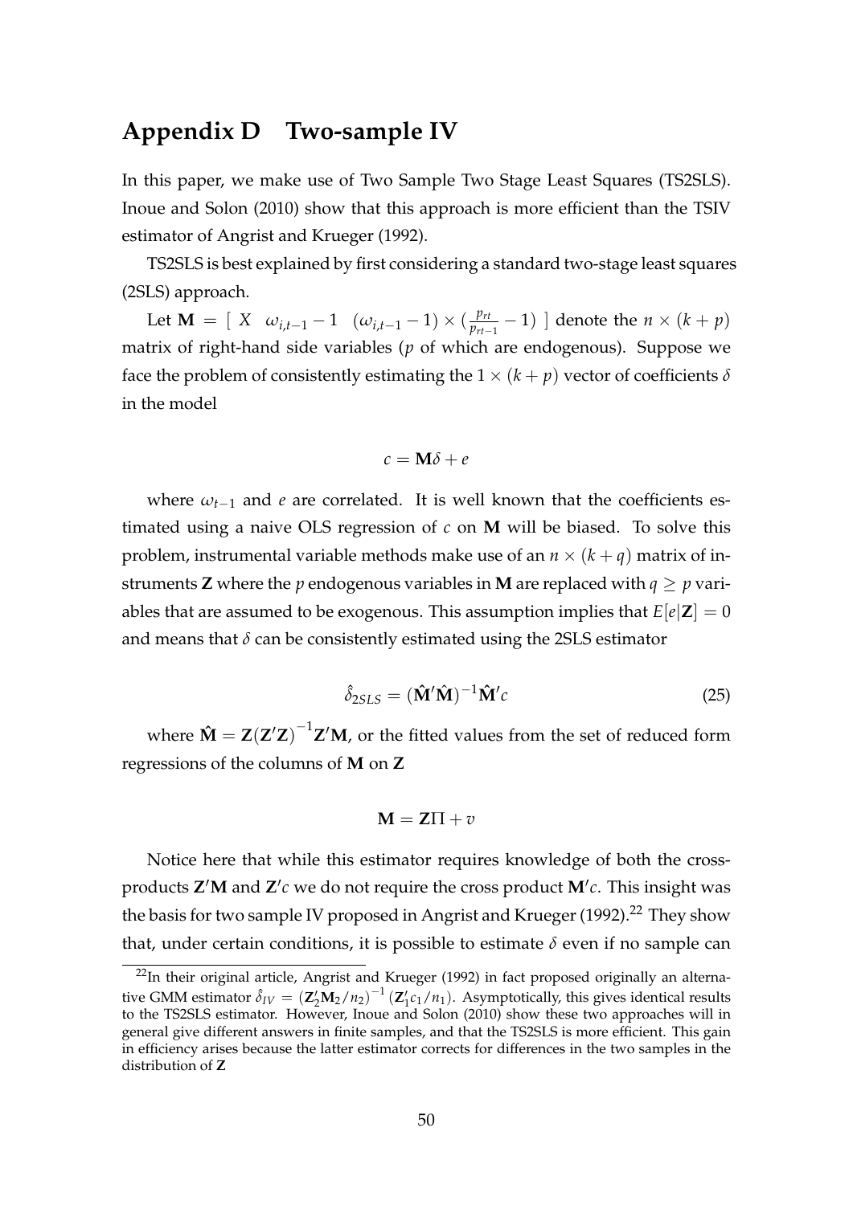# Appendix D Two-sample IV

In this paper, we make use of Two Sample Two Stage Least Squares (TS2SLS). Inoue and Solon (2010) show that this approach is more efficient than the TSIV estimator of Angrist and Krueger (1992).

TS2SLS is best explained by first considering a standard two-stage least squares (2SLS) approach.

Let $\mathbf{M} = [\ X \quad \omega_{i,t-1} - 1 \quad (\omega_{i,t-1} - 1) \times (\frac{p_{rt}}{p_{rt-1}} - 1)\ ]$ denote the $n \times (k+p)$ matrix of right-hand side variables ($p$ of which are endogenous). Suppose we face the problem of consistently estimating the $1 \times (k+p)$ vector of coefficients $\delta$ in the model

$$c = \mathbf{M}\delta + e$$

where $\omega_{t-1}$ and $e$ are correlated. It is well known that the coefficients estimated using a naive OLS regression of $c$ on $\mathbf{M}$ will be biased. To solve this problem, instrumental variable methods make use of an $n \times (k+q)$ matrix of instruments $\mathbf{Z}$ where the $p$ endogenous variables in $\mathbf{M}$ are replaced with $q \geq p$ variables that are assumed to be exogenous. This assumption implies that $E[e|\mathbf{Z}] = 0$ and means that $\delta$ can be consistently estimated using the 2SLS estimator

$$\hat{\delta}_{2SLS} = (\hat{\mathbf{M}}'\hat{\mathbf{M}})^{-1}\hat{\mathbf{M}}'c \tag{25}$$

where $\hat{\mathbf{M}} = \mathbf{Z}(\mathbf{Z}'\mathbf{Z})^{-1}\mathbf{Z}'\mathbf{M}$, or the fitted values from the set of reduced form regressions of the columns of $\mathbf{M}$ on $\mathbf{Z}$

$$\mathbf{M} = \mathbf{Z}\Pi + v$$

Notice here that while this estimator requires knowledge of both the cross-products $\mathbf{Z}'\mathbf{M}$ and $\mathbf{Z}'c$ we do not require the cross product $\mathbf{M}'c$. This insight was the basis for two sample IV proposed in Angrist and Krueger (1992).[22] They show that, under certain conditions, it is possible to estimate $\delta$ even if no sample can

[22] In their original article, Angrist and Krueger (1992) in fact proposed originally an alternative GMM estimator $\hat{\delta}_{IV} = (\mathbf{Z}_2'\mathbf{M}_2/n_2)^{-1}(\mathbf{Z}_1'c_1/n_1)$. Asymptotically, this gives identical results to the TS2SLS estimator. However, Inoue and Solon (2010) show these two approaches will in general give different answers in finite samples, and that the TS2SLS is more efficient. This gain in efficiency arises because the latter estimator corrects for differences in the two samples in the distribution of $\mathbf{Z}$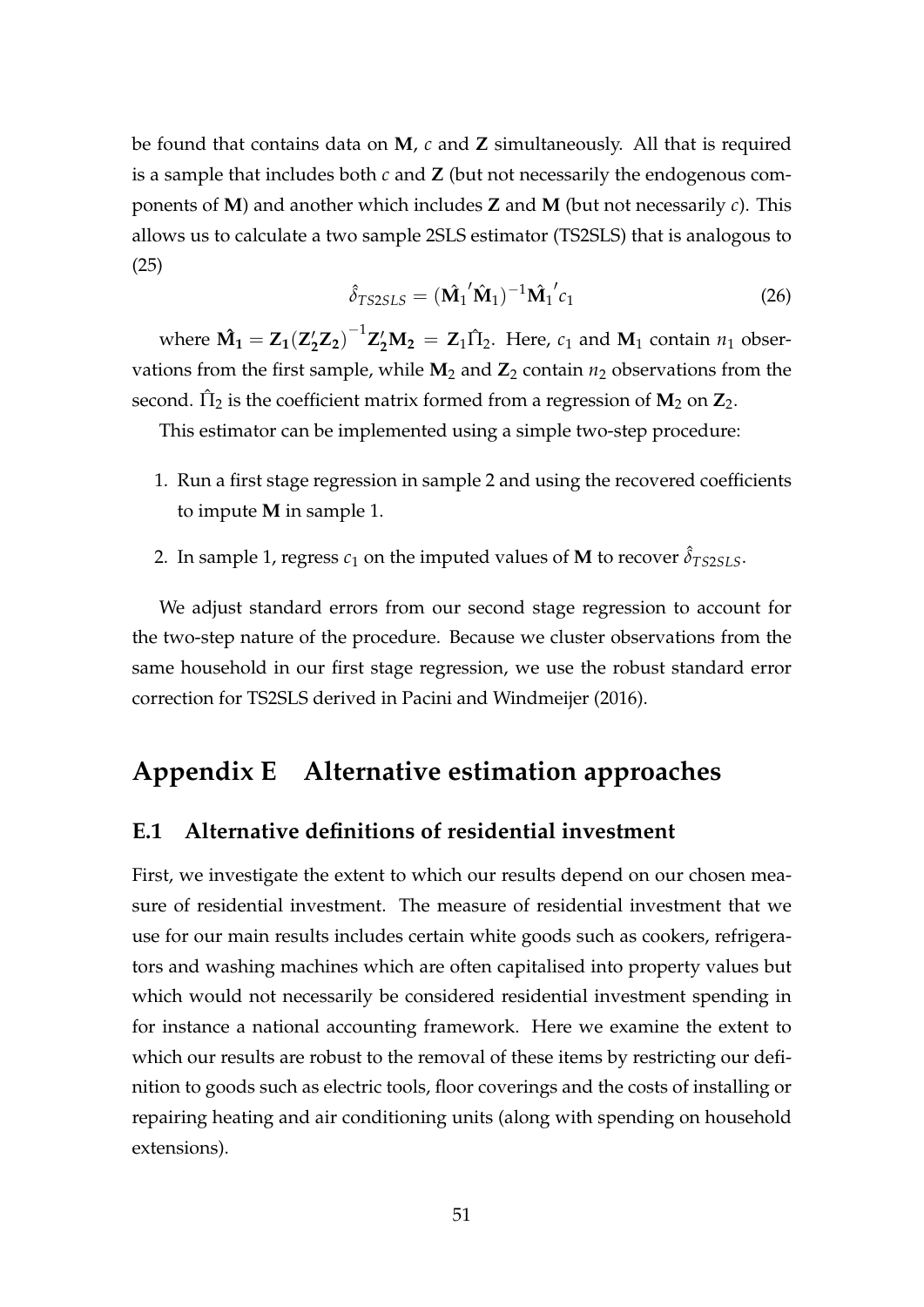be found that contains data on $\mathbf{M}$, $c$ and $\mathbf{Z}$ simultaneously. All that is required is a sample that includes both $c$ and $\mathbf{Z}$ (but not necessarily the endogenous components of $\mathbf{M}$) and another which includes $\mathbf{Z}$ and $\mathbf{M}$ (but not necessarily $c$). This allows us to calculate a two sample 2SLS estimator (TS2SLS) that is analogous to (25)

$$\hat{\delta}_{TS2SLS} = (\hat{\mathbf{M}}_1{}'\hat{\mathbf{M}}_1)^{-1}\hat{\mathbf{M}}_1{}'c_1 \tag{26}$$

where $\hat{\mathbf{M}}_1 = \mathbf{Z}_1(\mathbf{Z}_2'\mathbf{Z}_2)^{-1}\mathbf{Z}_2'\mathbf{M}_2 = \mathbf{Z}_1\hat{\Pi}_2$. Here, $c_1$ and $\mathbf{M}_1$ contain $n_1$ observations from the first sample, while $\mathbf{M}_2$ and $\mathbf{Z}_2$ contain $n_2$ observations from the second. $\hat{\Pi}_2$ is the coefficient matrix formed from a regression of $\mathbf{M}_2$ on $\mathbf{Z}_2$.

This estimator can be implemented using a simple two-step procedure:

1. Run a first stage regression in sample 2 and using the recovered coefficients to impute $\mathbf{M}$ in sample 1.
2. In sample 1, regress $c_1$ on the imputed values of $\mathbf{M}$ to recover $\hat{\delta}_{TS2SLS}$.

We adjust standard errors from our second stage regression to account for the two-step nature of the procedure. Because we cluster observations from the same household in our first stage regression, we use the robust standard error correction for TS2SLS derived in Pacini and Windmeijer (2016).

# Appendix E Alternative estimation approaches

## E.1 Alternative definitions of residential investment

First, we investigate the extent to which our results depend on our chosen measure of residential investment. The measure of residential investment that we use for our main results includes certain white goods such as cookers, refrigerators and washing machines which are often capitalised into property values but which would not necessarily be considered residential investment spending in for instance a national accounting framework. Here we examine the extent to which our results are robust to the removal of these items by restricting our definition to goods such as electric tools, floor coverings and the costs of installing or repairing heating and air conditioning units (along with spending on household extensions).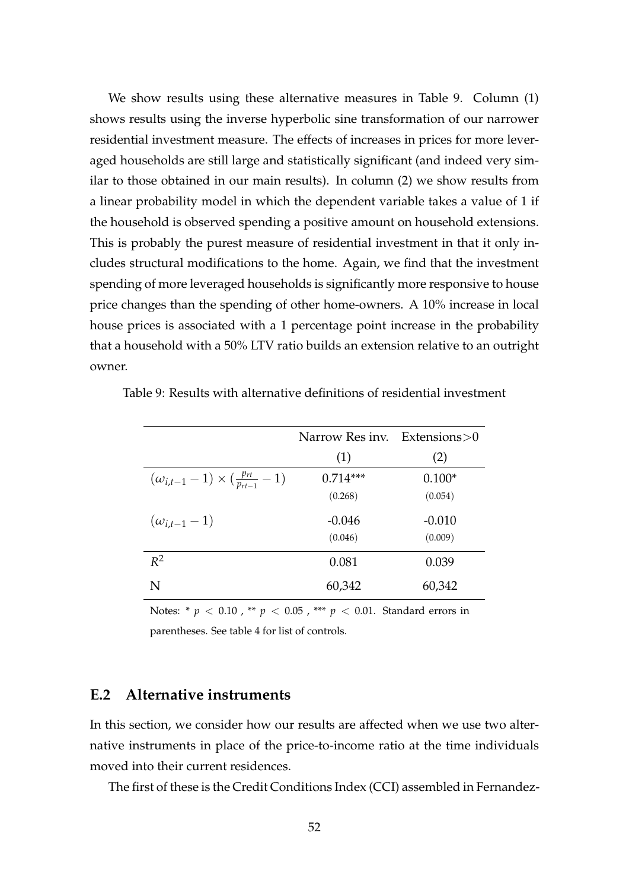We show results using these alternative measures in Table 9. Column (1) shows results using the inverse hyperbolic sine transformation of our narrower residential investment measure. The effects of increases in prices for more leveraged households are still large and statistically significant (and indeed very similar to those obtained in our main results). In column (2) we show results from a linear probability model in which the dependent variable takes a value of 1 if the household is observed spending a positive amount on household extensions. This is probably the purest measure of residential investment in that it only includes structural modifications to the home. Again, we find that the investment spending of more leveraged households is significantly more responsive to house price changes than the spending of other home-owners. A 10% increase in local house prices is associated with a 1 percentage point increase in the probability that a household with a 50% LTV ratio builds an extension relative to an outright owner.

Table 9: Results with alternative definitions of residential investment

| | Narrow Res inv. | Extensions>0 |
|---|---|---|
| | (1) | (2) |
| $(\omega_{i,t-1} - 1) \times (\frac{p_{rt}}{p_{rt-1}} - 1)$ | 0.714*** | 0.100* |
| | (0.268) | (0.054) |
| $(\omega_{i,t-1} - 1)$ | -0.046 | -0.010 |
| | (0.046) | (0.009) |
| $R^2$ | 0.081 | 0.039 |
| N | 60,342 | 60,342 |

Notes: * $p < 0.10$ , ** $p < 0.05$ , *** $p < 0.01$. Standard errors in parentheses. See table 4 for list of controls.

## E.2 Alternative instruments

In this section, we consider how our results are affected when we use two alternative instruments in place of the price-to-income ratio at the time individuals moved into their current residences.

The first of these is the Credit Conditions Index (CCI) assembled in Fernandez-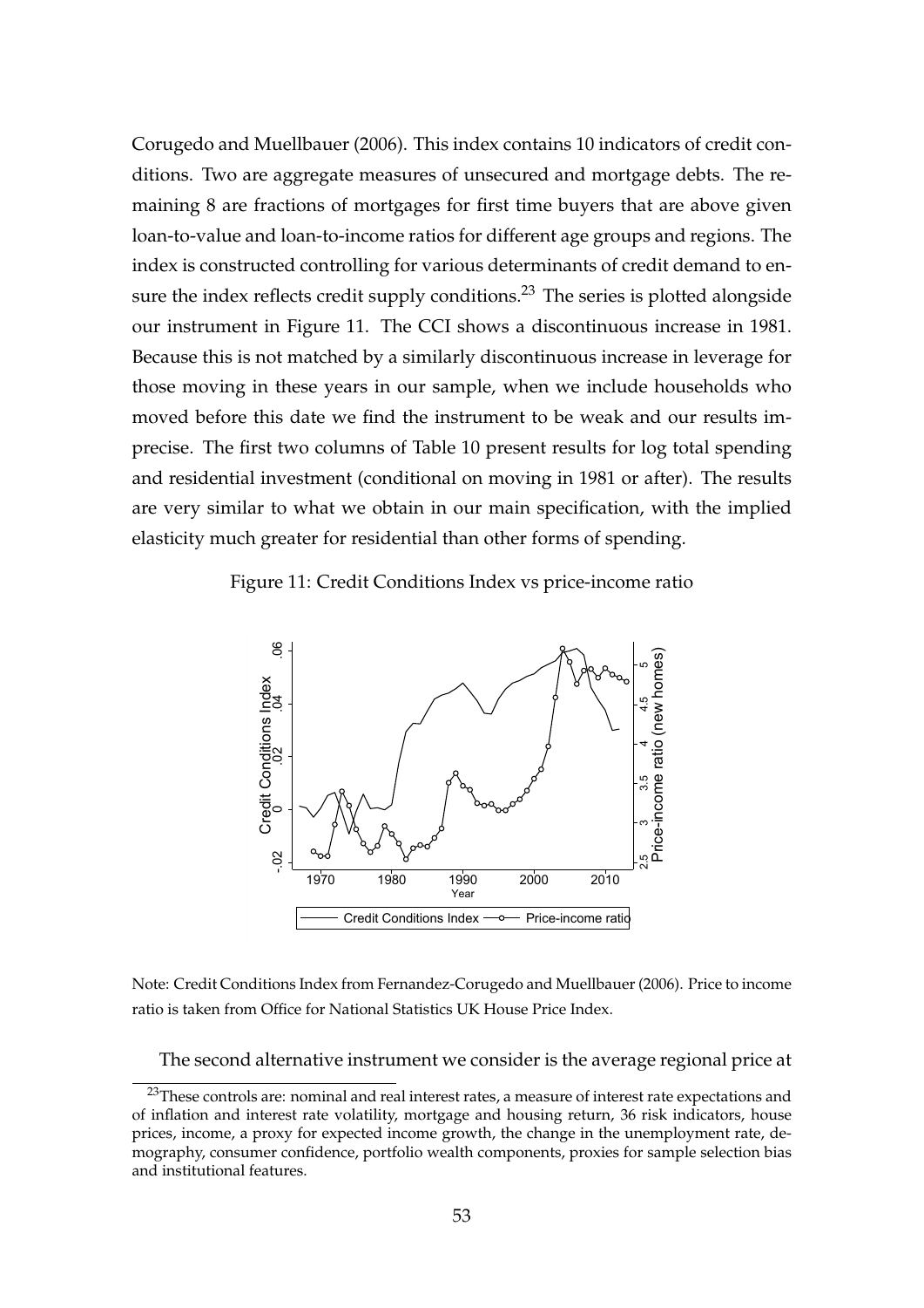Corugedo and Muellbauer (2006). This index contains 10 indicators of credit conditions. Two are aggregate measures of unsecured and mortgage debts. The remaining 8 are fractions of mortgages for first time buyers that are above given loan-to-value and loan-to-income ratios for different age groups and regions. The index is constructed controlling for various determinants of credit demand to ensure the index reflects credit supply conditions.[23] The series is plotted alongside our instrument in Figure 11. The CCI shows a discontinuous increase in 1981. Because this is not matched by a similarly discontinuous increase in leverage for those moving in these years in our sample, when we include households who moved before this date we find the instrument to be weak and our results imprecise. The first two columns of Table 10 present results for log total spending and residential investment (conditional on moving in 1981 or after). The results are very similar to what we obtain in our main specification, with the implied elasticity much greater for residential than other forms of spending.

Figure 11: Credit Conditions Index vs price-income ratio

Note: Credit Conditions Index from Fernandez-Corugedo and Muellbauer (2006). Price to income ratio is taken from Office for National Statistics UK House Price Index.

The second alternative instrument we consider is the average regional price at

[23]These controls are: nominal and real interest rates, a measure of interest rate expectations and of inflation and interest rate volatility, mortgage and housing return, 36 risk indicators, house prices, income, a proxy for expected income growth, the change in the unemployment rate, demography, consumer confidence, portfolio wealth components, proxies for sample selection bias and institutional features.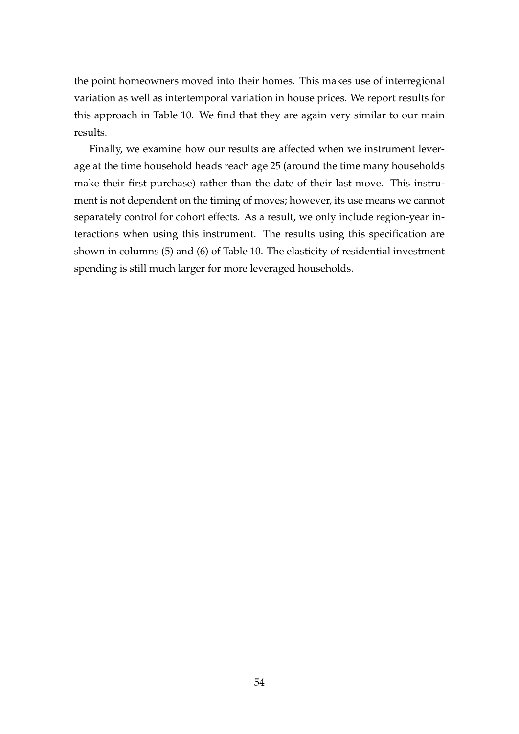the point homeowners moved into their homes. This makes use of interregional variation as well as intertemporal variation in house prices. We report results for this approach in Table 10. We find that they are again very similar to our main results.

Finally, we examine how our results are affected when we instrument leverage at the time household heads reach age 25 (around the time many households make their first purchase) rather than the date of their last move. This instrument is not dependent on the timing of moves; however, its use means we cannot separately control for cohort effects. As a result, we only include region-year interactions when using this instrument. The results using this specification are shown in columns (5) and (6) of Table 10. The elasticity of residential investment spending is still much larger for more leveraged households.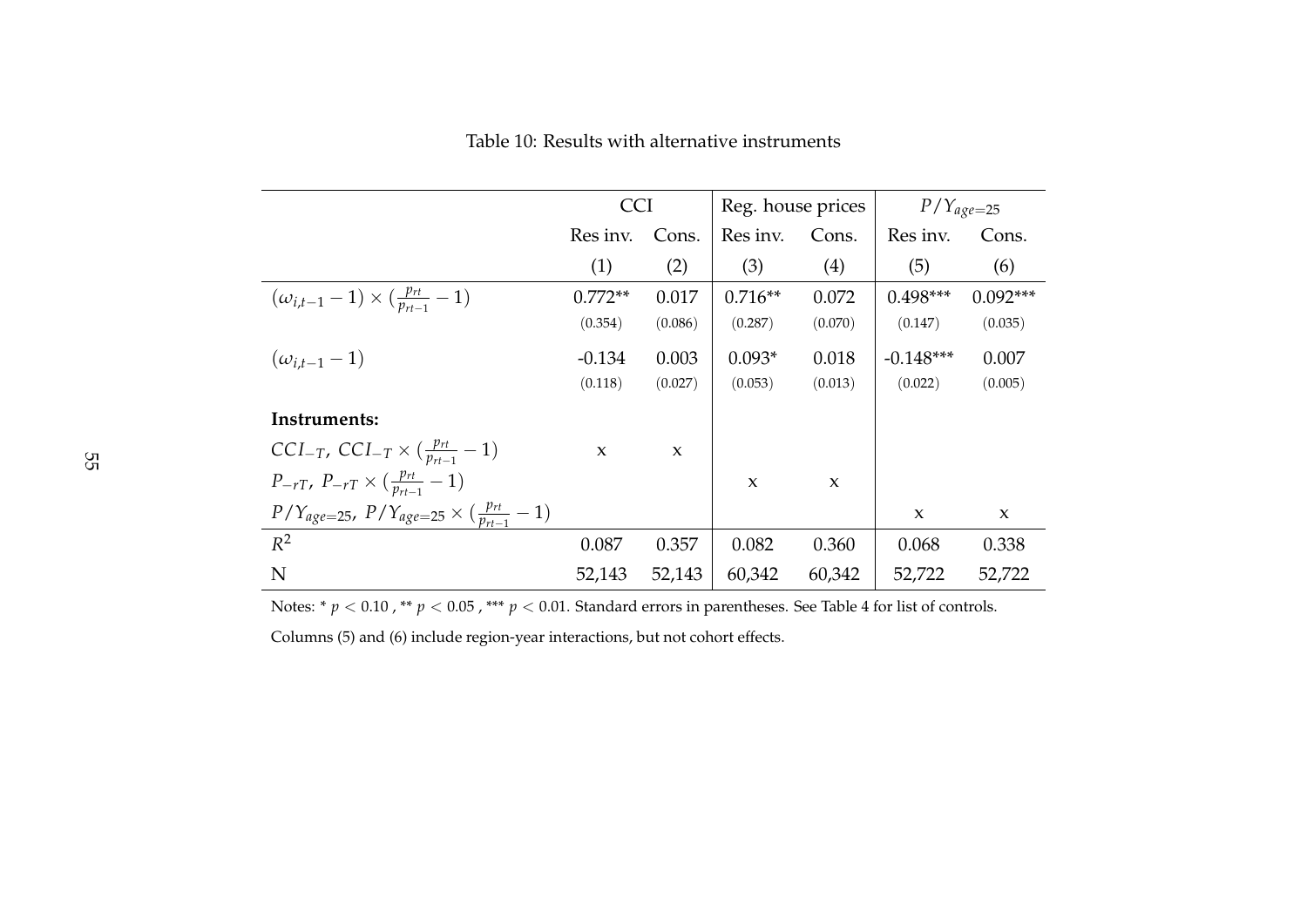Table 10: Results with alternative instruments

| | CCI | | Reg. house prices | | $P/Y_{age=25}$ | |
|---|---|---|---|---|---|---|
| | Res inv. | Cons. | Res inv. | Cons. | Res inv. | Cons. |
| | (1) | (2) | (3) | (4) | (5) | (6) |
| $(\omega_{i,t-1}-1)\times(\frac{p_{rt}}{p_{rt-1}}-1)$ | 0.772** | 0.017 | 0.716** | 0.072 | 0.498*** | 0.092*** |
| | (0.354) | (0.086) | (0.287) | (0.070) | (0.147) | (0.035) |
| $(\omega_{i,t-1}-1)$ | -0.134 | 0.003 | 0.093* | 0.018 | -0.148*** | 0.007 |
| | (0.118) | (0.027) | (0.053) | (0.013) | (0.022) | (0.005) |
| **Instruments:** | | | | | | |
| $CCI_{-T}$, $CCI_{-T}\times(\frac{p_{rt}}{p_{rt-1}}-1)$ | x | x | | | | |
| $P_{-rT}$, $P_{-rT}\times(\frac{p_{rt}}{p_{rt-1}}-1)$ | | | x | x | | |
| $P/Y_{age=25}$, $P/Y_{age=25}\times(\frac{p_{rt}}{p_{rt-1}}-1)$ | | | | | x | x |
| $R^2$ | 0.087 | 0.357 | 0.082 | 0.360 | 0.068 | 0.338 |
| N | 52,143 | 52,143 | 60,342 | 60,342 | 52,722 | 52,722 |

Notes: * $p < 0.10$ , ** $p < 0.05$ , *** $p < 0.01$. Standard errors in parentheses. See Table 4 for list of controls.

Columns (5) and (6) include region-year interactions, but not cohort effects.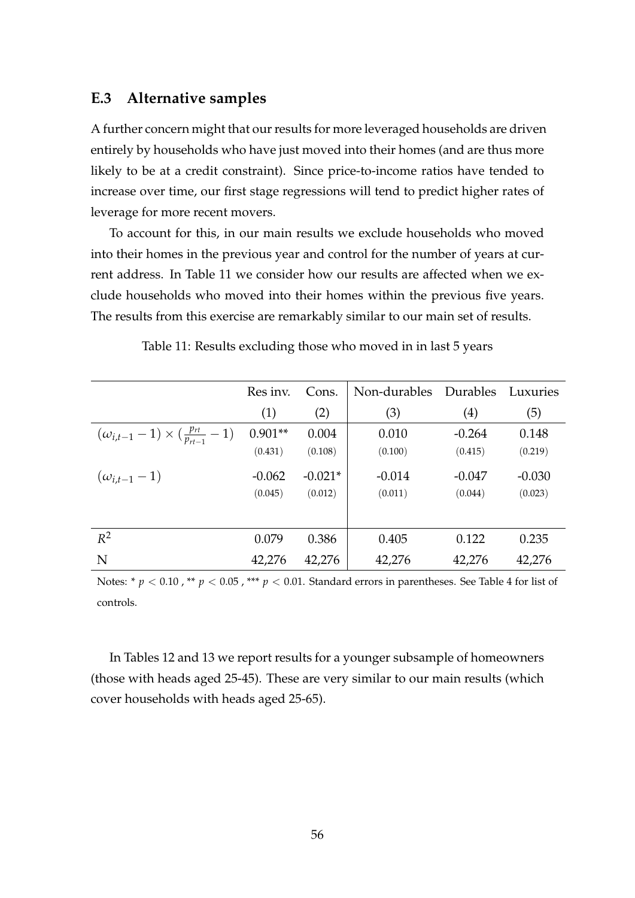### E.3 Alternative samples

A further concern might that our results for more leveraged households are driven entirely by households who have just moved into their homes (and are thus more likely to be at a credit constraint). Since price-to-income ratios have tended to increase over time, our first stage regressions will tend to predict higher rates of leverage for more recent movers.

To account for this, in our main results we exclude households who moved into their homes in the previous year and control for the number of years at current address. In Table 11 we consider how our results are affected when we exclude households who moved into their homes within the previous five years. The results from this exercise are remarkably similar to our main set of results.

Table 11: Results excluding those who moved in in last 5 years

| | Res inv. | Cons. | Non-durables | Durables | Luxuries |
|---|---|---|---|---|---|
| | (1) | (2) | (3) | (4) | (5) |
| $(\omega_{i,t-1} - 1) \times (\frac{p_{rt}}{p_{rt-1}} - 1)$ | 0.901** | 0.004 | 0.010 | -0.264 | 0.148 |
| | (0.431) | (0.108) | (0.100) | (0.415) | (0.219) |
| $(\omega_{i,t-1} - 1)$ | -0.062 | -0.021* | -0.014 | -0.047 | -0.030 |
| | (0.045) | (0.012) | (0.011) | (0.044) | (0.023) |
| $R^2$ | 0.079 | 0.386 | 0.405 | 0.122 | 0.235 |
| N | 42,276 | 42,276 | 42,276 | 42,276 | 42,276 |

Notes: * $p < 0.10$ , ** $p < 0.05$ , *** $p < 0.01$. Standard errors in parentheses. See Table 4 for list of controls.

In Tables 12 and 13 we report results for a younger subsample of homeowners (those with heads aged 25-45). These are very similar to our main results (which cover households with heads aged 25-65).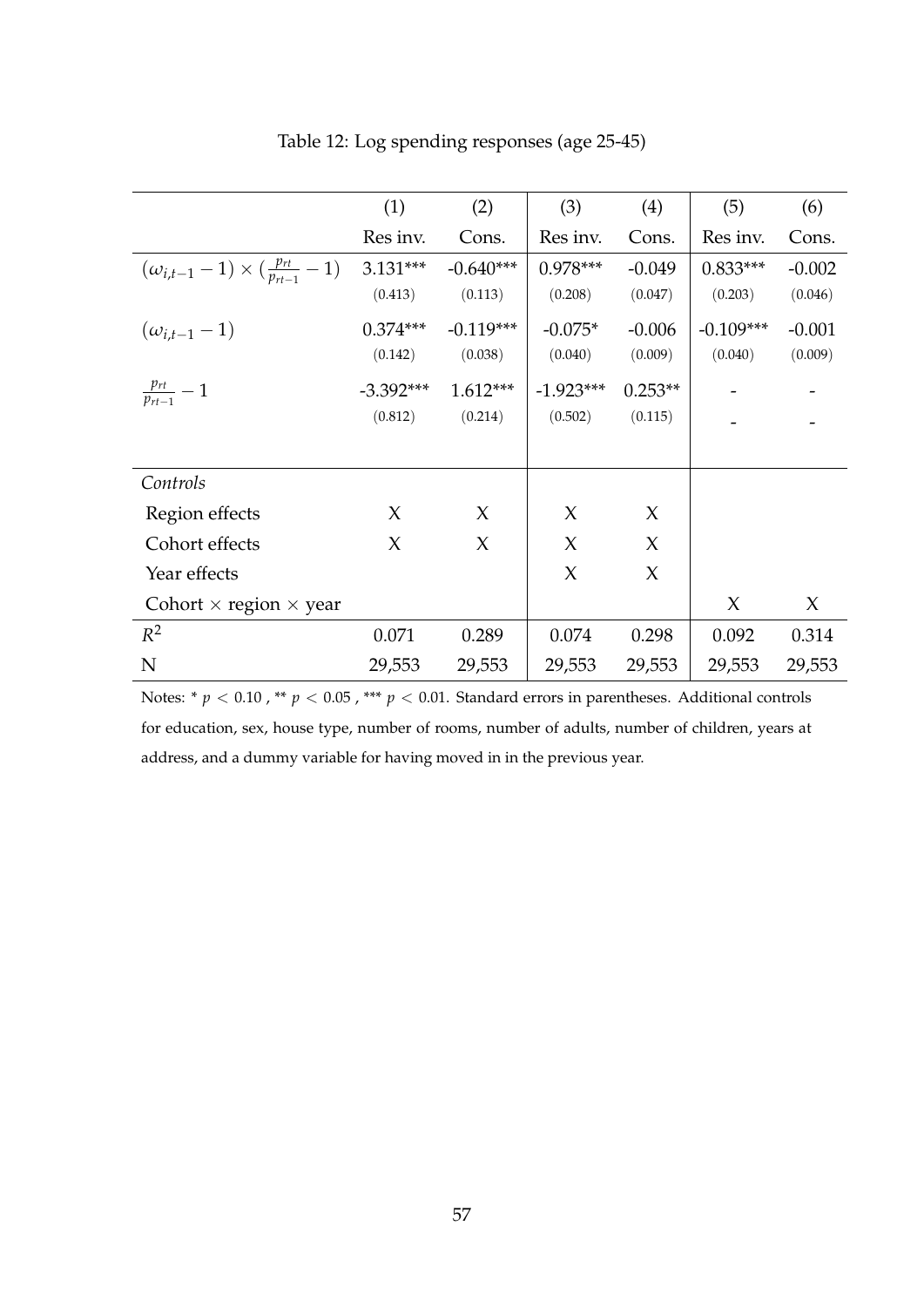Table 12: Log spending responses (age 25-45)

| | (1) | (2) | (3) | (4) | (5) | (6) |
|---|---|---|---|---|---|---|
| | Res inv. | Cons. | Res inv. | Cons. | Res inv. | Cons. |
| $(\omega_{i,t-1} - 1) \times (\frac{p_{rt}}{p_{rt-1}} - 1)$ | 3.131*** | -0.640*** | 0.978*** | -0.049 | 0.833*** | -0.002 |
| | (0.413) | (0.113) | (0.208) | (0.047) | (0.203) | (0.046) |
| $(\omega_{i,t-1} - 1)$ | 0.374*** | -0.119*** | -0.075* | -0.006 | -0.109*** | -0.001 |
| | (0.142) | (0.038) | (0.040) | (0.009) | (0.040) | (0.009) |
| $\frac{p_{rt}}{p_{rt-1}} - 1$ | -3.392*** | 1.612*** | -1.923*** | 0.253** | - | - |
| | (0.812) | (0.214) | (0.502) | (0.115) | - | - |
| *Controls* | | | | | | |
| Region effects | X | X | X | X | | |
| Cohort effects | X | X | X | X | | |
| Year effects | | | X | X | | |
| Cohort × region × year | | | | | X | X |
| $R^2$ | 0.071 | 0.289 | 0.074 | 0.298 | 0.092 | 0.314 |
| N | 29,553 | 29,553 | 29,553 | 29,553 | 29,553 | 29,553 |

Notes: * $p < 0.10$ , ** $p < 0.05$ , *** $p < 0.01$. Standard errors in parentheses. Additional controls for education, sex, house type, number of rooms, number of adults, number of children, years at address, and a dummy variable for having moved in in the previous year.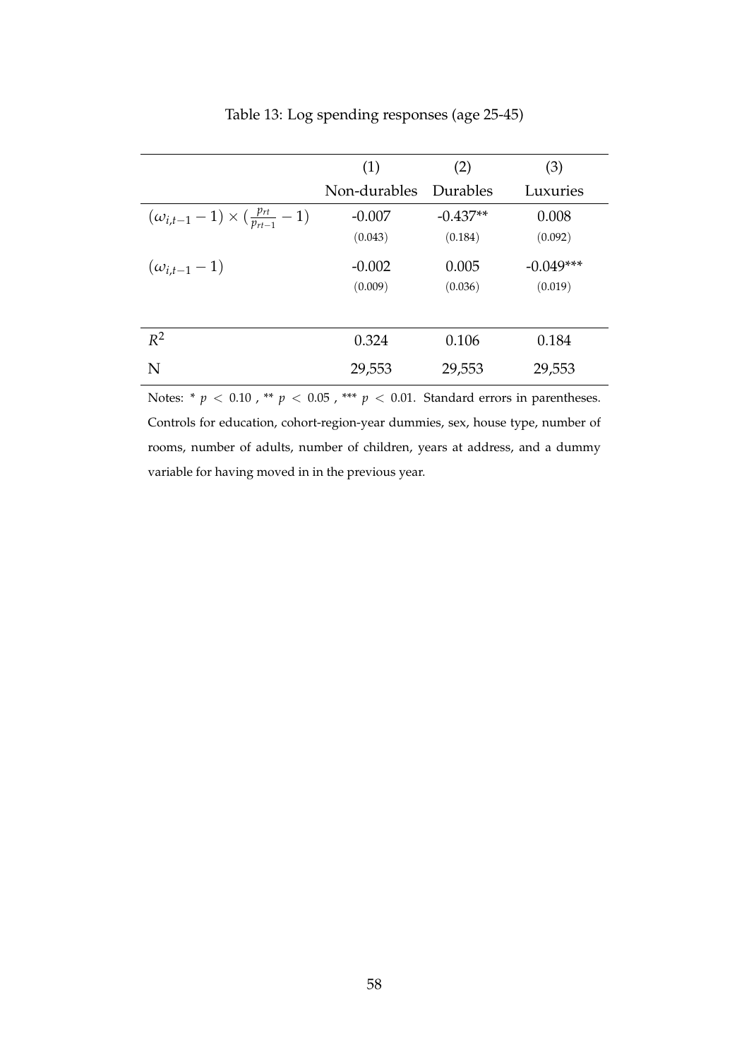Table 13: Log spending responses (age 25-45)

| | (1) | (2) | (3) |
|---|---|---|---|
| | Non-durables | Durables | Luxuries |
| $(\omega_{i,t-1} - 1) \times (\frac{p_{rt}}{p_{rt-1}} - 1)$ | -0.007 | -0.437** | 0.008 |
| | (0.043) | (0.184) | (0.092) |
| $(\omega_{i,t-1} - 1)$ | -0.002 | 0.005 | -0.049*** |
| | (0.009) | (0.036) | (0.019) |
| $R^2$ | 0.324 | 0.106 | 0.184 |
| N | 29,553 | 29,553 | 29,553 |

Notes: * $p < 0.10$ , ** $p < 0.05$ , *** $p < 0.01$. Standard errors in parentheses. Controls for education, cohort-region-year dummies, sex, house type, number of rooms, number of adults, number of children, years at address, and a dummy variable for having moved in in the previous year.